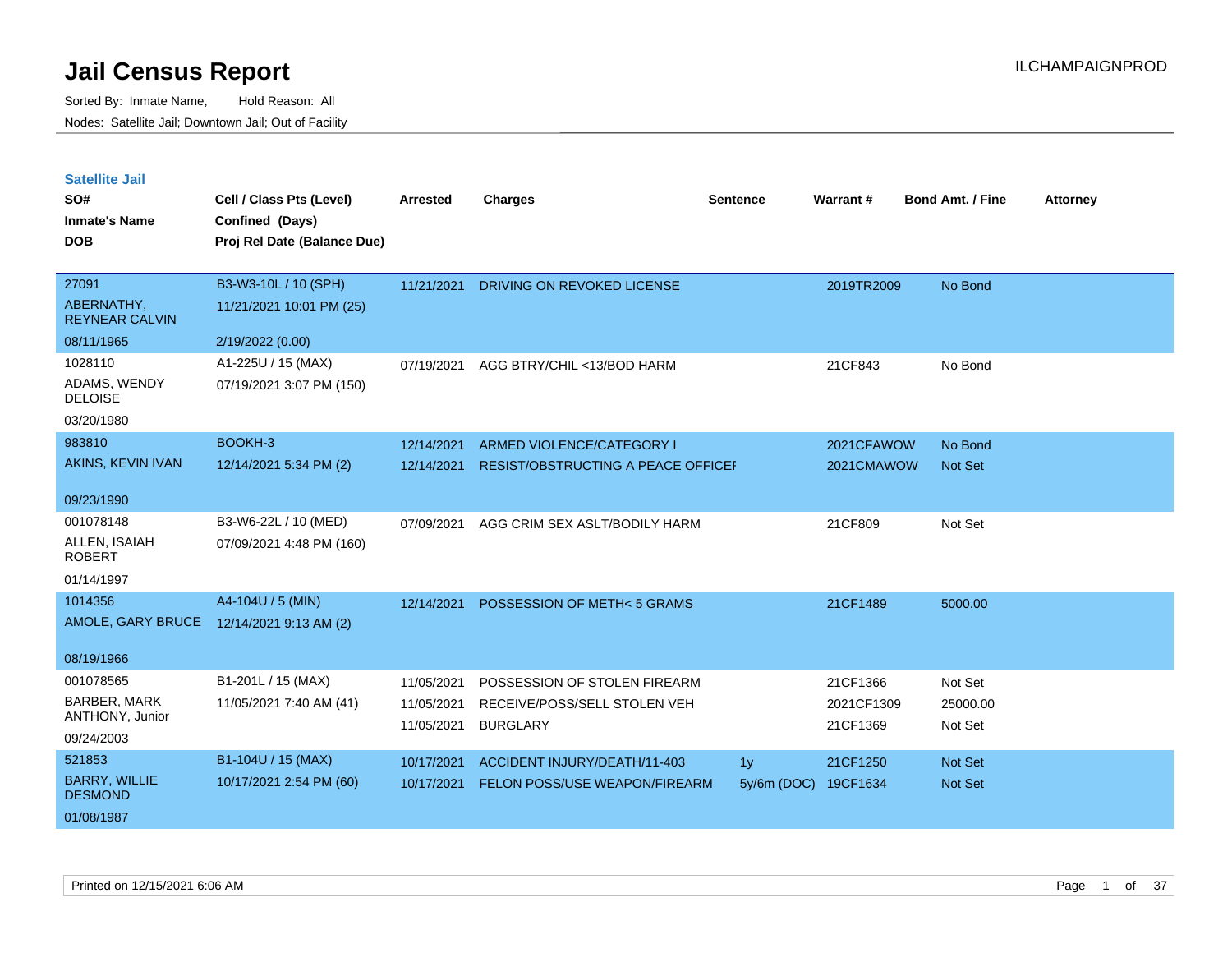# Jail Census Report

ILCHAMPAIGNPROD

Sorted By: Inmate Name, Hold Reason: All

Nodes: Satellite Jail; Downtown Jail; Out of Facility

## Satellite Jail

| SO# / Inmate's Name / DOB | Cell / Class Pts (Level) / Confined (Days) / Proj Rel Date (Balance Due) | Arrested | Charges | Sentence | Warrant # | Bond Amt. / Fine | Attorney |
|---|---|---|---|---|---|---|---|
| 27091<br>ABERNATHY, REYNEAR CALVIN<br>08/11/1965 | B3-W3-10L / 10 (SPH)<br>11/21/2021 10:01 PM (25)<br>2/19/2022 (0.00) | 11/21/2021 | DRIVING ON REVOKED LICENSE | | 2019TR2009 | No Bond | |
| 1028110<br>ADAMS, WENDY DELOISE<br>03/20/1980 | A1-225U / 15 (MAX)<br>07/19/2021 3:07 PM (150) | 07/19/2021 | AGG BTRY/CHIL <13/BOD HARM | | 21CF843 | No Bond | |
| 983810<br>AKINS, KEVIN IVAN<br>09/23/1990 | BOOKH-3<br>12/14/2021 5:34 PM (2) | 12/14/2021 | ARMED VIOLENCE/CATEGORY I | | 2021CFAWOW | No Bond | |
| | | 12/14/2021 | RESIST/OBSTRUCTING A PEACE OFFICEI | | 2021CMAWOW | Not Set | |
| 001078148<br>ALLEN, ISAIAH ROBERT<br>01/14/1997 | B3-W6-22L / 10 (MED)<br>07/09/2021 4:48 PM (160) | 07/09/2021 | AGG CRIM SEX ASLT/BODILY HARM | | 21CF809 | Not Set | |
| 1014356<br>AMOLE, GARY BRUCE<br>08/19/1966 | A4-104U / 5 (MIN)<br>12/14/2021 9:13 AM (2) | 12/14/2021 | POSSESSION OF METH< 5 GRAMS | | 21CF1489 | 5000.00 | |
| 001078565<br>BARBER, MARK ANTHONY, Junior<br>09/24/2003 | B1-201L / 15 (MAX)<br>11/05/2021 7:40 AM (41) | 11/05/2021 | POSSESSION OF STOLEN FIREARM | | 21CF1366 | Not Set | |
| | | 11/05/2021 | RECEIVE/POSS/SELL STOLEN VEH | | 2021CF1309 | 25000.00 | |
| | | 11/05/2021 | BURGLARY | | 21CF1369 | Not Set | |
| 521853<br>BARRY, WILLIE DESMOND<br>01/08/1987 | B1-104U / 15 (MAX)<br>10/17/2021 2:54 PM (60) | 10/17/2021 | ACCIDENT INJURY/DEATH/11-403 | 1y | 21CF1250 | Not Set | |
| | | 10/17/2021 | FELON POSS/USE WEAPON/FIREARM | 5y/6m (DOC) | 19CF1634 | Not Set | |

Printed on 12/15/2021 6:06 AM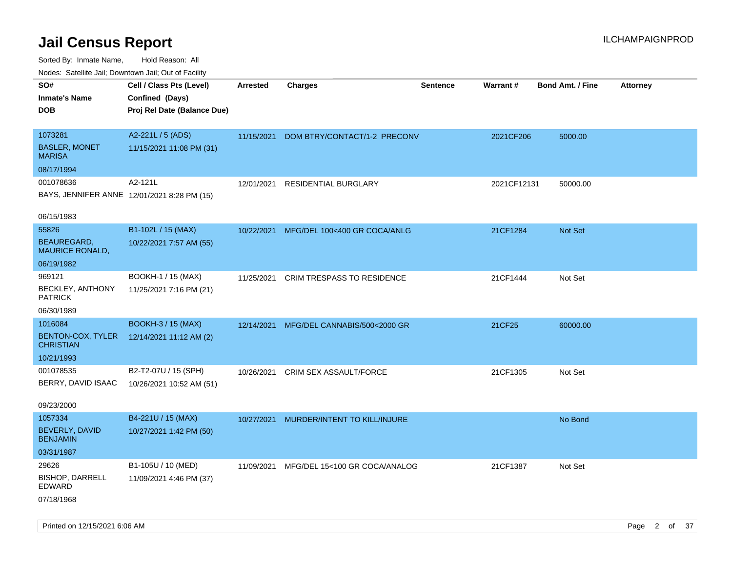# Jail Census Report

Sorted By: Inmate Name, Hold Reason: All

Nodes: Satellite Jail; Downtown Jail; Out of Facility

| SO# / Inmate's Name / DOB | Cell / Class Pts (Level) / Confined (Days) / Proj Rel Date (Balance Due) | Arrested | Charges | Sentence | Warrant # | Bond Amt. / Fine | Attorney |
|---|---|---|---|---|---|---|---|
| 1073281 BASLER, MONET MARISA 08/17/1994 | A2-221L / 5 (ADS) 11/15/2021 11:08 PM (31) | 11/15/2021 | DOM BTRY/CONTACT/1-2 PRECONV | | 2021CF206 | 5000.00 | |
| 001078636 BAYS, JENNIFER ANNE 06/15/1983 | A2-121L 12/01/2021 8:28 PM (15) | 12/01/2021 | RESIDENTIAL BURGLARY | | 2021CF12131 | 50000.00 | |
| 55826 BEAUREGARD, MAURICE RONALD, 06/19/1982 | B1-102L / 15 (MAX) 10/22/2021 7:57 AM (55) | 10/22/2021 | MFG/DEL 100<400 GR COCA/ANLG | | 21CF1284 | Not Set | |
| 969121 BECKLEY, ANTHONY PATRICK 06/30/1989 | BOOKH-1 / 15 (MAX) 11/25/2021 7:16 PM (21) | 11/25/2021 | CRIM TRESPASS TO RESIDENCE | | 21CF1444 | Not Set | |
| 1016084 BENTON-COX, TYLER CHRISTIAN 10/21/1993 | BOOKH-3 / 15 (MAX) 12/14/2021 11:12 AM (2) | 12/14/2021 | MFG/DEL CANNABIS/500<2000 GR | | 21CF25 | 60000.00 | |
| 001078535 BERRY, DAVID ISAAC 09/23/2000 | B2-T2-07U / 15 (SPH) 10/26/2021 10:52 AM (51) | 10/26/2021 | CRIM SEX ASSAULT/FORCE | | 21CF1305 | Not Set | |
| 1057334 BEVERLY, DAVID BENJAMIN 03/31/1987 | B4-221U / 15 (MAX) 10/27/2021 1:42 PM (50) | 10/27/2021 | MURDER/INTENT TO KILL/INJURE | | | No Bond | |
| 29626 BISHOP, DARRELL EDWARD 07/18/1968 | B1-105U / 10 (MED) 11/09/2021 4:46 PM (37) | 11/09/2021 | MFG/DEL 15<100 GR COCA/ANALOG | | 21CF1387 | Not Set | |

Printed on 12/15/2021 6:06 AM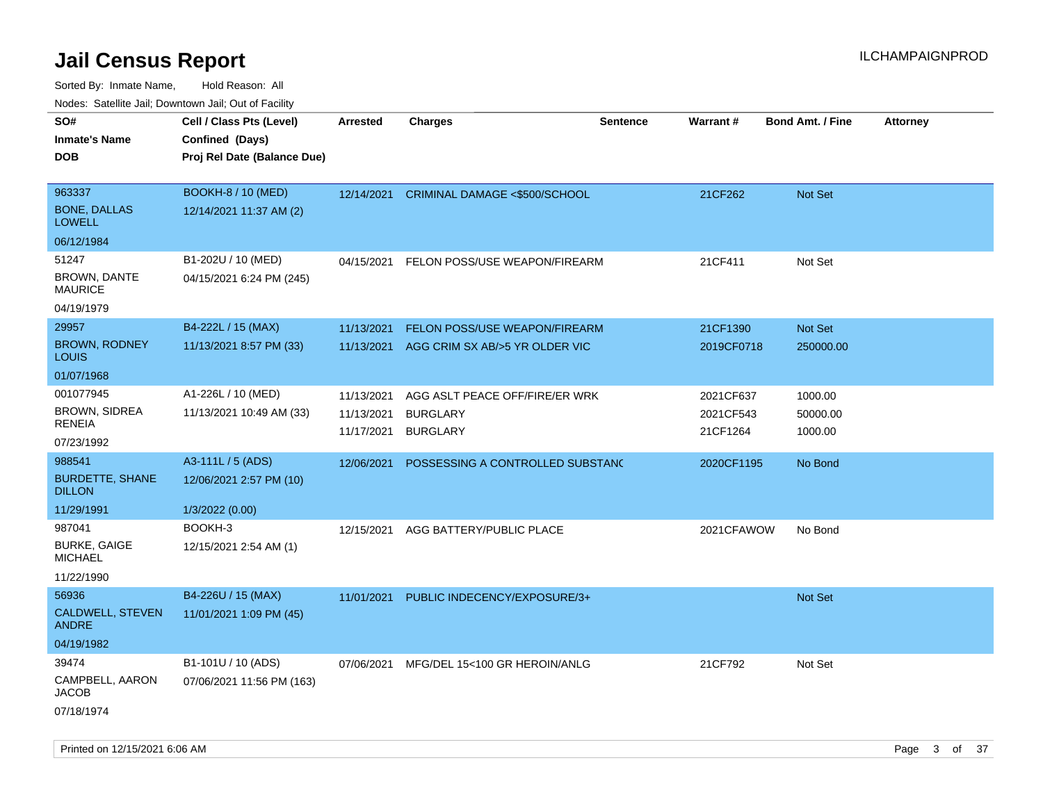# Jail Census Report

ILCHAMPAIGNPROD

Sorted By: Inmate Name, Hold Reason: All

Nodes: Satellite Jail; Downtown Jail; Out of Facility

| SO# / Inmate's Name / DOB | Cell / Class Pts (Level) / Confined (Days) / Proj Rel Date (Balance Due) | Arrested | Charges | Sentence | Warrant # | Bond Amt. / Fine | Attorney |
|---|---|---|---|---|---|---|---|
| 963337 BONE, DALLAS LOWELL 06/12/1984 | BOOKH-8 / 10 (MED) 12/14/2021 11:37 AM (2) | 12/14/2021 | CRIMINAL DAMAGE <$500/SCHOOL | | 21CF262 | Not Set | |
| 51247 BROWN, DANTE MAURICE 04/19/1979 | B1-202U / 10 (MED) 04/15/2021 6:24 PM (245) | 04/15/2021 | FELON POSS/USE WEAPON/FIREARM | | 21CF411 | Not Set | |
| 29957 BROWN, RODNEY LOUIS 01/07/1968 | B4-222L / 15 (MAX) 11/13/2021 8:57 PM (33) | 11/13/2021 | FELON POSS/USE WEAPON/FIREARM | | 21CF1390 | Not Set | |
| | | 11/13/2021 | AGG CRIM SX AB/>5 YR OLDER VIC | | 2019CF0718 | 250000.00 | |
| 001077945 BROWN, SIDREA RENEIA 07/23/1992 | A1-226L / 10 (MED) 11/13/2021 10:49 AM (33) | 11/13/2021 | AGG ASLT PEACE OFF/FIRE/ER WRK | | 2021CF637 | 1000.00 | |
| | | 11/13/2021 | BURGLARY | | 2021CF543 | 50000.00 | |
| | | 11/17/2021 | BURGLARY | | 21CF1264 | 1000.00 | |
| 988541 BURDETTE, SHANE DILLON 11/29/1991 | A3-111L / 5 (ADS) 12/06/2021 2:57 PM (10) 1/3/2022 (0.00) | 12/06/2021 | POSSESSING A CONTROLLED SUBSTANC | | 2020CF1195 | No Bond | |
| 987041 BURKE, GAIGE MICHAEL 11/22/1990 | BOOKH-3 12/15/2021 2:54 AM (1) | 12/15/2021 | AGG BATTERY/PUBLIC PLACE | | 2021CFAWOW | No Bond | |
| 56936 CALDWELL, STEVEN ANDRE 04/19/1982 | B4-226U / 15 (MAX) 11/01/2021 1:09 PM (45) | 11/01/2021 | PUBLIC INDECENCY/EXPOSURE/3+ | | | Not Set | |
| 39474 CAMPBELL, AARON JACOB 07/18/1974 | B1-101U / 10 (ADS) 07/06/2021 11:56 PM (163) | 07/06/2021 | MFG/DEL 15<100 GR HEROIN/ANLG | | 21CF792 | Not Set | |

Printed on 12/15/2021 6:06 AM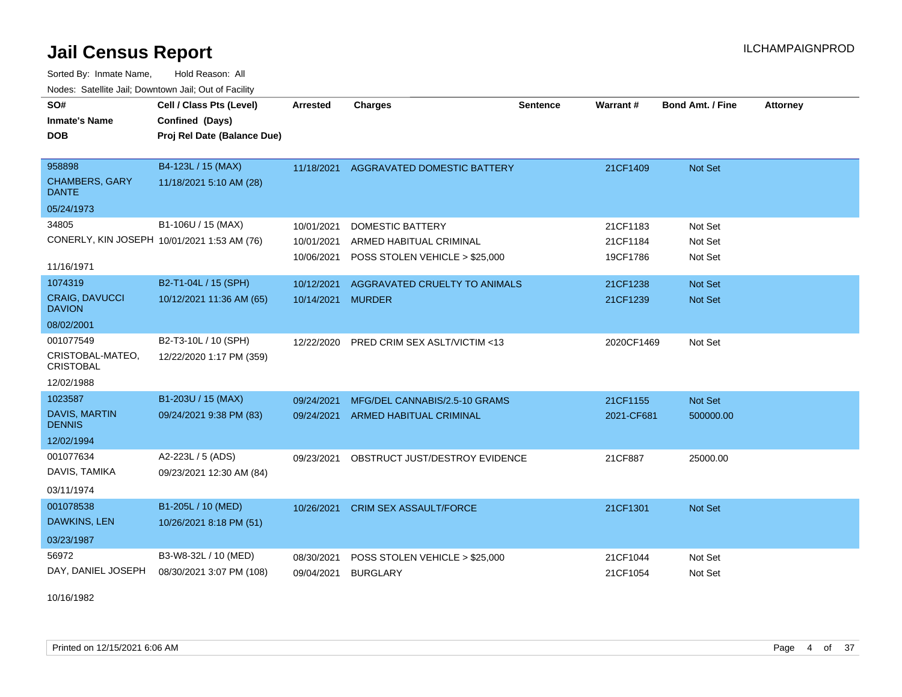# Jail Census Report

Sorted By: Inmate Name, Hold Reason: All

Nodes: Satellite Jail; Downtown Jail; Out of Facility

| SO# / Inmate's Name / DOB | Cell / Class Pts (Level) / Confined (Days) / Proj Rel Date (Balance Due) | Arrested | Charges | Sentence | Warrant # | Bond Amt. / Fine | Attorney |
|---|---|---|---|---|---|---|---|
| 958898<br>CHAMBERS, GARY DANTE<br>05/24/1973 | B4-123L / 15 (MAX)<br>11/18/2021 5:10 AM (28) | 11/18/2021 | AGGRAVATED DOMESTIC BATTERY | | 21CF1409 | Not Set | |
| 34805<br>CONERLY, KIN JOSEPH<br>11/16/1971 | B1-106U / 15 (MAX)<br>10/01/2021 1:53 AM (76) | 10/01/2021 | DOMESTIC BATTERY | | 21CF1183 | Not Set | |
| | | 10/01/2021 | ARMED HABITUAL CRIMINAL | | 21CF1184 | Not Set | |
| | | 10/06/2021 | POSS STOLEN VEHICLE > $25,000 | | 19CF1786 | Not Set | |
| 1074319<br>CRAIG, DAVUCCI DAVION<br>08/02/2001 | B2-T1-04L / 15 (SPH)<br>10/12/2021 11:36 AM (65) | 10/12/2021 | AGGRAVATED CRUELTY TO ANIMALS | | 21CF1238 | Not Set | |
| | | 10/14/2021 | MURDER | | 21CF1239 | Not Set | |
| 001077549<br>CRISTOBAL-MATEO, CRISTOBAL<br>12/02/1988 | B2-T3-10L / 10 (SPH)<br>12/22/2020 1:17 PM (359) | 12/22/2020 | PRED CRIM SEX ASLT/VICTIM <13 | | 2020CF1469 | Not Set | |
| 1023587<br>DAVIS, MARTIN DENNIS<br>12/02/1994 | B1-203U / 15 (MAX)<br>09/24/2021 9:38 PM (83) | 09/24/2021 | MFG/DEL CANNABIS/2.5-10 GRAMS | | 21CF1155 | Not Set | |
| | | 09/24/2021 | ARMED HABITUAL CRIMINAL | | 2021-CF681 | 500000.00 | |
| 001077634<br>DAVIS, TAMIKA<br>03/11/1974 | A2-223L / 5 (ADS)<br>09/23/2021 12:30 AM (84) | 09/23/2021 | OBSTRUCT JUST/DESTROY EVIDENCE | | 21CF887 | 25000.00 | |
| 001078538<br>DAWKINS, LEN<br>03/23/1987 | B1-205L / 10 (MED)<br>10/26/2021 8:18 PM (51) | 10/26/2021 | CRIM SEX ASSAULT/FORCE | | 21CF1301 | Not Set | |
| 56972<br>DAY, DANIEL JOSEPH<br>10/16/1982 | B3-W8-32L / 10 (MED)<br>08/30/2021 3:07 PM (108) | 08/30/2021 | POSS STOLEN VEHICLE > $25,000 | | 21CF1044 | Not Set | |
| | | 09/04/2021 | BURGLARY | | 21CF1054 | Not Set | |

Printed on 12/15/2021 6:06 AM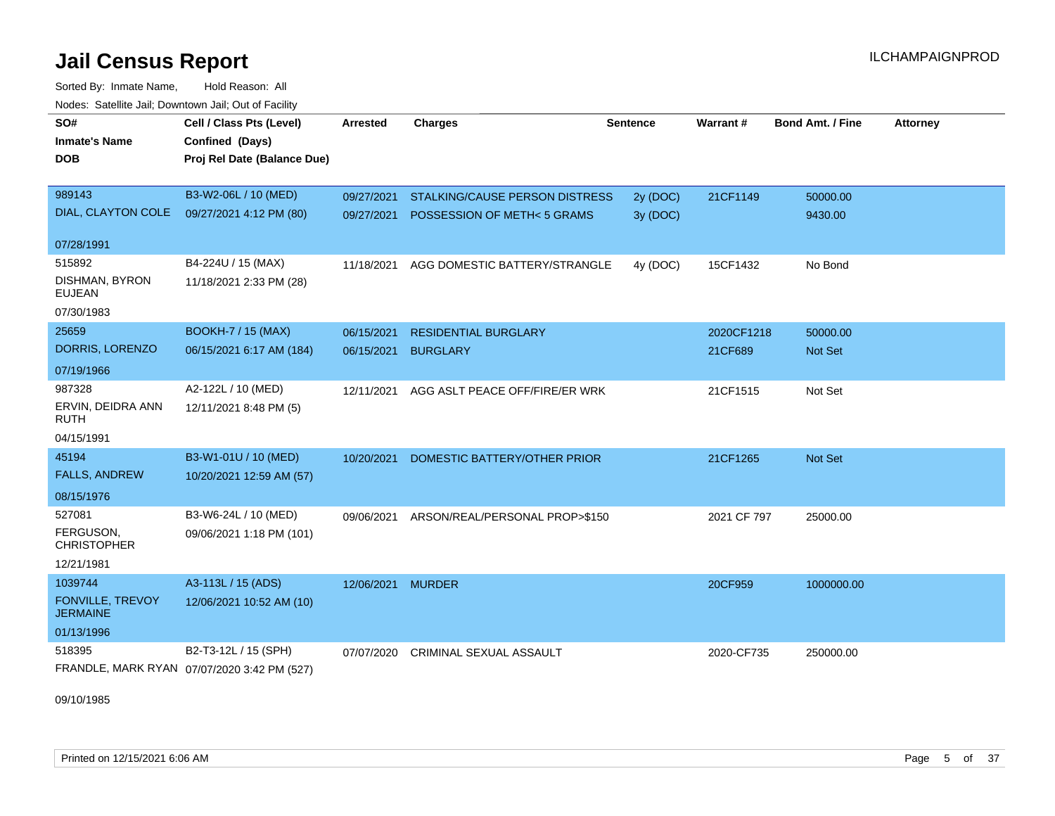# Jail Census Report

ILCHAMPAIGNPROD

Sorted By: Inmate Name, Hold Reason: All

Nodes: Satellite Jail; Downtown Jail; Out of Facility

| SO# / Inmate's Name / DOB | Cell / Class Pts (Level) / Confined (Days) / Proj Rel Date (Balance Due) | Arrested | Charges | Sentence | Warrant # | Bond Amt. / Fine | Attorney |
|---|---|---|---|---|---|---|---|
| 989143 DIAL, CLAYTON COLE 07/28/1991 | B3-W2-06L / 10 (MED) 09/27/2021 4:12 PM (80) | 09/27/2021 | STALKING/CAUSE PERSON DISTRESS | 2y (DOC) | 21CF1149 | 50000.00 | |
| | | 09/27/2021 | POSSESSION OF METH< 5 GRAMS | 3y (DOC) | | 9430.00 | |
| 515892 DISHMAN, BYRON EUJEAN 07/30/1983 | B4-224U / 15 (MAX) 11/18/2021 2:33 PM (28) | 11/18/2021 | AGG DOMESTIC BATTERY/STRANGLE | 4y (DOC) | 15CF1432 | No Bond | |
| 25659 DORRIS, LORENZO 07/19/1966 | BOOKH-7 / 15 (MAX) 06/15/2021 6:17 AM (184) | 06/15/2021 | RESIDENTIAL BURGLARY | | 2020CF1218 | 50000.00 | |
| | | 06/15/2021 | BURGLARY | | 21CF689 | Not Set | |
| 987328 ERVIN, DEIDRA ANN RUTH 04/15/1991 | A2-122L / 10 (MED) 12/11/2021 8:48 PM (5) | 12/11/2021 | AGG ASLT PEACE OFF/FIRE/ER WRK | | 21CF1515 | Not Set | |
| 45194 FALLS, ANDREW 08/15/1976 | B3-W1-01U / 10 (MED) 10/20/2021 12:59 AM (57) | 10/20/2021 | DOMESTIC BATTERY/OTHER PRIOR | | 21CF1265 | Not Set | |
| 527081 FERGUSON, CHRISTOPHER 12/21/1981 | B3-W6-24L / 10 (MED) 09/06/2021 1:18 PM (101) | 09/06/2021 | ARSON/REAL/PERSONAL PROP>$150 | | 2021 CF 797 | 25000.00 | |
| 1039744 FONVILLE, TREVOY JERMAINE 01/13/1996 | A3-113L / 15 (ADS) 12/06/2021 10:52 AM (10) | 12/06/2021 | MURDER | | 20CF959 | 1000000.00 | |
| 518395 FRANDLE, MARK RYAN 09/10/1985 | B2-T3-12L / 15 (SPH) 07/07/2020 3:42 PM (527) | 07/07/2020 | CRIMINAL SEXUAL ASSAULT | | 2020-CF735 | 250000.00 | |

Printed on 12/15/2021 6:06 AM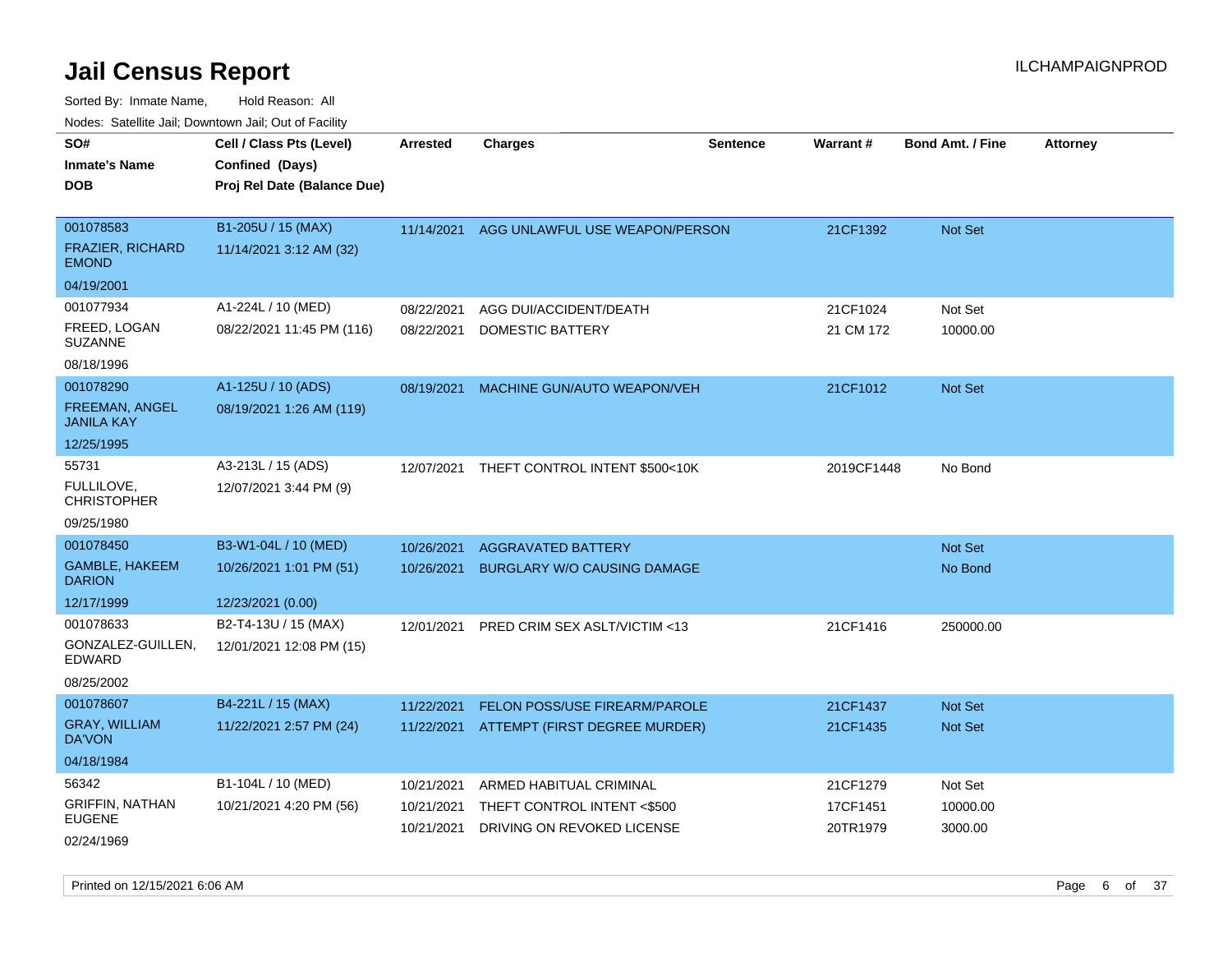# Jail Census Report

ILCHAMPAIGNPROD

Sorted By: Inmate Name, Hold Reason: All

Nodes: Satellite Jail; Downtown Jail; Out of Facility

| SO# / Inmate's Name / DOB | Cell / Class Pts (Level) / Confined (Days) / Proj Rel Date (Balance Due) | Arrested | Charges | Sentence | Warrant # | Bond Amt. / Fine | Attorney |
|---|---|---|---|---|---|---|---|
| 001078583<br>FRAZIER, RICHARD EMOND<br>04/19/2001 | B1-205U / 15 (MAX)<br>11/14/2021 3:12 AM (32) | 11/14/2021 | AGG UNLAWFUL USE WEAPON/PERSON | | 21CF1392 | Not Set | |
| 001077934<br>FREED, LOGAN SUZANNE<br>08/18/1996 | A1-224L / 10 (MED)<br>08/22/2021 11:45 PM (116) | 08/22/2021 | AGG DUI/ACCIDENT/DEATH | | 21CF1024 | Not Set | |
| | | 08/22/2021 | DOMESTIC BATTERY | | 21 CM 172 | 10000.00 | |
| 001078290<br>FREEMAN, ANGEL JANILA KAY<br>12/25/1995 | A1-125U / 10 (ADS)<br>08/19/2021 1:26 AM (119) | 08/19/2021 | MACHINE GUN/AUTO WEAPON/VEH | | 21CF1012 | Not Set | |
| 55731<br>FULLILOVE, CHRISTOPHER<br>09/25/1980 | A3-213L / 15 (ADS)<br>12/07/2021 3:44 PM (9) | 12/07/2021 | THEFT CONTROL INTENT $500<10K | | 2019CF1448 | No Bond | |
| 001078450<br>GAMBLE, HAKEEM DARION<br>12/17/1999 | B3-W1-04L / 10 (MED)<br>10/26/2021 1:01 PM (51)<br>12/23/2021 (0.00) | 10/26/2021 | AGGRAVATED BATTERY | | | Not Set | |
| | | 10/26/2021 | BURGLARY W/O CAUSING DAMAGE | | | No Bond | |
| 001078633<br>GONZALEZ-GUILLEN, EDWARD<br>08/25/2002 | B2-T4-13U / 15 (MAX)<br>12/01/2021 12:08 PM (15) | 12/01/2021 | PRED CRIM SEX ASLT/VICTIM <13 | | 21CF1416 | 250000.00 | |
| 001078607<br>GRAY, WILLIAM DA'VON<br>04/18/1984 | B4-221L / 15 (MAX)<br>11/22/2021 2:57 PM (24) | 11/22/2021 | FELON POSS/USE FIREARM/PAROLE | | 21CF1437 | Not Set | |
| | | 11/22/2021 | ATTEMPT (FIRST DEGREE MURDER) | | 21CF1435 | Not Set | |
| 56342<br>GRIFFIN, NATHAN EUGENE<br>02/24/1969 | B1-104L / 10 (MED)<br>10/21/2021 4:20 PM (56) | 10/21/2021 | ARMED HABITUAL CRIMINAL | | 21CF1279 | Not Set | |
| | | 10/21/2021 | THEFT CONTROL INTENT <$500 | | 17CF1451 | 10000.00 | |
| | | 10/21/2021 | DRIVING ON REVOKED LICENSE | | 20TR1979 | 3000.00 | |

Printed on 12/15/2021 6:06 AM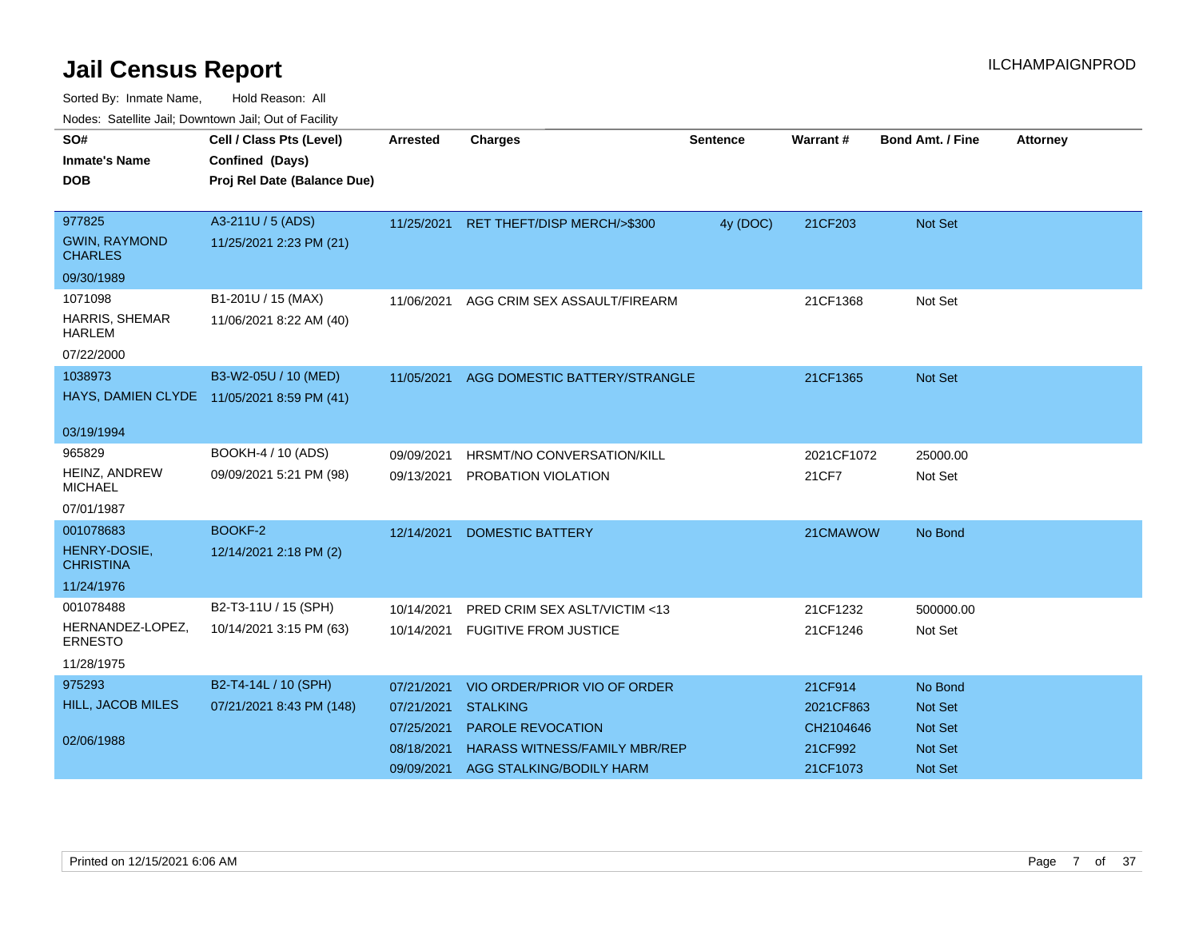# Jail Census Report

ILCHAMPAIGNPROD

Sorted By: Inmate Name, Hold Reason: All

Nodes: Satellite Jail; Downtown Jail; Out of Facility

| SO# / Inmate's Name / DOB | Cell / Class Pts (Level) / Confined (Days) / Proj Rel Date (Balance Due) | Arrested | Charges | Sentence | Warrant # | Bond Amt. / Fine | Attorney |
|---|---|---|---|---|---|---|---|
| 977825<br>GWIN, RAYMOND CHARLES<br>09/30/1989 | A3-211U / 5 (ADS)<br>11/25/2021 2:23 PM (21) | 11/25/2021 | RET THEFT/DISP MERCH/>$300 | 4y (DOC) | 21CF203 | Not Set | |
| 1071098<br>HARRIS, SHEMAR HARLEM<br>07/22/2000 | B1-201U / 15 (MAX)<br>11/06/2021 8:22 AM (40) | 11/06/2021 | AGG CRIM SEX ASSAULT/FIREARM | | 21CF1368 | Not Set | |
| 1038973<br>HAYS, DAMIEN CLYDE<br>03/19/1994 | B3-W2-05U / 10 (MED)<br>11/05/2021 8:59 PM (41) | 11/05/2021 | AGG DOMESTIC BATTERY/STRANGLE | | 21CF1365 | Not Set | |
| 965829<br>HEINZ, ANDREW MICHAEL<br>07/01/1987 | BOOKH-4 / 10 (ADS)<br>09/09/2021 5:21 PM (98) | 09/09/2021 | HRSMT/NO CONVERSATION/KILL | | 2021CF1072 | 25000.00 | |
| | | 09/13/2021 | PROBATION VIOLATION | | 21CF7 | Not Set | |
| 001078683<br>HENRY-DOSIE, CHRISTINA<br>11/24/1976 | BOOKF-2<br>12/14/2021 2:18 PM (2) | 12/14/2021 | DOMESTIC BATTERY | | 21CMAWOW | No Bond | |
| 001078488<br>HERNANDEZ-LOPEZ, ERNESTO<br>11/28/1975 | B2-T3-11U / 15 (SPH)<br>10/14/2021 3:15 PM (63) | 10/14/2021 | PRED CRIM SEX ASLT/VICTIM <13 | | 21CF1232 | 500000.00 | |
| | | 10/14/2021 | FUGITIVE FROM JUSTICE | | 21CF1246 | Not Set | |
| 975293<br>HILL, JACOB MILES<br>02/06/1988 | B2-T4-14L / 10 (SPH)<br>07/21/2021 8:43 PM (148) | 07/21/2021 | VIO ORDER/PRIOR VIO OF ORDER | | 21CF914 | No Bond | |
| | | 07/21/2021 | STALKING | | 2021CF863 | Not Set | |
| | | 07/25/2021 | PAROLE REVOCATION | | CH2104646 | Not Set | |
| | | 08/18/2021 | HARASS WITNESS/FAMILY MBR/REP | | 21CF992 | Not Set | |
| | | 09/09/2021 | AGG STALKING/BODILY HARM | | 21CF1073 | Not Set | |

Printed on 12/15/2021 6:06 AM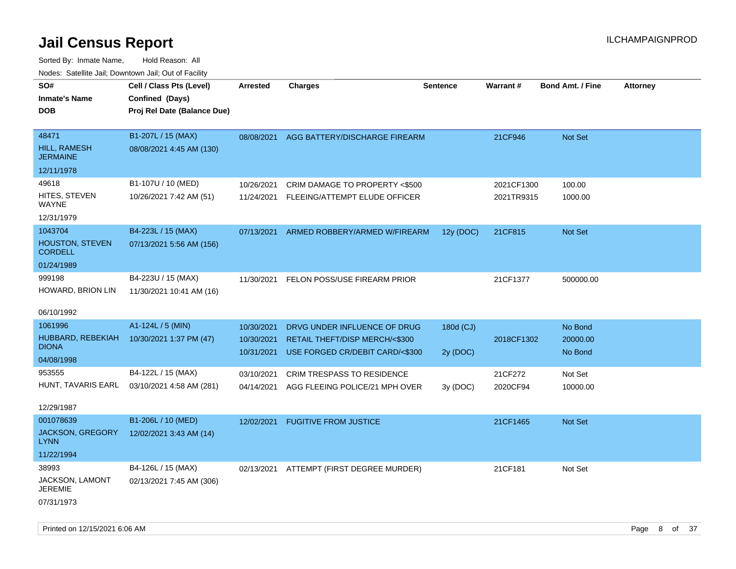# Jail Census Report

ILCHAMPAIGNPROD

Sorted By: Inmate Name, Hold Reason: All

Nodes: Satellite Jail; Downtown Jail; Out of Facility

| SO# / Inmate's Name / DOB | Cell / Class Pts (Level) / Confined (Days) / Proj Rel Date (Balance Due) | Arrested | Charges | Sentence | Warrant # | Bond Amt. / Fine | Attorney |
|---|---|---|---|---|---|---|---|
| 48471<br>HILL, RAMESH JERMAINE<br>12/11/1978 | B1-207L / 15 (MAX)<br>08/08/2021 4:45 AM (130) | 08/08/2021 | AGG BATTERY/DISCHARGE FIREARM | | 21CF946 | Not Set | |
| 49618<br>HITES, STEVEN WAYNE<br>12/31/1979 | B1-107U / 10 (MED)<br>10/26/2021 7:42 AM (51) | 10/26/2021 | CRIM DAMAGE TO PROPERTY <$500 | | 2021CF1300 | 100.00 | |
| | | 11/24/2021 | FLEEING/ATTEMPT ELUDE OFFICER | | 2021TR9315 | 1000.00 | |
| 1043704<br>HOUSTON, STEVEN CORDELL<br>01/24/1989 | B4-223L / 15 (MAX)<br>07/13/2021 5:56 AM (156) | 07/13/2021 | ARMED ROBBERY/ARMED W/FIREARM | 12y (DOC) | 21CF815 | Not Set | |
| 999198<br>HOWARD, BRION LIN<br>06/10/1992 | B4-223U / 15 (MAX)<br>11/30/2021 10:41 AM (16) | 11/30/2021 | FELON POSS/USE FIREARM PRIOR | | 21CF1377 | 500000.00 | |
| 1061996<br>HUBBARD, REBEKIAH DIONA<br>04/08/1998 | A1-124L / 5 (MIN)<br>10/30/2021 1:37 PM (47) | 10/30/2021 | DRVG UNDER INFLUENCE OF DRUG | 180d (CJ) | | No Bond | |
| | | 10/30/2021 | RETAIL THEFT/DISP MERCH/<$300 | | 2018CF1302 | 20000.00 | |
| | | 10/31/2021 | USE FORGED CR/DEBIT CARD/<$300 | 2y (DOC) | | No Bond | |
| 953555<br>HUNT, TAVARIS EARL<br>12/29/1987 | B4-122L / 15 (MAX)<br>03/10/2021 4:58 AM (281) | 03/10/2021 | CRIM TRESPASS TO RESIDENCE | | 21CF272 | Not Set | |
| | | 04/14/2021 | AGG FLEEING POLICE/21 MPH OVER | 3y (DOC) | 2020CF94 | 10000.00 | |
| 001078639<br>JACKSON, GREGORY LYNN<br>11/22/1994 | B1-206L / 10 (MED)<br>12/02/2021 3:43 AM (14) | 12/02/2021 | FUGITIVE FROM JUSTICE | | 21CF1465 | Not Set | |
| 38993<br>JACKSON, LAMONT JEREMIE<br>07/31/1973 | B4-126L / 15 (MAX)<br>02/13/2021 7:45 AM (306) | 02/13/2021 | ATTEMPT (FIRST DEGREE MURDER) | | 21CF181 | Not Set | |

Printed on 12/15/2021 6:06 AM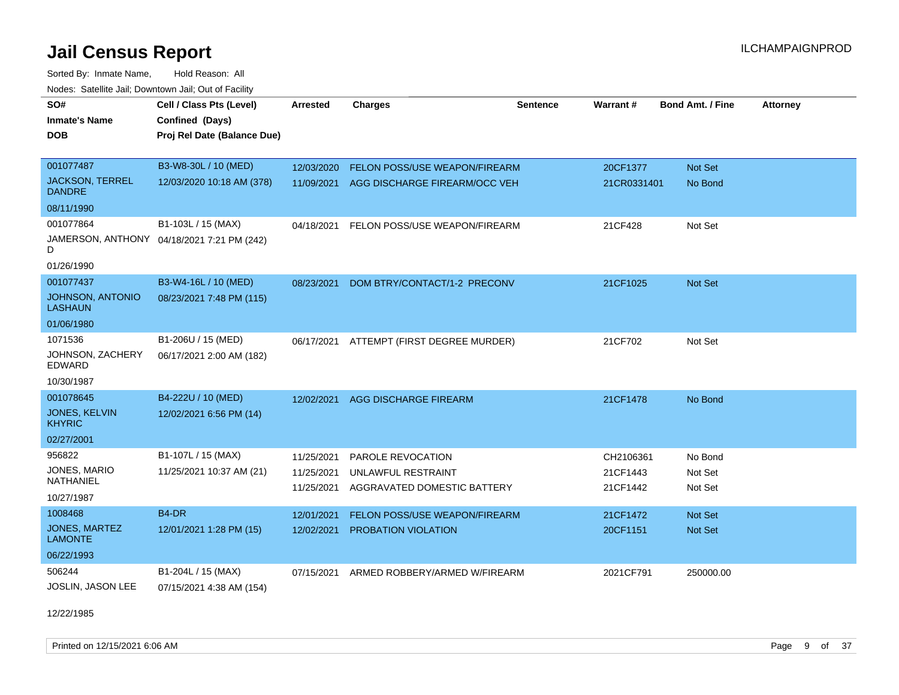# Jail Census Report

Sorted By: Inmate Name, Hold Reason: All

Nodes: Satellite Jail; Downtown Jail; Out of Facility

| SO# / Inmate's Name / DOB | Cell / Class Pts (Level) / Confined (Days) / Proj Rel Date (Balance Due) | Arrested | Charges | Sentence | Warrant # | Bond Amt. / Fine | Attorney |
|---|---|---|---|---|---|---|---|
| 001077487<br>JACKSON, TERREL DANDRE<br>08/11/1990 | B3-W8-30L / 10 (MED)<br>12/03/2020 10:18 AM (378) | 12/03/2020<br>11/09/2021 | FELON POSS/USE WEAPON/FIREARM<br>AGG DISCHARGE FIREARM/OCC VEH | | 20CF1377<br>21CR0331401 | Not Set<br>No Bond | |
| 001077864<br>JAMERSON, ANTHONY D<br>01/26/1990 | B1-103L / 15 (MAX)<br>04/18/2021 7:21 PM (242) | 04/18/2021 | FELON POSS/USE WEAPON/FIREARM | | 21CF428 | Not Set | |
| 001077437<br>JOHNSON, ANTONIO LASHAUN<br>01/06/1980 | B3-W4-16L / 10 (MED)<br>08/23/2021 7:48 PM (115) | 08/23/2021 | DOM BTRY/CONTACT/1-2 PRECONV | | 21CF1025 | Not Set | |
| 1071536<br>JOHNSON, ZACHERY EDWARD<br>10/30/1987 | B1-206U / 15 (MED)<br>06/17/2021 2:00 AM (182) | 06/17/2021 | ATTEMPT (FIRST DEGREE MURDER) | | 21CF702 | Not Set | |
| 001078645<br>JONES, KELVIN KHYRIC<br>02/27/2001 | B4-222U / 10 (MED)<br>12/02/2021 6:56 PM (14) | 12/02/2021 | AGG DISCHARGE FIREARM | | 21CF1478 | No Bond | |
| 956822<br>JONES, MARIO NATHANIEL<br>10/27/1987 | B1-107L / 15 (MAX)<br>11/25/2021 10:37 AM (21) | 11/25/2021<br>11/25/2021<br>11/25/2021 | PAROLE REVOCATION<br>UNLAWFUL RESTRAINT<br>AGGRAVATED DOMESTIC BATTERY | | CH2106361<br>21CF1443<br>21CF1442 | No Bond<br>Not Set<br>Not Set | |
| 1008468<br>JONES, MARTEZ LAMONTE<br>06/22/1993 | B4-DR<br>12/01/2021 1:28 PM (15) | 12/01/2021<br>12/02/2021 | FELON POSS/USE WEAPON/FIREARM<br>PROBATION VIOLATION | | 21CF1472<br>20CF1151 | Not Set<br>Not Set | |
| 506244<br>JOSLIN, JASON LEE<br>12/22/1985 | B1-204L / 15 (MAX)<br>07/15/2021 4:38 AM (154) | 07/15/2021 | ARMED ROBBERY/ARMED W/FIREARM | | 2021CF791 | 250000.00 | |

Printed on 12/15/2021 6:06 AM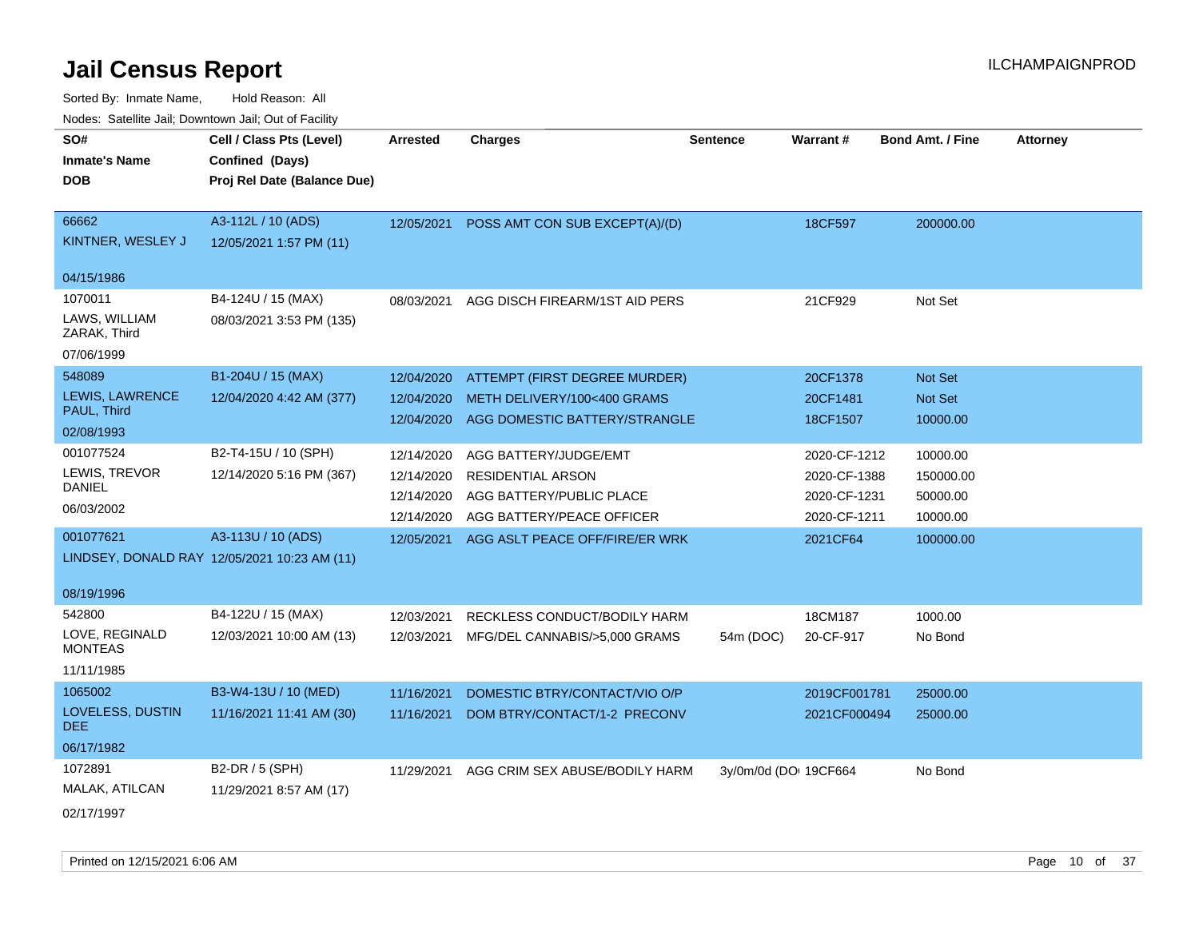# Jail Census Report

ILCHAMPAIGNPROD

Sorted By: Inmate Name, Hold Reason: All

Nodes: Satellite Jail; Downtown Jail; Out of Facility

| SO# / Inmate's Name / DOB | Cell / Class Pts (Level) / Confined (Days) / Proj Rel Date (Balance Due) | Arrested | Charges | Sentence | Warrant # | Bond Amt. / Fine | Attorney |
|---|---|---|---|---|---|---|---|
| 66662<br>KINTNER, WESLEY J<br>04/15/1986 | A3-112L / 10 (ADS)<br>12/05/2021 1:57 PM (11) | 12/05/2021 | POSS AMT CON SUB EXCEPT(A)/(D) | | 18CF597 | 200000.00 | |
| 1070011<br>LAWS, WILLIAM ZARAK, Third<br>07/06/1999 | B4-124U / 15 (MAX)<br>08/03/2021 3:53 PM (135) | 08/03/2021 | AGG DISCH FIREARM/1ST AID PERS | | 21CF929 | Not Set | |
| 548089<br>LEWIS, LAWRENCE PAUL, Third<br>02/08/1993 | B1-204U / 15 (MAX)<br>12/04/2020 4:42 AM (377) | 12/04/2020 | ATTEMPT (FIRST DEGREE MURDER) | | 20CF1378 | Not Set | |
| | | 12/04/2020 | METH DELIVERY/100<400 GRAMS | | 20CF1481 | Not Set | |
| | | 12/04/2020 | AGG DOMESTIC BATTERY/STRANGLE | | 18CF1507 | 10000.00 | |
| 001077524<br>LEWIS, TREVOR DANIEL<br>06/03/2002 | B2-T4-15U / 10 (SPH)<br>12/14/2020 5:16 PM (367) | 12/14/2020 | AGG BATTERY/JUDGE/EMT | | 2020-CF-1212 | 10000.00 | |
| | | 12/14/2020 | RESIDENTIAL ARSON | | 2020-CF-1388 | 150000.00 | |
| | | 12/14/2020 | AGG BATTERY/PUBLIC PLACE | | 2020-CF-1231 | 50000.00 | |
| | | 12/14/2020 | AGG BATTERY/PEACE OFFICER | | 2020-CF-1211 | 10000.00 | |
| 001077621<br>LINDSEY, DONALD RAY<br>08/19/1996 | A3-113U / 10 (ADS)<br>12/05/2021 10:23 AM (11) | 12/05/2021 | AGG ASLT PEACE OFF/FIRE/ER WRK | | 2021CF64 | 100000.00 | |
| 542800<br>LOVE, REGINALD MONTEAS<br>11/11/1985 | B4-122U / 15 (MAX)<br>12/03/2021 10:00 AM (13) | 12/03/2021 | RECKLESS CONDUCT/BODILY HARM | | 18CM187 | 1000.00 | |
| | | 12/03/2021 | MFG/DEL CANNABIS/>5,000 GRAMS | 54m (DOC) | 20-CF-917 | No Bond | |
| 1065002<br>LOVELESS, DUSTIN DEE<br>06/17/1982 | B3-W4-13U / 10 (MED)<br>11/16/2021 11:41 AM (30) | 11/16/2021 | DOMESTIC BTRY/CONTACT/VIO O/P | | 2019CF001781 | 25000.00 | |
| | | 11/16/2021 | DOM BTRY/CONTACT/1-2 PRECONV | | 2021CF000494 | 25000.00 | |
| 1072891<br>MALAK, ATILCAN<br>02/17/1997 | B2-DR / 5 (SPH)<br>11/29/2021 8:57 AM (17) | 11/29/2021 | AGG CRIM SEX ABUSE/BODILY HARM | 3y/0m/0d (DO | 19CF664 | No Bond | |

Printed on 12/15/2021 6:06 AM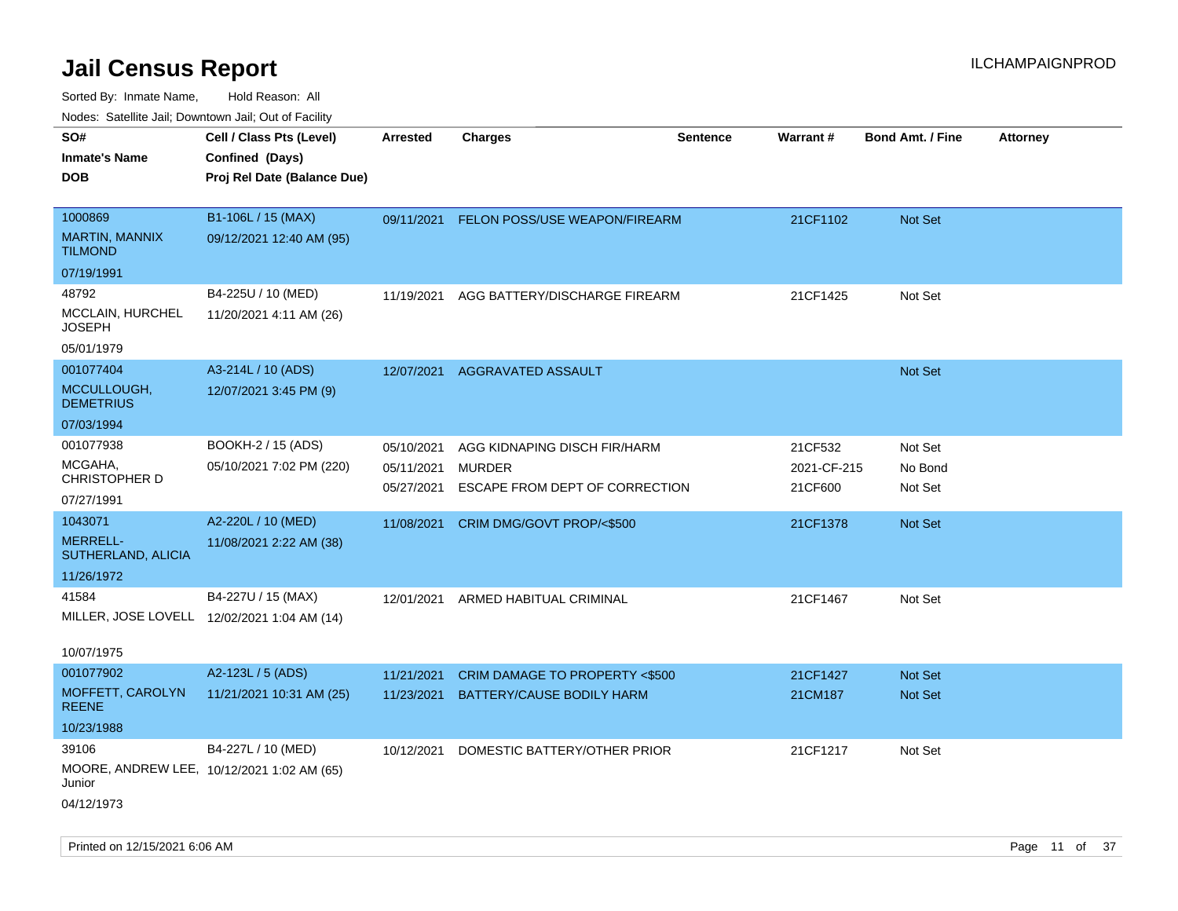# Jail Census Report

Sorted By: Inmate Name, Hold Reason: All

Nodes: Satellite Jail; Downtown Jail; Out of Facility

| SO# / Inmate's Name / DOB | Cell / Class Pts (Level) / Confined (Days) / Proj Rel Date (Balance Due) | Arrested | Charges | Sentence | Warrant # | Bond Amt. / Fine | Attorney |
|---|---|---|---|---|---|---|---|
| 1000869<br>MARTIN, MANNIX TILMOND<br>07/19/1991 | B1-106L / 15 (MAX)<br>09/12/2021 12:40 AM (95) | 09/11/2021 | FELON POSS/USE WEAPON/FIREARM | | 21CF1102 | Not Set | |
| 48792<br>MCCLAIN, HURCHEL JOSEPH<br>05/01/1979 | B4-225U / 10 (MED)<br>11/20/2021 4:11 AM (26) | 11/19/2021 | AGG BATTERY/DISCHARGE FIREARM | | 21CF1425 | Not Set | |
| 001077404<br>MCCULLOUGH, DEMETRIUS<br>07/03/1994 | A3-214L / 10 (ADS)<br>12/07/2021 3:45 PM (9) | 12/07/2021 | AGGRAVATED ASSAULT | | | Not Set | |
| 001077938<br>MCGAHA, CHRISTOPHER D<br>07/27/1991 | BOOKH-2 / 15 (ADS)<br>05/10/2021 7:02 PM (220) | 05/10/2021<br>05/11/2021<br>05/27/2021 | AGG KIDNAPING DISCH FIR/HARM<br>MURDER<br>ESCAPE FROM DEPT OF CORRECTION | | 21CF532<br>2021-CF-215<br>21CF600 | Not Set<br>No Bond<br>Not Set | |
| 1043071<br>MERRELL-SUTHERLAND, ALICIA<br>11/26/1972 | A2-220L / 10 (MED)<br>11/08/2021 2:22 AM (38) | 11/08/2021 | CRIM DMG/GOVT PROP/<$500 | | 21CF1378 | Not Set | |
| 41584<br>MILLER, JOSE LOVELL<br>10/07/1975 | B4-227U / 15 (MAX)<br>12/02/2021 1:04 AM (14) | 12/01/2021 | ARMED HABITUAL CRIMINAL | | 21CF1467 | Not Set | |
| 001077902<br>MOFFETT, CAROLYN REENE<br>10/23/1988 | A2-123L / 5 (ADS)<br>11/21/2021 10:31 AM (25) | 11/21/2021<br>11/23/2021 | CRIM DAMAGE TO PROPERTY <$500<br>BATTERY/CAUSE BODILY HARM | | 21CF1427<br>21CM187 | Not Set<br>Not Set | |
| 39106<br>MOORE, ANDREW LEE, Junior<br>04/12/1973 | B4-227L / 10 (MED)<br>10/12/2021 1:02 AM (65) | 10/12/2021 | DOMESTIC BATTERY/OTHER PRIOR | | 21CF1217 | Not Set | |

Printed on 12/15/2021 6:06 AM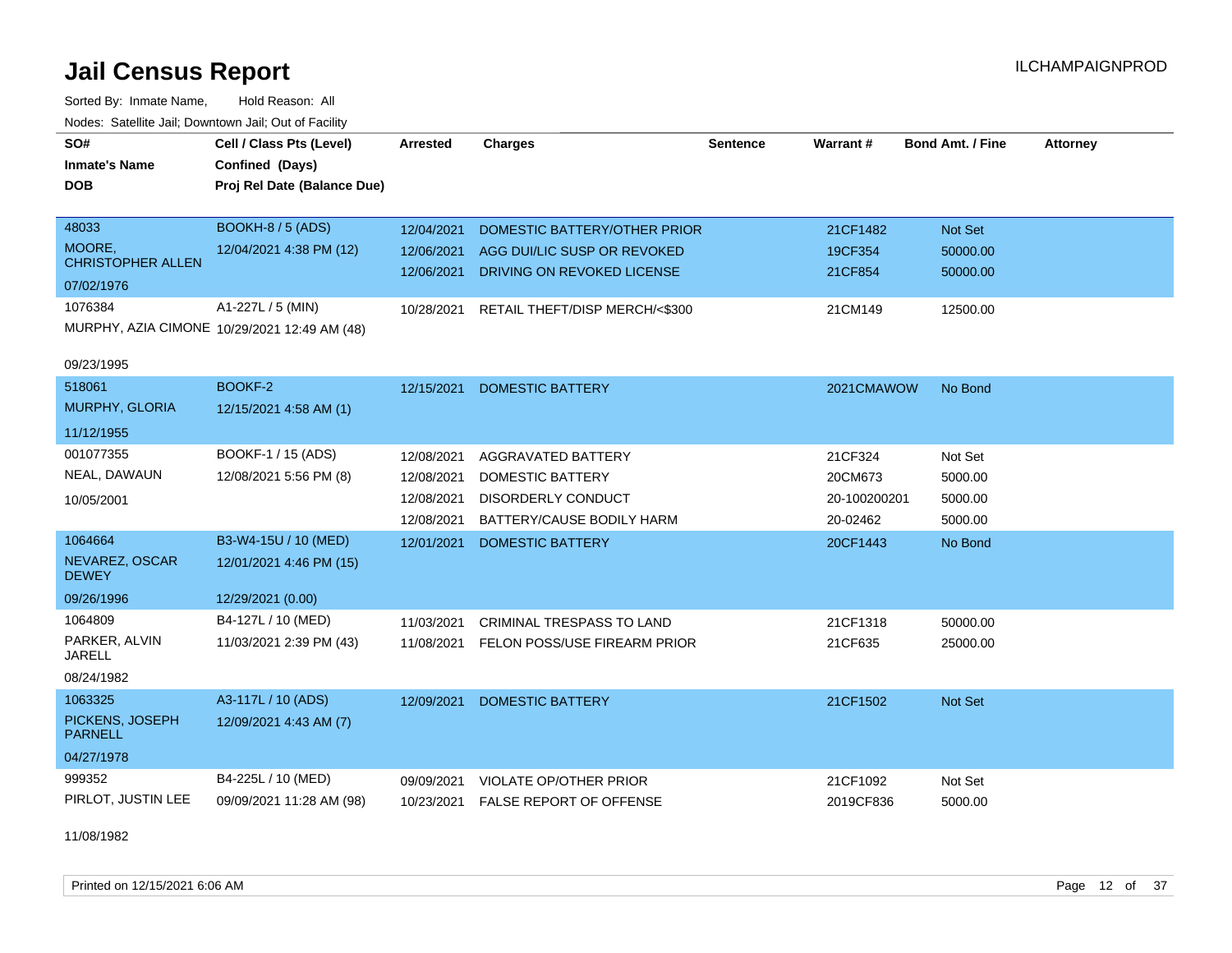# Jail Census Report

ILCHAMPAIGNPROD

Sorted By: Inmate Name, Hold Reason: All

Nodes: Satellite Jail; Downtown Jail; Out of Facility

| SO# / Inmate's Name / DOB | Cell / Class Pts (Level) / Confined (Days) / Proj Rel Date (Balance Due) | Arrested | Charges | Sentence | Warrant # | Bond Amt. / Fine | Attorney |
|---|---|---|---|---|---|---|---|
| 48033 | BOOKH-8 / 5 (ADS) | 12/04/2021 | DOMESTIC BATTERY/OTHER PRIOR | | 21CF1482 | Not Set | |
| MOORE, CHRISTOPHER ALLEN | 12/04/2021 4:38 PM (12) | 12/06/2021 | AGG DUI/LIC SUSP OR REVOKED | | 19CF354 | 50000.00 | |
| 07/02/1976 | | 12/06/2021 | DRIVING ON REVOKED LICENSE | | 21CF854 | 50000.00 | |
| 1076384 | A1-227L / 5 (MIN) | 10/28/2021 | RETAIL THEFT/DISP MERCH/<$300 | | 21CM149 | 12500.00 | |
| MURPHY, AZIA CIMONE | 10/29/2021 12:49 AM (48) | | | | | | |
| 09/23/1995 | | | | | | | |
| 518061 | BOOKF-2 | 12/15/2021 | DOMESTIC BATTERY | | 2021CMAWOW | No Bond | |
| MURPHY, GLORIA | 12/15/2021 4:58 AM (1) | | | | | | |
| 11/12/1955 | | | | | | | |
| 001077355 | BOOKF-1 / 15 (ADS) | 12/08/2021 | AGGRAVATED BATTERY | | 21CF324 | Not Set | |
| NEAL, DAWAUN | 12/08/2021 5:56 PM (8) | 12/08/2021 | DOMESTIC BATTERY | | 20CM673 | 5000.00 | |
| 10/05/2001 | | 12/08/2021 | DISORDERLY CONDUCT | | 20-100200201 | 5000.00 | |
| | | 12/08/2021 | BATTERY/CAUSE BODILY HARM | | 20-02462 | 5000.00 | |
| 1064664 | B3-W4-15U / 10 (MED) | 12/01/2021 | DOMESTIC BATTERY | | 20CF1443 | No Bond | |
| NEVAREZ, OSCAR DEWEY | 12/01/2021 4:46 PM (15) | | | | | | |
| 09/26/1996 | 12/29/2021 (0.00) | | | | | | |
| 1064809 | B4-127L / 10 (MED) | 11/03/2021 | CRIMINAL TRESPASS TO LAND | | 21CF1318 | 50000.00 | |
| PARKER, ALVIN JARELL | 11/03/2021 2:39 PM (43) | 11/08/2021 | FELON POSS/USE FIREARM PRIOR | | 21CF635 | 25000.00 | |
| 08/24/1982 | | | | | | | |
| 1063325 | A3-117L / 10 (ADS) | 12/09/2021 | DOMESTIC BATTERY | | 21CF1502 | Not Set | |
| PICKENS, JOSEPH PARNELL | 12/09/2021 4:43 AM (7) | | | | | | |
| 04/27/1978 | | | | | | | |
| 999352 | B4-225L / 10 (MED) | 09/09/2021 | VIOLATE OP/OTHER PRIOR | | 21CF1092 | Not Set | |
| PIRLOT, JUSTIN LEE | 09/09/2021 11:28 AM (98) | 10/23/2021 | FALSE REPORT OF OFFENSE | | 2019CF836 | 5000.00 | |
| 11/08/1982 | | | | | | | |

Printed on 12/15/2021 6:06 AM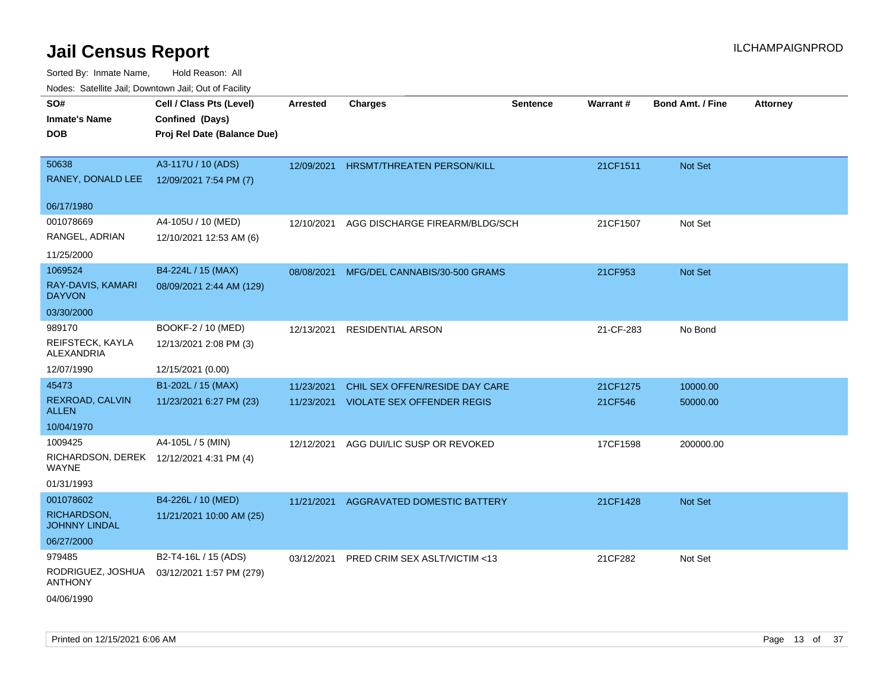# Jail Census Report

Sorted By: Inmate Name, Hold Reason: All

Nodes: Satellite Jail; Downtown Jail; Out of Facility

| SO# / Inmate's Name / DOB | Cell / Class Pts (Level) / Confined (Days) / Proj Rel Date (Balance Due) | Arrested | Charges | Sentence | Warrant # | Bond Amt. / Fine | Attorney |
|---|---|---|---|---|---|---|---|
| 50638<br>RANEY, DONALD LEE<br>06/17/1980 | A3-117U / 10 (ADS)<br>12/09/2021 7:54 PM (7) | 12/09/2021 | HRSMT/THREATEN PERSON/KILL | | 21CF1511 | Not Set | |
| 001078669<br>RANGEL, ADRIAN<br>11/25/2000 | A4-105U / 10 (MED)<br>12/10/2021 12:53 AM (6) | 12/10/2021 | AGG DISCHARGE FIREARM/BLDG/SCH | | 21CF1507 | Not Set | |
| 1069524<br>RAY-DAVIS, KAMARI DAYVON<br>03/30/2000 | B4-224L / 15 (MAX)<br>08/09/2021 2:44 AM (129) | 08/08/2021 | MFG/DEL CANNABIS/30-500 GRAMS | | 21CF953 | Not Set | |
| 989170<br>REIFSTECK, KAYLA ALEXANDRIA<br>12/07/1990 | BOOKF-2 / 10 (MED)<br>12/13/2021 2:08 PM (3)<br>12/15/2021 (0.00) | 12/13/2021 | RESIDENTIAL ARSON | | 21-CF-283 | No Bond | |
| 45473<br>REXROAD, CALVIN ALLEN<br>10/04/1970 | B1-202L / 15 (MAX)<br>11/23/2021 6:27 PM (23) | 11/23/2021<br>11/23/2021 | CHIL SEX OFFEN/RESIDE DAY CARE<br>VIOLATE SEX OFFENDER REGIS | | 21CF1275<br>21CF546 | 10000.00<br>50000.00 | |
| 1009425<br>RICHARDSON, DEREK WAYNE<br>01/31/1993 | A4-105L / 5 (MIN)<br>12/12/2021 4:31 PM (4) | 12/12/2021 | AGG DUI/LIC SUSP OR REVOKED | | 17CF1598 | 200000.00 | |
| 001078602<br>RICHARDSON, JOHNNY LINDAL<br>06/27/2000 | B4-226L / 10 (MED)<br>11/21/2021 10:00 AM (25) | 11/21/2021 | AGGRAVATED DOMESTIC BATTERY | | 21CF1428 | Not Set | |
| 979485<br>RODRIGUEZ, JOSHUA ANTHONY<br>04/06/1990 | B2-T4-16L / 15 (ADS)<br>03/12/2021 1:57 PM (279) | 03/12/2021 | PRED CRIM SEX ASLT/VICTIM <13 | | 21CF282 | Not Set | |

Printed on 12/15/2021 6:06 AM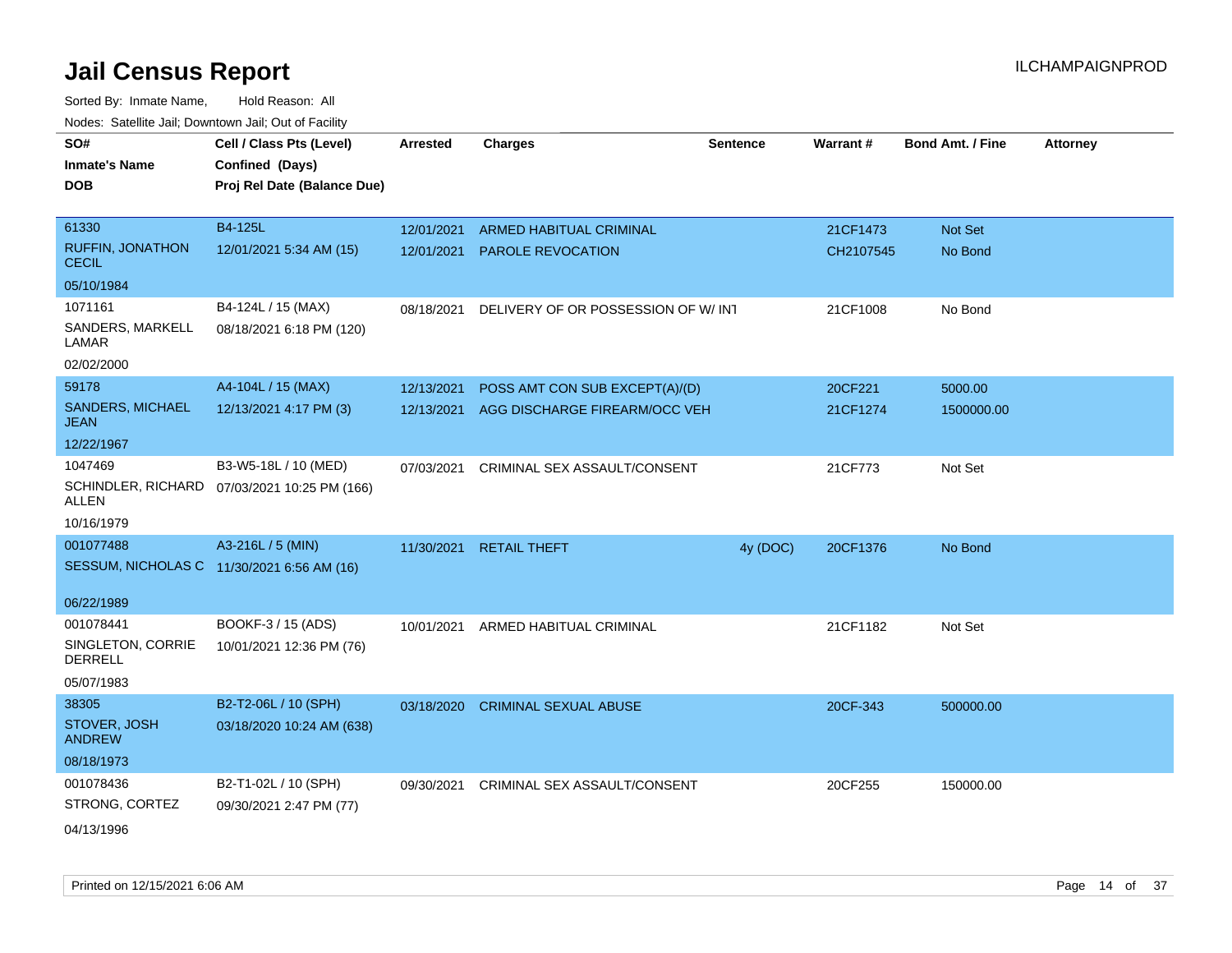# Jail Census Report

ILCHAMPAIGNPROD

Sorted By: Inmate Name, Hold Reason: All

Nodes: Satellite Jail; Downtown Jail; Out of Facility

| SO# / Inmate's Name / DOB | Cell / Class Pts (Level) / Confined (Days) / Proj Rel Date (Balance Due) | Arrested | Charges | Sentence | Warrant # | Bond Amt. / Fine | Attorney |
|---|---|---|---|---|---|---|---|
| 61330 RUFFIN, JONATHON CECIL 05/10/1984 | B4-125L 12/01/2021 5:34 AM (15) | 12/01/2021 | ARMED HABITUAL CRIMINAL | | 21CF1473 | Not Set | |
| | | 12/01/2021 | PAROLE REVOCATION | | CH2107545 | No Bond | |
| 1071161 SANDERS, MARKELL LAMAR 02/02/2000 | B4-124L / 15 (MAX) 08/18/2021 6:18 PM (120) | 08/18/2021 | DELIVERY OF OR POSSESSION OF W/ INT | | 21CF1008 | No Bond | |
| 59178 SANDERS, MICHAEL JEAN 12/22/1967 | A4-104L / 15 (MAX) 12/13/2021 4:17 PM (3) | 12/13/2021 | POSS AMT CON SUB EXCEPT(A)/(D) | | 20CF221 | 5000.00 | |
| | | 12/13/2021 | AGG DISCHARGE FIREARM/OCC VEH | | 21CF1274 | 1500000.00 | |
| 1047469 SCHINDLER, RICHARD ALLEN 10/16/1979 | B3-W5-18L / 10 (MED) 07/03/2021 10:25 PM (166) | 07/03/2021 | CRIMINAL SEX ASSAULT/CONSENT | | 21CF773 | Not Set | |
| 001077488 SESSUM, NICHOLAS C 06/22/1989 | A3-216L / 5 (MIN) 11/30/2021 6:56 AM (16) | 11/30/2021 | RETAIL THEFT | 4y (DOC) | 20CF1376 | No Bond | |
| 001078441 SINGLETON, CORRIE DERRELL 05/07/1983 | BOOKF-3 / 15 (ADS) 10/01/2021 12:36 PM (76) | 10/01/2021 | ARMED HABITUAL CRIMINAL | | 21CF1182 | Not Set | |
| 38305 STOVER, JOSH ANDREW 08/18/1973 | B2-T2-06L / 10 (SPH) 03/18/2020 10:24 AM (638) | 03/18/2020 | CRIMINAL SEXUAL ABUSE | | 20CF-343 | 500000.00 | |
| 001078436 STRONG, CORTEZ 04/13/1996 | B2-T1-02L / 10 (SPH) 09/30/2021 2:47 PM (77) | 09/30/2021 | CRIMINAL SEX ASSAULT/CONSENT | | 20CF255 | 150000.00 | |

Printed on 12/15/2021 6:06 AM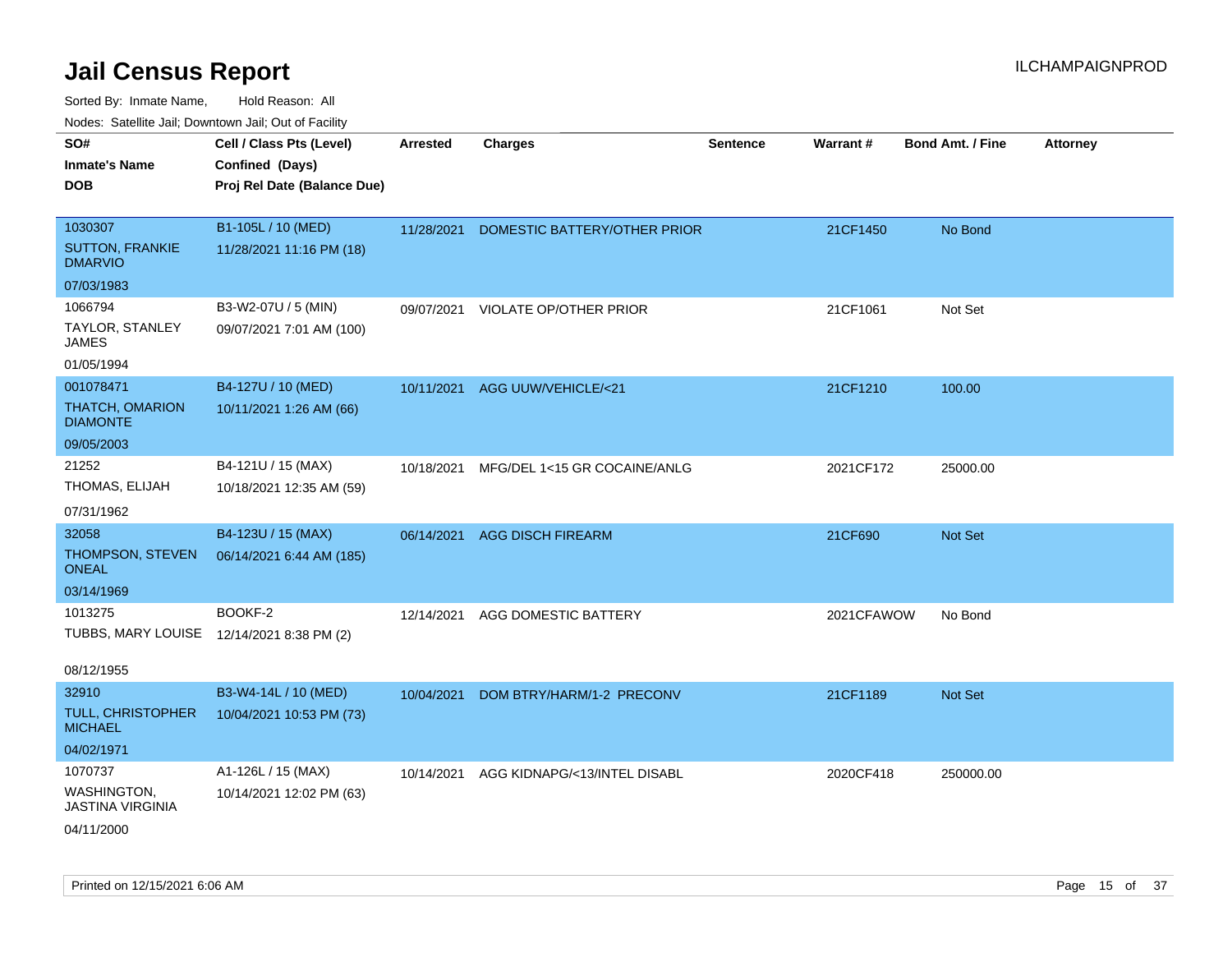# Jail Census Report

ILCHAMPAIGNPROD

Sorted By: Inmate Name, Hold Reason: All

Nodes: Satellite Jail; Downtown Jail; Out of Facility

| SO# / Inmate's Name / DOB | Cell / Class Pts (Level) / Confined (Days) / Proj Rel Date (Balance Due) | Arrested | Charges | Sentence | Warrant # | Bond Amt. / Fine | Attorney |
|---|---|---|---|---|---|---|---|
| 1030307<br>SUTTON, FRANKIE DMARVIO<br>07/03/1983 | B1-105L / 10 (MED)<br>11/28/2021 11:16 PM (18) | 11/28/2021 | DOMESTIC BATTERY/OTHER PRIOR | | 21CF1450 | No Bond | |
| 1066794<br>TAYLOR, STANLEY JAMES<br>01/05/1994 | B3-W2-07U / 5 (MIN)<br>09/07/2021 7:01 AM (100) | 09/07/2021 | VIOLATE OP/OTHER PRIOR | | 21CF1061 | Not Set | |
| 001078471<br>THATCH, OMARION DIAMONTE<br>09/05/2003 | B4-127U / 10 (MED)<br>10/11/2021 1:26 AM (66) | 10/11/2021 | AGG UUW/VEHICLE/<21 | | 21CF1210 | 100.00 | |
| 21252<br>THOMAS, ELIJAH<br>07/31/1962 | B4-121U / 15 (MAX)<br>10/18/2021 12:35 AM (59) | 10/18/2021 | MFG/DEL 1<15 GR COCAINE/ANLG | | 2021CF172 | 25000.00 | |
| 32058<br>THOMPSON, STEVEN ONEAL<br>03/14/1969 | B4-123U / 15 (MAX)<br>06/14/2021 6:44 AM (185) | 06/14/2021 | AGG DISCH FIREARM | | 21CF690 | Not Set | |
| 1013275<br>TUBBS, MARY LOUISE<br>08/12/1955 | BOOKF-2<br>12/14/2021 8:38 PM (2) | 12/14/2021 | AGG DOMESTIC BATTERY | | 2021CFAWOW | No Bond | |
| 32910<br>TULL, CHRISTOPHER MICHAEL<br>04/02/1971 | B3-W4-14L / 10 (MED)<br>10/04/2021 10:53 PM (73) | 10/04/2021 | DOM BTRY/HARM/1-2 PRECONV | | 21CF1189 | Not Set | |
| 1070737<br>WASHINGTON, JASTINA VIRGINIA<br>04/11/2000 | A1-126L / 15 (MAX)<br>10/14/2021 12:02 PM (63) | 10/14/2021 | AGG KIDNAPG/<13/INTEL DISABL | | 2020CF418 | 250000.00 | |

Printed on 12/15/2021 6:06 AM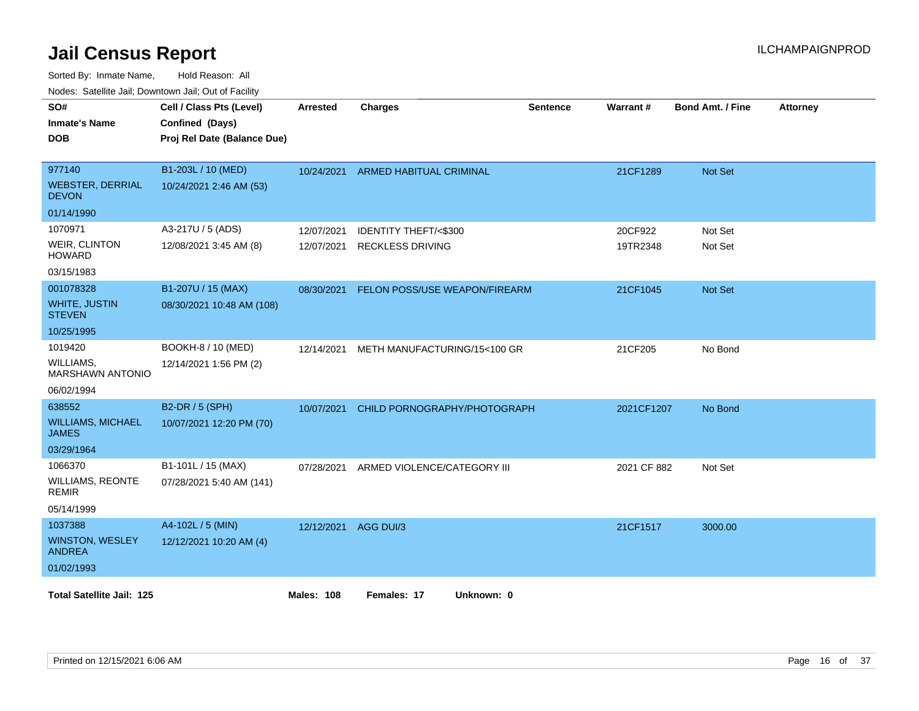# Jail Census Report

ILCHAMPAIGNPROD

Sorted By: Inmate Name,  Hold Reason: All

Nodes: Satellite Jail; Downtown Jail; Out of Facility

| SO# / Inmate's Name / DOB | Cell / Class Pts (Level) / Confined (Days) / Proj Rel Date (Balance Due) | Arrested | Charges | Sentence | Warrant # | Bond Amt. / Fine | Attorney |
|---|---|---|---|---|---|---|---|
| 977140<br>WEBSTER, DERRIAL DEVON<br>01/14/1990 | B1-203L / 10 (MED)<br>10/24/2021 2:46 AM (53) | 10/24/2021 | ARMED HABITUAL CRIMINAL | | 21CF1289 | Not Set | |
| 1070971<br>WEIR, CLINTON HOWARD<br>03/15/1983 | A3-217U / 5 (ADS)<br>12/08/2021 3:45 AM (8) | 12/07/2021<br>12/07/2021 | IDENTITY THEFT/<$300<br>RECKLESS DRIVING | | 20CF922<br>19TR2348 | Not Set<br>Not Set | |
| 001078328<br>WHITE, JUSTIN STEVEN<br>10/25/1995 | B1-207U / 15 (MAX)<br>08/30/2021 10:48 AM (108) | 08/30/2021 | FELON POSS/USE WEAPON/FIREARM | | 21CF1045 | Not Set | |
| 1019420<br>WILLIAMS, MARSHAWN ANTONIO<br>06/02/1994 | BOOKH-8 / 10 (MED)<br>12/14/2021 1:56 PM (2) | 12/14/2021 | METH MANUFACTURING/15<100 GR | | 21CF205 | No Bond | |
| 638552<br>WILLIAMS, MICHAEL JAMES<br>03/29/1964 | B2-DR / 5 (SPH)<br>10/07/2021 12:20 PM (70) | 10/07/2021 | CHILD PORNOGRAPHY/PHOTOGRAPH | | 2021CF1207 | No Bond | |
| 1066370<br>WILLIAMS, REONTE REMIR<br>05/14/1999 | B1-101L / 15 (MAX)<br>07/28/2021 5:40 AM (141) | 07/28/2021 | ARMED VIOLENCE/CATEGORY III | | 2021 CF 882 | Not Set | |
| 1037388<br>WINSTON, WESLEY ANDREA<br>01/02/1993 | A4-102L / 5 (MIN)<br>12/12/2021 10:20 AM (4) | 12/12/2021 | AGG DUI/3 | | 21CF1517 | 3000.00 | |

**Total Satellite Jail: 125**  **Males: 108**  **Females: 17**  **Unknown: 0**

Printed on 12/15/2021 6:06 AM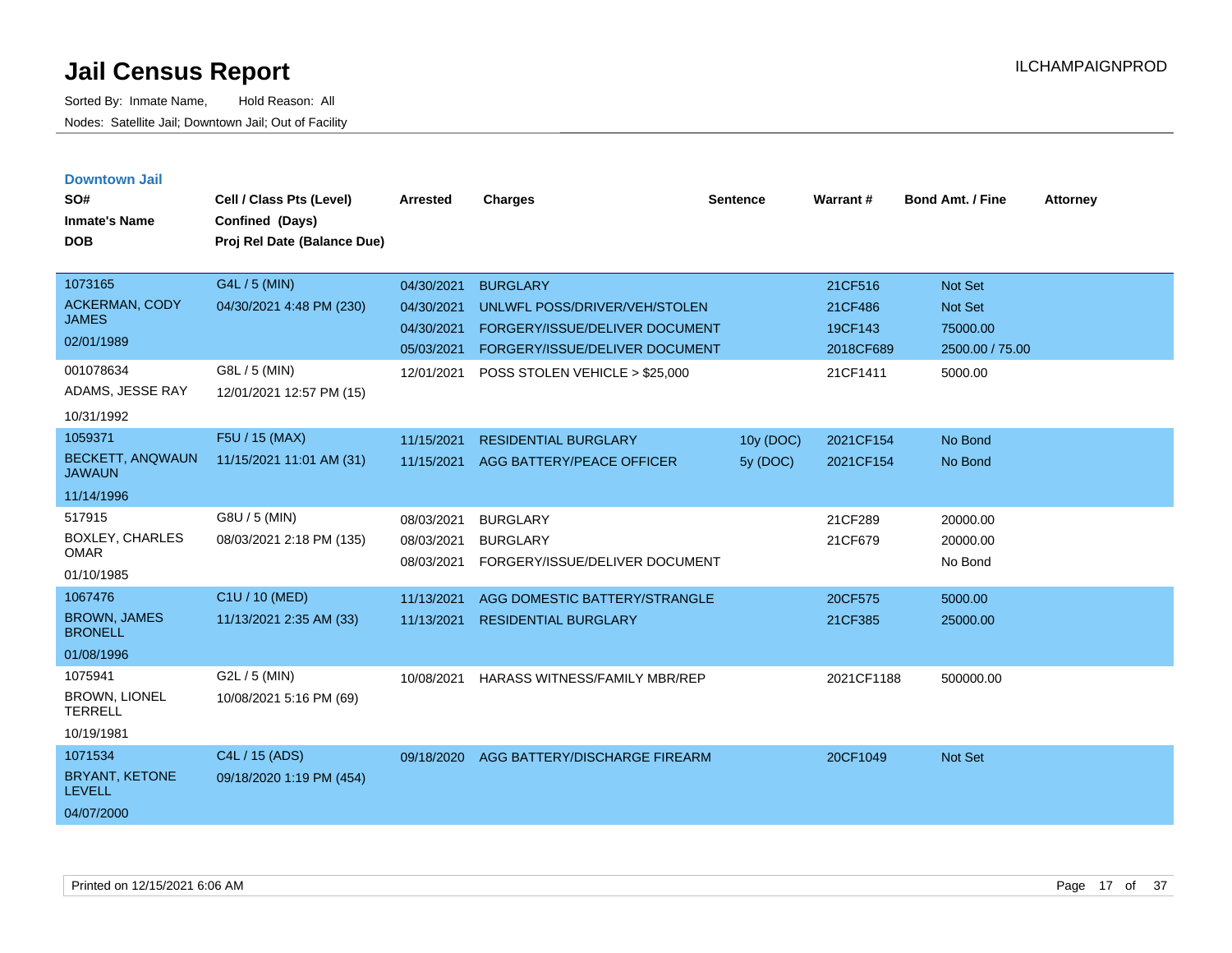# Jail Census Report

Sorted By: Inmate Name, Hold Reason: All

Nodes: Satellite Jail; Downtown Jail; Out of Facility

## Downtown Jail

| SO# / Inmate's Name / DOB | Cell / Class Pts (Level) / Confined (Days) / Proj Rel Date (Balance Due) | Arrested | Charges | Sentence | Warrant # | Bond Amt. / Fine | Attorney |
|---|---|---|---|---|---|---|---|
| 1073165<br>ACKERMAN, CODY JAMES<br>02/01/1989 | G4L / 5 (MIN)<br>04/30/2021 4:48 PM (230) | 04/30/2021 | BURGLARY | | 21CF516 | Not Set | |
| | | 04/30/2021 | UNLWFL POSS/DRIVER/VEH/STOLEN | | 21CF486 | Not Set | |
| | | 04/30/2021 | FORGERY/ISSUE/DELIVER DOCUMENT | | 19CF143 | 75000.00 | |
| | | 05/03/2021 | FORGERY/ISSUE/DELIVER DOCUMENT | | 2018CF689 | 2500.00 / 75.00 | |
| 001078634<br>ADAMS, JESSE RAY<br>10/31/1992 | G8L / 5 (MIN)<br>12/01/2021 12:57 PM (15) | 12/01/2021 | POSS STOLEN VEHICLE > $25,000 | | 21CF1411 | 5000.00 | |
| 1059371<br>BECKETT, ANQWAUN JAWAUN<br>11/14/1996 | F5U / 15 (MAX)<br>11/15/2021 11:01 AM (31) | 11/15/2021 | RESIDENTIAL BURGLARY | 10y (DOC) | 2021CF154 | No Bond | |
| | | 11/15/2021 | AGG BATTERY/PEACE OFFICER | 5y (DOC) | 2021CF154 | No Bond | |
| 517915<br>BOXLEY, CHARLES OMAR<br>01/10/1985 | G8U / 5 (MIN)<br>08/03/2021 2:18 PM (135) | 08/03/2021 | BURGLARY | | 21CF289 | 20000.00 | |
| | | 08/03/2021 | BURGLARY | | 21CF679 | 20000.00 | |
| | | 08/03/2021 | FORGERY/ISSUE/DELIVER DOCUMENT | | | No Bond | |
| 1067476<br>BROWN, JAMES BRONELL<br>01/08/1996 | C1U / 10 (MED)<br>11/13/2021 2:35 AM (33) | 11/13/2021 | AGG DOMESTIC BATTERY/STRANGLE | | 20CF575 | 5000.00 | |
| | | 11/13/2021 | RESIDENTIAL BURGLARY | | 21CF385 | 25000.00 | |
| 1075941<br>BROWN, LIONEL TERRELL<br>10/19/1981 | G2L / 5 (MIN)<br>10/08/2021 5:16 PM (69) | 10/08/2021 | HARASS WITNESS/FAMILY MBR/REP | | 2021CF1188 | 500000.00 | |
| 1071534<br>BRYANT, KETONE LEVELL<br>04/07/2000 | C4L / 15 (ADS)<br>09/18/2020 1:19 PM (454) | 09/18/2020 | AGG BATTERY/DISCHARGE FIREARM | | 20CF1049 | Not Set | |

Printed on 12/15/2021 6:06 AM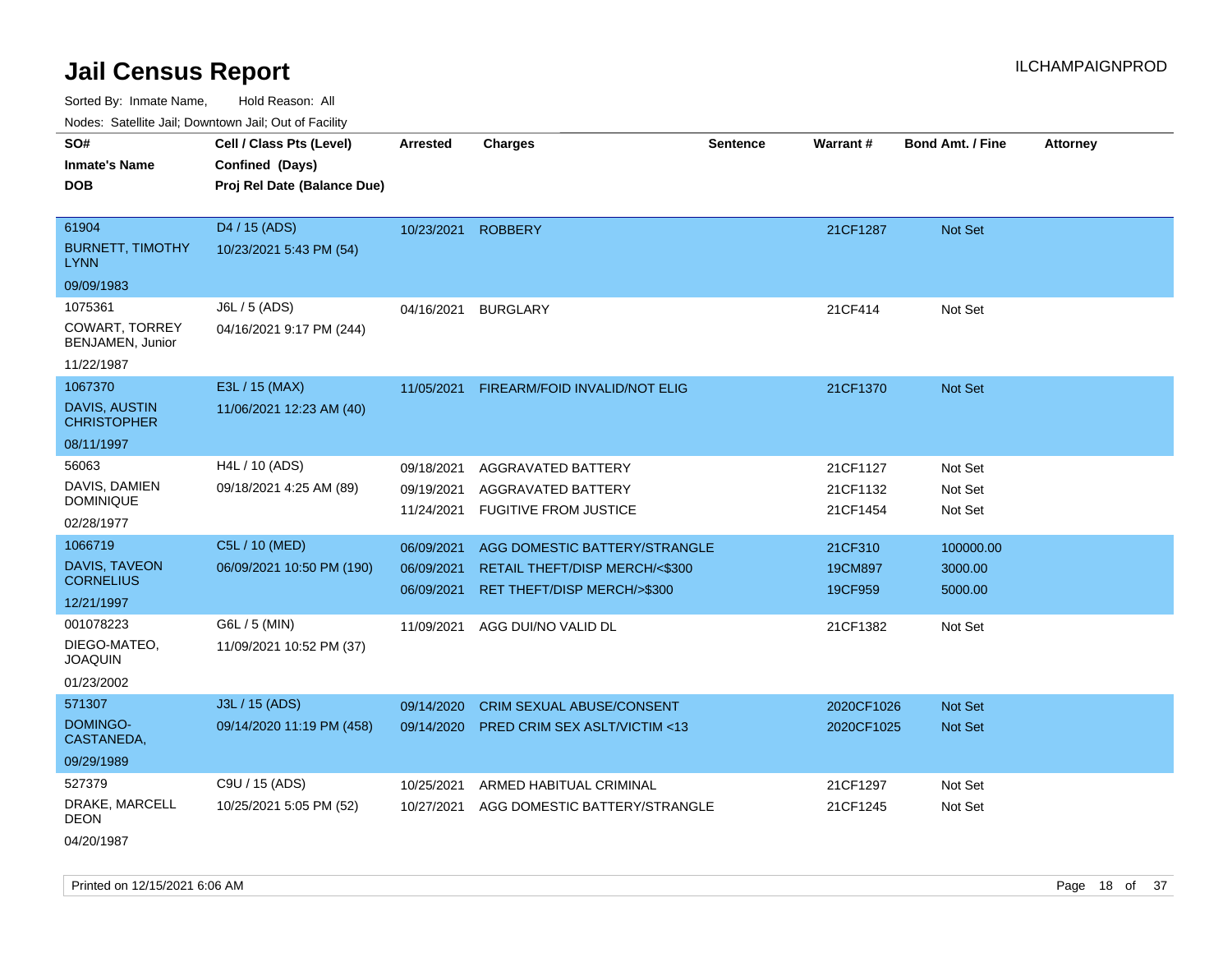# Jail Census Report

Sorted By: Inmate Name, Hold Reason: All

Nodes: Satellite Jail; Downtown Jail; Out of Facility

| SO# / Inmate's Name / DOB | Cell / Class Pts (Level) / Confined (Days) / Proj Rel Date (Balance Due) | Arrested | Charges | Sentence | Warrant # | Bond Amt. / Fine | Attorney |
|---|---|---|---|---|---|---|---|
| 61904<br>BURNETT, TIMOTHY LYNN<br>09/09/1983 | D4 / 15 (ADS)<br>10/23/2021 5:43 PM (54) | 10/23/2021 | ROBBERY | | 21CF1287 | Not Set | |
| 1075361<br>COWART, TORREY BENJAMEN, Junior<br>11/22/1987 | J6L / 5 (ADS)<br>04/16/2021 9:17 PM (244) | 04/16/2021 | BURGLARY | | 21CF414 | Not Set | |
| 1067370<br>DAVIS, AUSTIN CHRISTOPHER<br>08/11/1997 | E3L / 15 (MAX)<br>11/06/2021 12:23 AM (40) | 11/05/2021 | FIREARM/FOID INVALID/NOT ELIG | | 21CF1370 | Not Set | |
| 56063<br>DAVIS, DAMIEN DOMINIQUE<br>02/28/1977 | H4L / 10 (ADS)<br>09/18/2021 4:25 AM (89) | 09/18/2021 | AGGRAVATED BATTERY | | 21CF1127 | Not Set | |
| | | 09/19/2021 | AGGRAVATED BATTERY | | 21CF1132 | Not Set | |
| | | 11/24/2021 | FUGITIVE FROM JUSTICE | | 21CF1454 | Not Set | |
| 1066719<br>DAVIS, TAVEON CORNELIUS<br>12/21/1997 | C5L / 10 (MED)<br>06/09/2021 10:50 PM (190) | 06/09/2021 | AGG DOMESTIC BATTERY/STRANGLE | | 21CF310 | 100000.00 | |
| | | 06/09/2021 | RETAIL THEFT/DISP MERCH/<$300 | | 19CM897 | 3000.00 | |
| | | 06/09/2021 | RET THEFT/DISP MERCH/>$300 | | 19CF959 | 5000.00 | |
| 001078223<br>DIEGO-MATEO, JOAQUIN<br>01/23/2002 | G6L / 5 (MIN)<br>11/09/2021 10:52 PM (37) | 11/09/2021 | AGG DUI/NO VALID DL | | 21CF1382 | Not Set | |
| 571307<br>DOMINGO-CASTANEDA,<br>09/29/1989 | J3L / 15 (ADS)<br>09/14/2020 11:19 PM (458) | 09/14/2020 | CRIM SEXUAL ABUSE/CONSENT | | 2020CF1026 | Not Set | |
| | | 09/14/2020 | PRED CRIM SEX ASLT/VICTIM <13 | | 2020CF1025 | Not Set | |
| 527379<br>DRAKE, MARCELL DEON<br>04/20/1987 | C9U / 15 (ADS)<br>10/25/2021 5:05 PM (52) | 10/25/2021 | ARMED HABITUAL CRIMINAL | | 21CF1297 | Not Set | |
| | | 10/27/2021 | AGG DOMESTIC BATTERY/STRANGLE | | 21CF1245 | Not Set | |

Printed on 12/15/2021 6:06 AM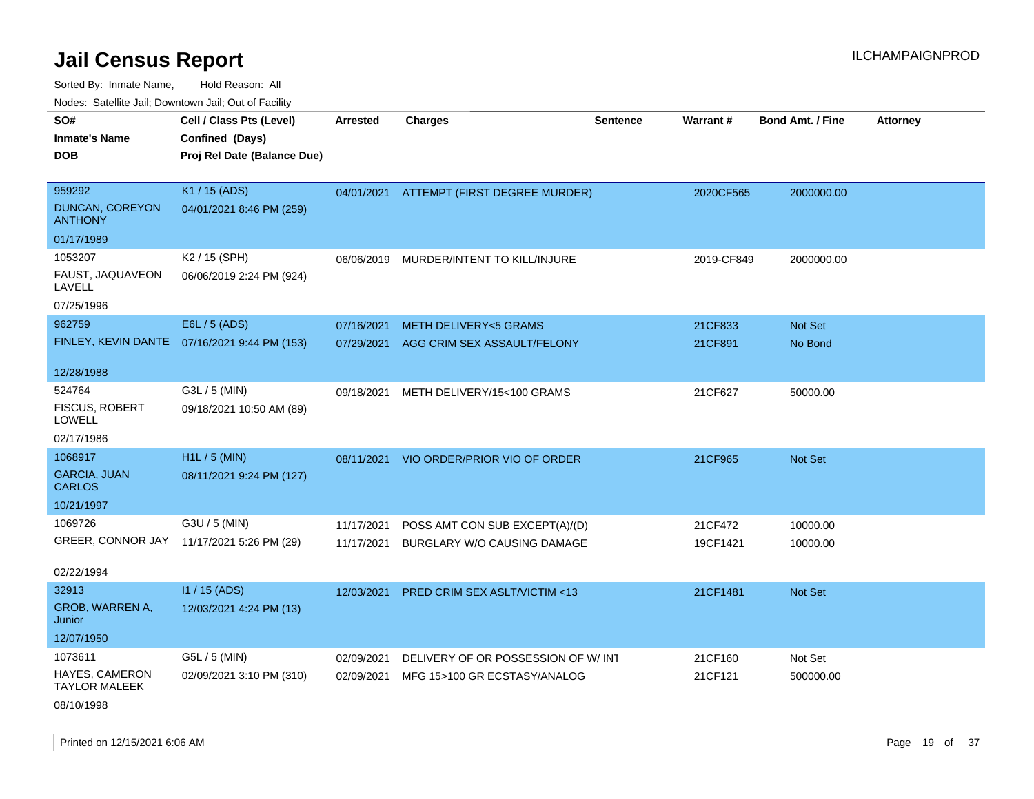# Jail Census Report

ILCHAMPAIGNPROD

Sorted By: Inmate Name, Hold Reason: All

Nodes: Satellite Jail; Downtown Jail; Out of Facility

| SO# / Inmate's Name / DOB | Cell / Class Pts (Level) / Confined (Days) / Proj Rel Date (Balance Due) | Arrested | Charges | Sentence | Warrant # | Bond Amt. / Fine | Attorney |
|---|---|---|---|---|---|---|---|
| 959292<br>DUNCAN, COREYON ANTHONY<br>01/17/1989 | K1 / 15 (ADS)<br>04/01/2021 8:46 PM (259) | 04/01/2021 | ATTEMPT (FIRST DEGREE MURDER) | | 2020CF565 | 2000000.00 | |
| 1053207<br>FAUST, JAQUAVEON LAVELL<br>07/25/1996 | K2 / 15 (SPH)<br>06/06/2019 2:24 PM (924) | 06/06/2019 | MURDER/INTENT TO KILL/INJURE | | 2019-CF849 | 2000000.00 | |
| 962759<br>FINLEY, KEVIN DANTE<br>12/28/1988 | E6L / 5 (ADS)<br>07/16/2021 9:44 PM (153) | 07/16/2021<br>07/29/2021 | METH DELIVERY<5 GRAMS<br>AGG CRIM SEX ASSAULT/FELONY | | 21CF833<br>21CF891 | Not Set<br>No Bond | |
| 524764<br>FISCUS, ROBERT LOWELL<br>02/17/1986 | G3L / 5 (MIN)<br>09/18/2021 10:50 AM (89) | 09/18/2021 | METH DELIVERY/15<100 GRAMS | | 21CF627 | 50000.00 | |
| 1068917<br>GARCIA, JUAN CARLOS<br>10/21/1997 | H1L / 5 (MIN)<br>08/11/2021 9:24 PM (127) | 08/11/2021 | VIO ORDER/PRIOR VIO OF ORDER | | 21CF965 | Not Set | |
| 1069726<br>GREER, CONNOR JAY<br>02/22/1994 | G3U / 5 (MIN)<br>11/17/2021 5:26 PM (29) | 11/17/2021<br>11/17/2021 | POSS AMT CON SUB EXCEPT(A)/(D)<br>BURGLARY W/O CAUSING DAMAGE | | 21CF472<br>19CF1421 | 10000.00<br>10000.00 | |
| 32913<br>GROB, WARREN A, Junior<br>12/07/1950 | I1 / 15 (ADS)<br>12/03/2021 4:24 PM (13) | 12/03/2021 | PRED CRIM SEX ASLT/VICTIM <13 | | 21CF1481 | Not Set | |
| 1073611<br>HAYES, CAMERON TAYLOR MALEEK<br>08/10/1998 | G5L / 5 (MIN)<br>02/09/2021 3:10 PM (310) | 02/09/2021<br>02/09/2021 | DELIVERY OF OR POSSESSION OF W/ INT<br>MFG 15>100 GR ECSTASY/ANALOG | | 21CF160<br>21CF121 | Not Set<br>500000.00 | |

Printed on 12/15/2021 6:06 AM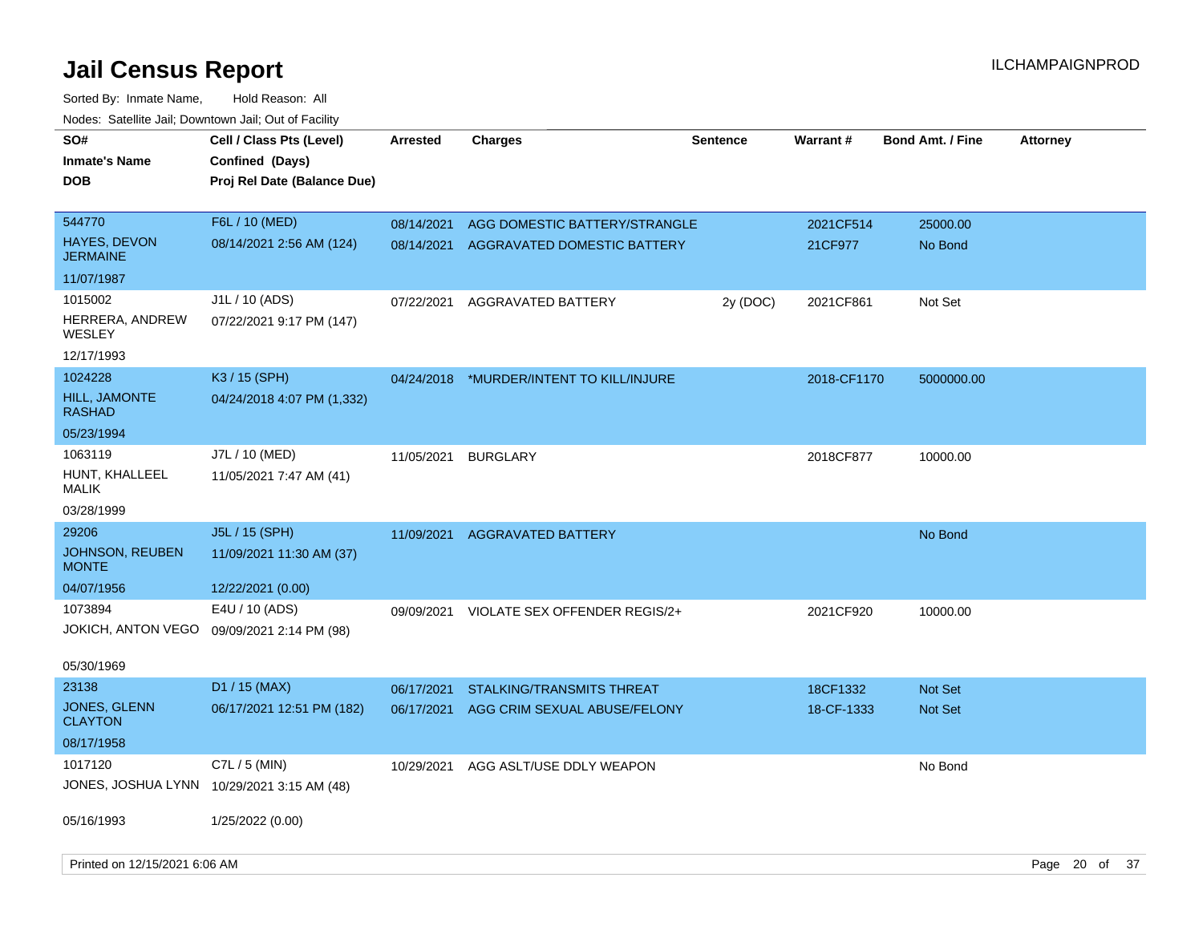# Jail Census Report

ILCHAMPAIGNPROD

Sorted By: Inmate Name, Hold Reason: All

Nodes: Satellite Jail; Downtown Jail; Out of Facility

| SO# / Inmate's Name / DOB | Cell / Class Pts (Level) / Confined (Days) / Proj Rel Date (Balance Due) | Arrested | Charges | Sentence | Warrant # | Bond Amt. / Fine | Attorney |
|---|---|---|---|---|---|---|---|
| 544770<br>HAYES, DEVON JERMAINE<br>11/07/1987 | F6L / 10 (MED)<br>08/14/2021 2:56 AM (124) | 08/14/2021 | AGG DOMESTIC BATTERY/STRANGLE | | 2021CF514 | 25000.00 | |
| | | 08/14/2021 | AGGRAVATED DOMESTIC BATTERY | | 21CF977 | No Bond | |
| 1015002<br>HERRERA, ANDREW WESLEY<br>12/17/1993 | J1L / 10 (ADS)<br>07/22/2021 9:17 PM (147) | 07/22/2021 | AGGRAVATED BATTERY | 2y (DOC) | 2021CF861 | Not Set | |
| 1024228<br>HILL, JAMONTE RASHAD<br>05/23/1994 | K3 / 15 (SPH)<br>04/24/2018 4:07 PM (1,332) | 04/24/2018 | *MURDER/INTENT TO KILL/INJURE | | 2018-CF1170 | 5000000.00 | |
| 1063119<br>HUNT, KHALLEEL MALIK<br>03/28/1999 | J7L / 10 (MED)<br>11/05/2021 7:47 AM (41) | 11/05/2021 | BURGLARY | | 2018CF877 | 10000.00 | |
| 29206<br>JOHNSON, REUBEN MONTE<br>04/07/1956 | J5L / 15 (SPH)<br>11/09/2021 11:30 AM (37)<br>12/22/2021 (0.00) | 11/09/2021 | AGGRAVATED BATTERY | | | No Bond | |
| 1073894<br>JOKICH, ANTON VEGO<br>05/30/1969 | E4U / 10 (ADS)<br>09/09/2021 2:14 PM (98) | 09/09/2021 | VIOLATE SEX OFFENDER REGIS/2+ | | 2021CF920 | 10000.00 | |
| 23138<br>JONES, GLENN CLAYTON<br>08/17/1958 | D1 / 15 (MAX)<br>06/17/2021 12:51 PM (182) | 06/17/2021 | STALKING/TRANSMITS THREAT | | 18CF1332 | Not Set | |
| | | 06/17/2021 | AGG CRIM SEXUAL ABUSE/FELONY | | 18-CF-1333 | Not Set | |
| 1017120<br>JONES, JOSHUA LYNN<br>05/16/1993 | C7L / 5 (MIN)<br>10/29/2021 3:15 AM (48)<br>1/25/2022 (0.00) | 10/29/2021 | AGG ASLT/USE DDLY WEAPON | | | No Bond | |

Printed on 12/15/2021 6:06 AM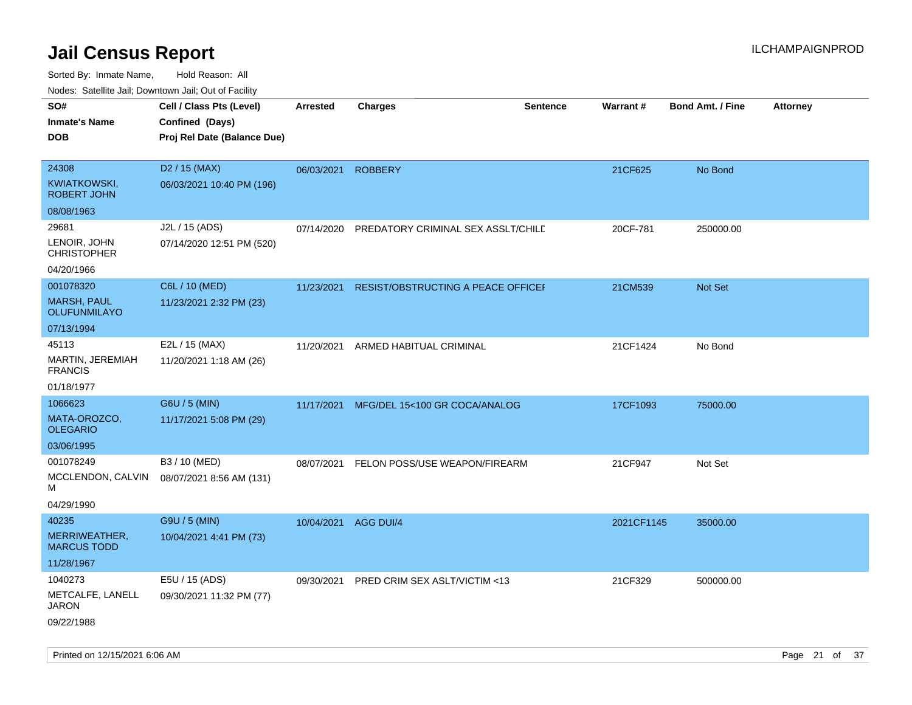# Jail Census Report

ILCHAMPAIGNPROD

Sorted By: Inmate Name, Hold Reason: All

Nodes: Satellite Jail; Downtown Jail; Out of Facility

| SO# / Inmate's Name / DOB | Cell / Class Pts (Level) / Confined (Days) / Proj Rel Date (Balance Due) | Arrested | Charges | Sentence | Warrant # | Bond Amt. / Fine | Attorney |
|---|---|---|---|---|---|---|---|
| 24308<br>KWIATKOWSKI, ROBERT JOHN<br>08/08/1963 | D2 / 15 (MAX)<br>06/03/2021 10:40 PM (196) | 06/03/2021 | ROBBERY | | 21CF625 | No Bond | |
| 29681<br>LENOIR, JOHN CHRISTOPHER<br>04/20/1966 | J2L / 15 (ADS)<br>07/14/2020 12:51 PM (520) | 07/14/2020 | PREDATORY CRIMINAL SEX ASSLT/CHILD | | 20CF-781 | 250000.00 | |
| 001078320<br>MARSH, PAUL OLUFUNMILAYO<br>07/13/1994 | C6L / 10 (MED)<br>11/23/2021 2:32 PM (23) | 11/23/2021 | RESIST/OBSTRUCTING A PEACE OFFICER | | 21CM539 | Not Set | |
| 45113<br>MARTIN, JEREMIAH FRANCIS<br>01/18/1977 | E2L / 15 (MAX)<br>11/20/2021 1:18 AM (26) | 11/20/2021 | ARMED HABITUAL CRIMINAL | | 21CF1424 | No Bond | |
| 1066623<br>MATA-OROZCO, OLEGARIO<br>03/06/1995 | G6U / 5 (MIN)<br>11/17/2021 5:08 PM (29) | 11/17/2021 | MFG/DEL 15<100 GR COCA/ANALOG | | 17CF1093 | 75000.00 | |
| 001078249<br>MCCLENDON, CALVIN M<br>04/29/1990 | B3 / 10 (MED)<br>08/07/2021 8:56 AM (131) | 08/07/2021 | FELON POSS/USE WEAPON/FIREARM | | 21CF947 | Not Set | |
| 40235<br>MERRIWEATHER, MARCUS TODD<br>11/28/1967 | G9U / 5 (MIN)<br>10/04/2021 4:41 PM (73) | 10/04/2021 | AGG DUI/4 | | 2021CF1145 | 35000.00 | |
| 1040273<br>METCALFE, LANELL JARON<br>09/22/1988 | E5U / 15 (ADS)<br>09/30/2021 11:32 PM (77) | 09/30/2021 | PRED CRIM SEX ASLT/VICTIM <13 | | 21CF329 | 500000.00 | |

Printed on 12/15/2021 6:06 AM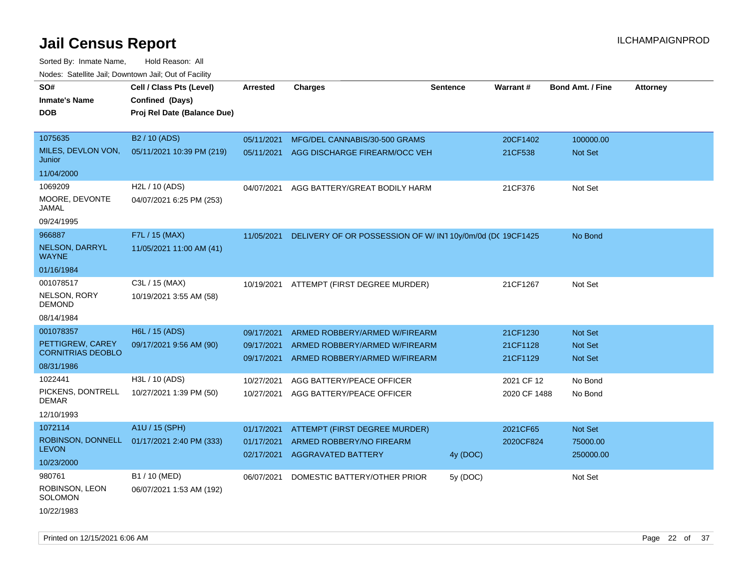# Jail Census Report

ILCHAMPAIGNPROD

Sorted By: Inmate Name, Hold Reason: All

Nodes: Satellite Jail; Downtown Jail; Out of Facility

| SO# / Inmate's Name / DOB | Cell / Class Pts (Level) / Confined (Days) / Proj Rel Date (Balance Due) | Arrested | Charges | Sentence | Warrant # | Bond Amt. / Fine | Attorney |
|---|---|---|---|---|---|---|---|
| 1075635<br>MILES, DEVLON VON, Junior<br>11/04/2000 | B2 / 10 (ADS)<br>05/11/2021 10:39 PM (219) | 05/11/2021<br>05/11/2021 | MFG/DEL CANNABIS/30-500 GRAMS<br>AGG DISCHARGE FIREARM/OCC VEH | | 20CF1402<br>21CF538 | 100000.00<br>Not Set | |
| 1069209<br>MOORE, DEVONTE JAMAL<br>09/24/1995 | H2L / 10 (ADS)<br>04/07/2021 6:25 PM (253) | 04/07/2021 | AGG BATTERY/GREAT BODILY HARM | | 21CF376 | Not Set | |
| 966887<br>NELSON, DARRYL WAYNE<br>01/16/1984 | F7L / 15 (MAX)<br>11/05/2021 11:00 AM (41) | 11/05/2021 | DELIVERY OF OR POSSESSION OF W/ INT | 10y/0m/0d (DC | 19CF1425 | No Bond | |
| 001078517<br>NELSON, RORY DEMOND<br>08/14/1984 | C3L / 15 (MAX)<br>10/19/2021 3:55 AM (58) | 10/19/2021 | ATTEMPT (FIRST DEGREE MURDER) | | 21CF1267 | Not Set | |
| 001078357<br>PETTIGREW, CAREY CORNITRIAS DEOBLO<br>08/31/1986 | H6L / 15 (ADS)<br>09/17/2021 9:56 AM (90) | 09/17/2021<br>09/17/2021<br>09/17/2021 | ARMED ROBBERY/ARMED W/FIREARM<br>ARMED ROBBERY/ARMED W/FIREARM<br>ARMED ROBBERY/ARMED W/FIREARM | | 21CF1230<br>21CF1128<br>21CF1129 | Not Set<br>Not Set<br>Not Set | |
| 1022441<br>PICKENS, DONTRELL DEMAR<br>12/10/1993 | H3L / 10 (ADS)<br>10/27/2021 1:39 PM (50) | 10/27/2021<br>10/27/2021 | AGG BATTERY/PEACE OFFICER<br>AGG BATTERY/PEACE OFFICER | | 2021 CF 12<br>2020 CF 1488 | No Bond<br>No Bond | |
| 1072114<br>ROBINSON, DONNELL LEVON<br>10/23/2000 | A1U / 15 (SPH)<br>01/17/2021 2:40 PM (333) | 01/17/2021<br>01/17/2021<br>02/17/2021 | ATTEMPT (FIRST DEGREE MURDER)<br>ARMED ROBBERY/NO FIREARM<br>AGGRAVATED BATTERY | <br><br>4y (DOC) | 2021CF65<br>2020CF824 | Not Set<br>75000.00<br>250000.00 | |
| 980761<br>ROBINSON, LEON SOLOMON<br>10/22/1983 | B1 / 10 (MED)<br>06/07/2021 1:53 AM (192) | 06/07/2021 | DOMESTIC BATTERY/OTHER PRIOR | 5y (DOC) | | Not Set | |

Printed on 12/15/2021 6:06 AM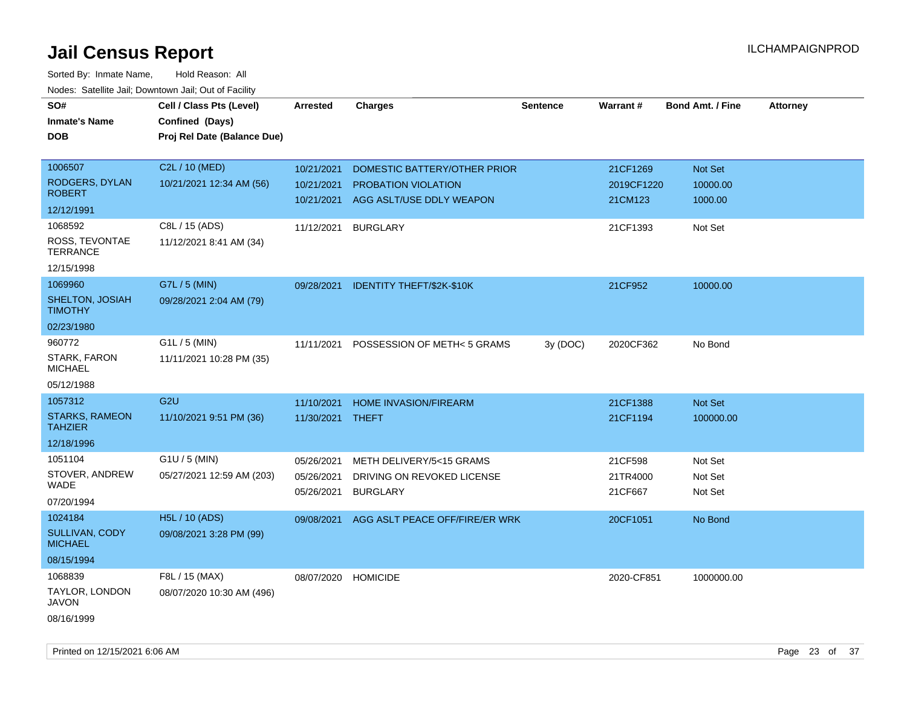# Jail Census Report

Sorted By: Inmate Name, Hold Reason: All

Nodes: Satellite Jail; Downtown Jail; Out of Facility

| SO# / Inmate's Name / DOB | Cell / Class Pts (Level) / Confined (Days) / Proj Rel Date (Balance Due) | Arrested | Charges | Sentence | Warrant # | Bond Amt. / Fine | Attorney |
|---|---|---|---|---|---|---|---|
| 1006507 RODGERS, DYLAN ROBERT 12/12/1991 | C2L / 10 (MED) 10/21/2021 12:34 AM (56) | 10/21/2021 | DOMESTIC BATTERY/OTHER PRIOR | | 21CF1269 | Not Set | |
| | | 10/21/2021 | PROBATION VIOLATION | | 2019CF1220 | 10000.00 | |
| | | 10/21/2021 | AGG ASLT/USE DDLY WEAPON | | 21CM123 | 1000.00 | |
| 1068592 ROSS, TEVONTAE TERRANCE 12/15/1998 | C8L / 15 (ADS) 11/12/2021 8:41 AM (34) | 11/12/2021 | BURGLARY | | 21CF1393 | Not Set | |
| 1069960 SHELTON, JOSIAH TIMOTHY 02/23/1980 | G7L / 5 (MIN) 09/28/2021 2:04 AM (79) | 09/28/2021 | IDENTITY THEFT/$2K-$10K | | 21CF952 | 10000.00 | |
| 960772 STARK, FARON MICHAEL 05/12/1988 | G1L / 5 (MIN) 11/11/2021 10:28 PM (35) | 11/11/2021 | POSSESSION OF METH< 5 GRAMS | 3y (DOC) | 2020CF362 | No Bond | |
| 1057312 STARKS, RAMEON TAHZIER 12/18/1996 | G2U 11/10/2021 9:51 PM (36) | 11/10/2021 | HOME INVASION/FIREARM | | 21CF1388 | Not Set | |
| | | 11/30/2021 | THEFT | | 21CF1194 | 100000.00 | |
| 1051104 STOVER, ANDREW WADE 07/20/1994 | G1U / 5 (MIN) 05/27/2021 12:59 AM (203) | 05/26/2021 | METH DELIVERY/5<15 GRAMS | | 21CF598 | Not Set | |
| | | 05/26/2021 | DRIVING ON REVOKED LICENSE | | 21TR4000 | Not Set | |
| | | 05/26/2021 | BURGLARY | | 21CF667 | Not Set | |
| 1024184 SULLIVAN, CODY MICHAEL 08/15/1994 | H5L / 10 (ADS) 09/08/2021 3:28 PM (99) | 09/08/2021 | AGG ASLT PEACE OFF/FIRE/ER WRK | | 20CF1051 | No Bond | |
| 1068839 TAYLOR, LONDON JAVON 08/16/1999 | F8L / 15 (MAX) 08/07/2020 10:30 AM (496) | 08/07/2020 | HOMICIDE | | 2020-CF851 | 1000000.00 | |

Printed on 12/15/2021 6:06 AM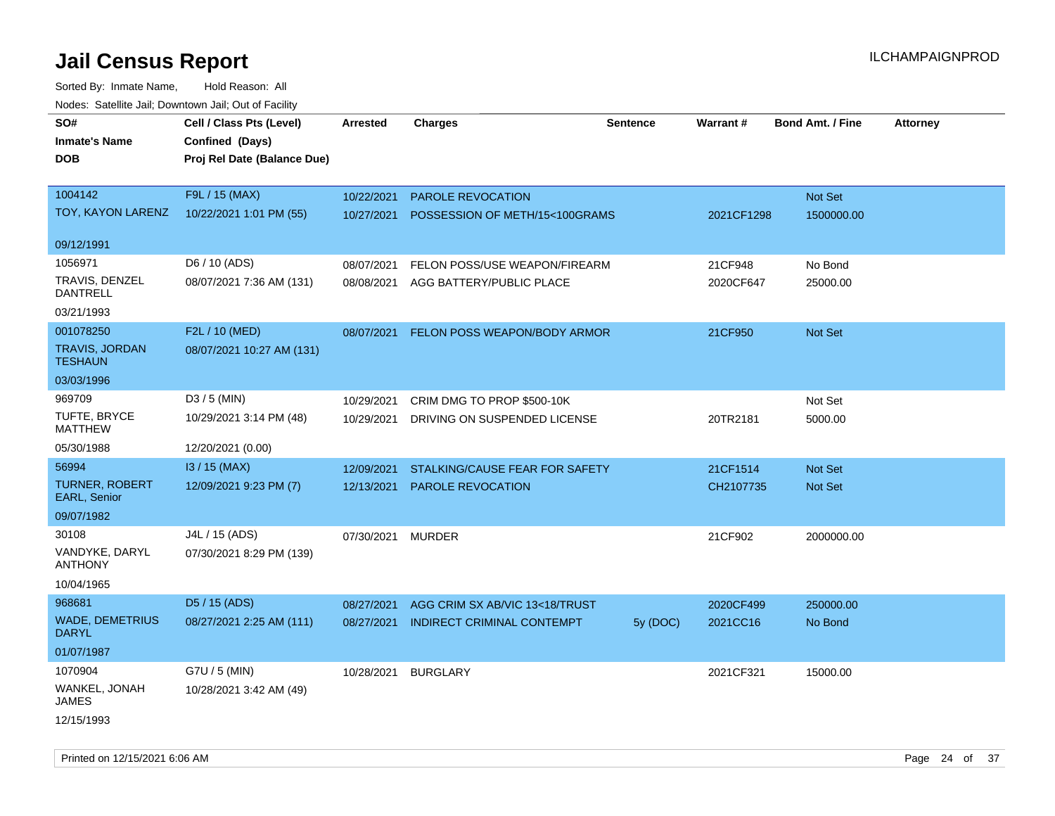# Jail Census Report

ILCHAMPAIGNPROD

Sorted By: Inmate Name, Hold Reason: All

Nodes: Satellite Jail; Downtown Jail; Out of Facility

| SO#<br>Inmate's Name<br>DOB | Cell / Class Pts (Level)<br>Confined (Days)<br>Proj Rel Date (Balance Due) | Arrested | Charges | Sentence | Warrant # | Bond Amt. / Fine | Attorney |
|---|---|---|---|---|---|---|---|
| 1004142<br>TOY, KAYON LARENZ<br>09/12/1991 | F9L / 15 (MAX)<br>10/22/2021 1:01 PM (55) | 10/22/2021 | PAROLE REVOCATION | | | Not Set | |
| | | 10/27/2021 | POSSESSION OF METH/15<100GRAMS | | 2021CF1298 | 1500000.00 | |
| 1056971<br>TRAVIS, DENZEL DANTRELL<br>03/21/1993 | D6 / 10 (ADS)<br>08/07/2021 7:36 AM (131) | 08/07/2021 | FELON POSS/USE WEAPON/FIREARM | | 21CF948 | No Bond | |
| | | 08/08/2021 | AGG BATTERY/PUBLIC PLACE | | 2020CF647 | 25000.00 | |
| 001078250<br>TRAVIS, JORDAN TESHAUN<br>03/03/1996 | F2L / 10 (MED)<br>08/07/2021 10:27 AM (131) | 08/07/2021 | FELON POSS WEAPON/BODY ARMOR | | 21CF950 | Not Set | |
| 969709<br>TUFTE, BRYCE MATTHEW<br>05/30/1988 | D3 / 5 (MIN)<br>10/29/2021 3:14 PM (48)<br>12/20/2021 (0.00) | 10/29/2021 | CRIM DMG TO PROP $500-10K | | | Not Set | |
| | | 10/29/2021 | DRIVING ON SUSPENDED LICENSE | | 20TR2181 | 5000.00 | |
| 56994<br>TURNER, ROBERT EARL, Senior<br>09/07/1982 | I3 / 15 (MAX)<br>12/09/2021 9:23 PM (7) | 12/09/2021 | STALKING/CAUSE FEAR FOR SAFETY | | 21CF1514 | Not Set | |
| | | 12/13/2021 | PAROLE REVOCATION | | CH2107735 | Not Set | |
| 30108<br>VANDYKE, DARYL ANTHONY<br>10/04/1965 | J4L / 15 (ADS)<br>07/30/2021 8:29 PM (139) | 07/30/2021 | MURDER | | 21CF902 | 2000000.00 | |
| 968681<br>WADE, DEMETRIUS DARYL<br>01/07/1987 | D5 / 15 (ADS)<br>08/27/2021 2:25 AM (111) | 08/27/2021 | AGG CRIM SX AB/VIC 13<18/TRUST | | 2020CF499 | 250000.00 | |
| | | 08/27/2021 | INDIRECT CRIMINAL CONTEMPT | 5y (DOC) | 2021CC16 | No Bond | |
| 1070904<br>WANKEL, JONAH JAMES<br>12/15/1993 | G7U / 5 (MIN)<br>10/28/2021 3:42 AM (49) | 10/28/2021 | BURGLARY | | 2021CF321 | 15000.00 | |

Printed on 12/15/2021 6:06 AM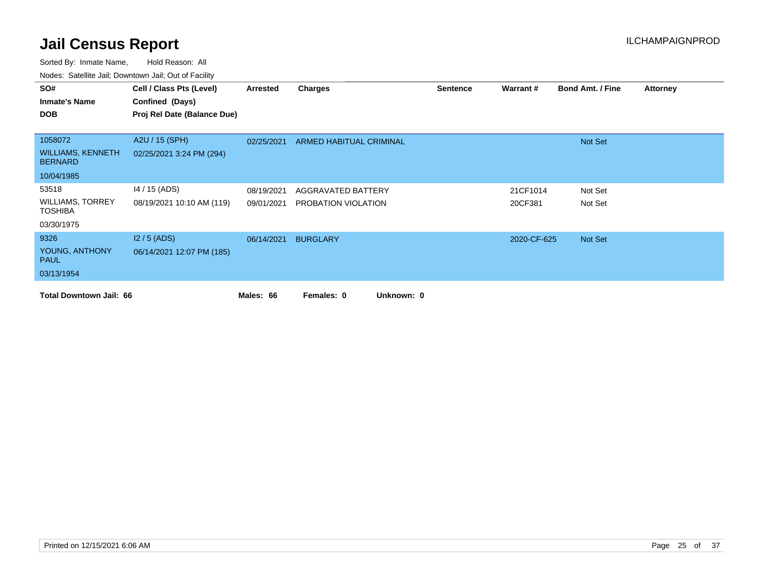# Jail Census Report

ILCHAMPAIGNPROD

Sorted By: Inmate Name, Hold Reason: All

Nodes: Satellite Jail; Downtown Jail; Out of Facility

| SO# / Inmate's Name / DOB | Cell / Class Pts (Level) / Confined (Days) / Proj Rel Date (Balance Due) | Arrested | Charges | Sentence | Warrant # | Bond Amt. / Fine | Attorney |
|---|---|---|---|---|---|---|---|
| 1058072<br>WILLIAMS, KENNETH BERNARD<br>10/04/1985 | A2U / 15 (SPH)<br>02/25/2021 3:24 PM (294) | 02/25/2021 | ARMED HABITUAL CRIMINAL | | | Not Set | |
| 53518<br>WILLIAMS, TORREY TOSHIBA<br>03/30/1975 | I4 / 15 (ADS)<br>08/19/2021 10:10 AM (119) | 08/19/2021<br>09/01/2021 | AGGRAVATED BATTERY<br>PROBATION VIOLATION | | 21CF1014<br>20CF381 | Not Set<br>Not Set | |
| 9326<br>YOUNG, ANTHONY PAUL<br>03/13/1954 | I2 / 5 (ADS)<br>06/14/2021 12:07 PM (185) | 06/14/2021 | BURGLARY | | 2020-CF-625 | Not Set | |

**Total Downtown Jail: 66** **Males: 66** **Females: 0** **Unknown: 0**

Printed on 12/15/2021 6:06 AM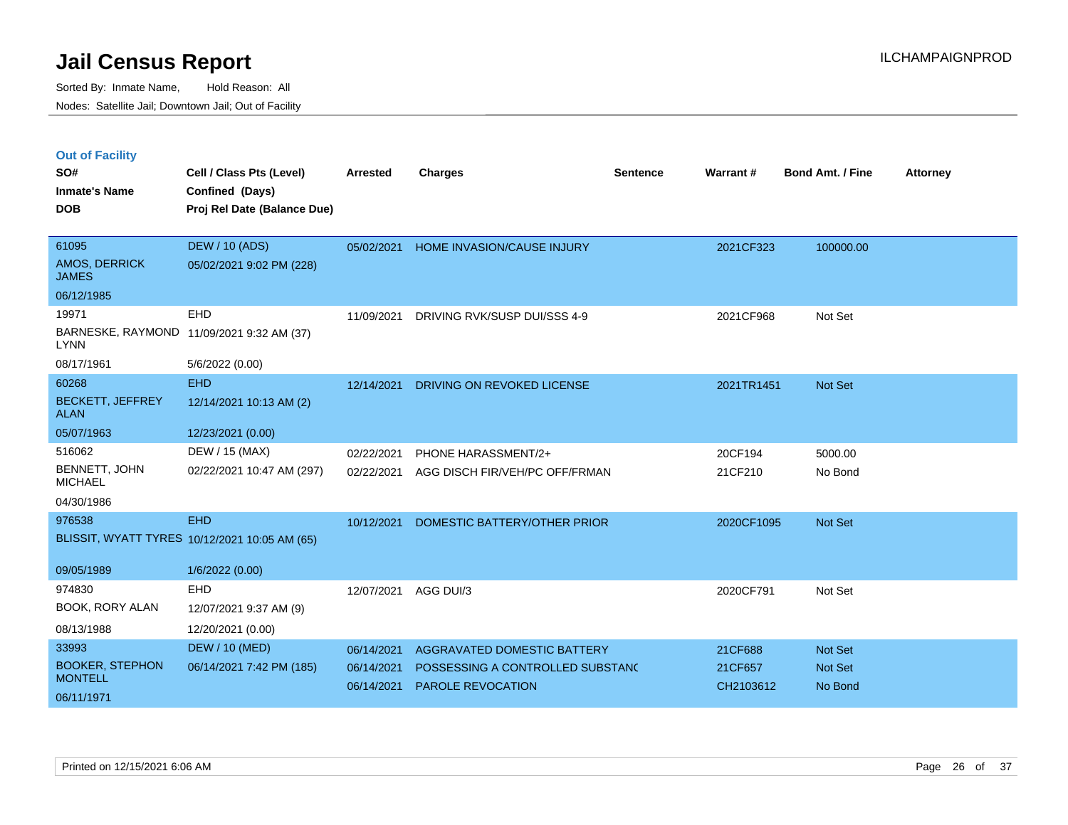# Jail Census Report

Sorted By: Inmate Name, Hold Reason: All

Nodes: Satellite Jail; Downtown Jail; Out of Facility

## Out of Facility

| SO# / Inmate's Name / DOB | Cell / Class Pts (Level) / Confined (Days) / Proj Rel Date (Balance Due) | Arrested | Charges | Sentence | Warrant # | Bond Amt. / Fine | Attorney |
|---|---|---|---|---|---|---|---|
| 61095 AMOS, DERRICK JAMES 06/12/1985 | DEW / 10 (ADS) 05/02/2021 9:02 PM (228) | 05/02/2021 | HOME INVASION/CAUSE INJURY | | 2021CF323 | 100000.00 | |
| 19971 BARNESKE, RAYMOND LYNN 08/17/1961 | EHD 11/09/2021 9:32 AM (37) 5/6/2022 (0.00) | 11/09/2021 | DRIVING RVK/SUSP DUI/SSS 4-9 | | 2021CF968 | Not Set | |
| 60268 BECKETT, JEFFREY ALAN 05/07/1963 | EHD 12/14/2021 10:13 AM (2) 12/23/2021 (0.00) | 12/14/2021 | DRIVING ON REVOKED LICENSE | | 2021TR1451 | Not Set | |
| 516062 BENNETT, JOHN MICHAEL 04/30/1986 | DEW / 15 (MAX) 02/22/2021 10:47 AM (297) | 02/22/2021 | PHONE HARASSMENT/2+ | | 20CF194 | 5000.00 | |
| | | 02/22/2021 | AGG DISCH FIR/VEH/PC OFF/FRMAN | | 21CF210 | No Bond | |
| 976538 BLISSIT, WYATT TYRES 09/05/1989 | EHD 10/12/2021 10:05 AM (65) 1/6/2022 (0.00) | 10/12/2021 | DOMESTIC BATTERY/OTHER PRIOR | | 2020CF1095 | Not Set | |
| 974830 BOOK, RORY ALAN 08/13/1988 | EHD 12/07/2021 9:37 AM (9) 12/20/2021 (0.00) | 12/07/2021 | AGG DUI/3 | | 2020CF791 | Not Set | |
| 33993 BOOKER, STEPHON MONTELL 06/11/1971 | DEW / 10 (MED) 06/14/2021 7:42 PM (185) | 06/14/2021 | AGGRAVATED DOMESTIC BATTERY | | 21CF688 | Not Set | |
| | | 06/14/2021 | POSSESSING A CONTROLLED SUBSTANC | | 21CF657 | Not Set | |
| | | 06/14/2021 | PAROLE REVOCATION | | CH2103612 | No Bond | |

Printed on 12/15/2021 6:06 AM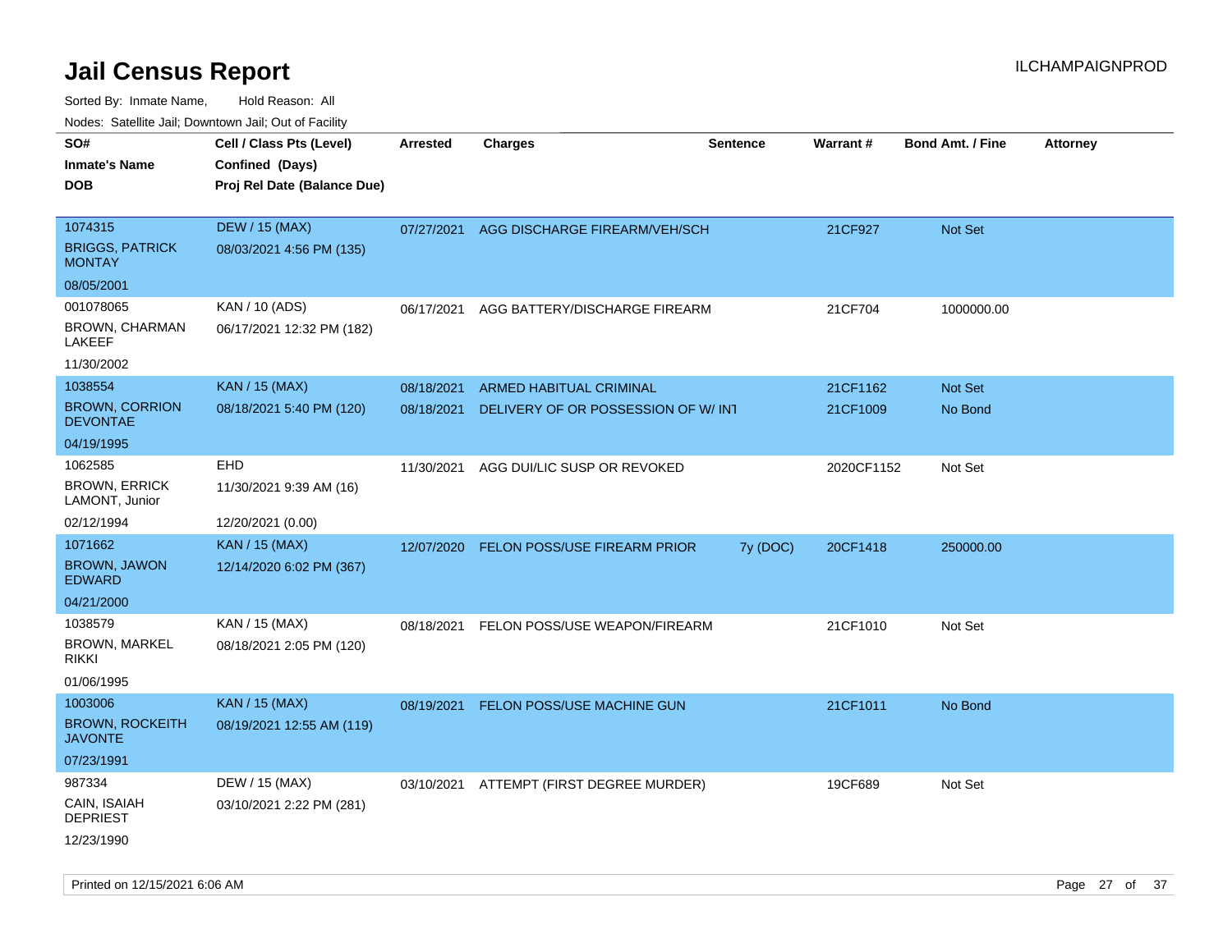# Jail Census Report

ILCHAMPAIGNPROD

Sorted By: Inmate Name, Hold Reason: All

Nodes: Satellite Jail; Downtown Jail; Out of Facility

| SO# / Inmate's Name / DOB | Cell / Class Pts (Level) / Confined (Days) / Proj Rel Date (Balance Due) | Arrested | Charges | Sentence | Warrant # | Bond Amt. / Fine | Attorney |
|---|---|---|---|---|---|---|---|
| 1074315<br>BRIGGS, PATRICK MONTAY<br>08/05/2001 | DEW / 15 (MAX)<br>08/03/2021 4:56 PM (135) | 07/27/2021 | AGG DISCHARGE FIREARM/VEH/SCH | | 21CF927 | Not Set | |
| 001078065<br>BROWN, CHARMAN LAKEEF<br>11/30/2002 | KAN / 10 (ADS)<br>06/17/2021 12:32 PM (182) | 06/17/2021 | AGG BATTERY/DISCHARGE FIREARM | | 21CF704 | 1000000.00 | |
| 1038554<br>BROWN, CORRION DEVONTAE<br>04/19/1995 | KAN / 15 (MAX)<br>08/18/2021 5:40 PM (120) | 08/18/2021<br>08/18/2021 | ARMED HABITUAL CRIMINAL<br>DELIVERY OF OR POSSESSION OF W/ INT | | 21CF1162<br>21CF1009 | Not Set<br>No Bond | |
| 1062585<br>BROWN, ERRICK LAMONT, Junior<br>02/12/1994 | EHD<br>11/30/2021 9:39 AM (16)<br>12/20/2021 (0.00) | 11/30/2021 | AGG DUI/LIC SUSP OR REVOKED | | 2020CF1152 | Not Set | |
| 1071662<br>BROWN, JAWON EDWARD<br>04/21/2000 | KAN / 15 (MAX)<br>12/14/2020 6:02 PM (367) | 12/07/2020 | FELON POSS/USE FIREARM PRIOR | 7y (DOC) | 20CF1418 | 250000.00 | |
| 1038579<br>BROWN, MARKEL RIKKI<br>01/06/1995 | KAN / 15 (MAX)<br>08/18/2021 2:05 PM (120) | 08/18/2021 | FELON POSS/USE WEAPON/FIREARM | | 21CF1010 | Not Set | |
| 1003006<br>BROWN, ROCKEITH JAVONTE<br>07/23/1991 | KAN / 15 (MAX)<br>08/19/2021 12:55 AM (119) | 08/19/2021 | FELON POSS/USE MACHINE GUN | | 21CF1011 | No Bond | |
| 987334<br>CAIN, ISAIAH DEPRIEST<br>12/23/1990 | DEW / 15 (MAX)<br>03/10/2021 2:22 PM (281) | 03/10/2021 | ATTEMPT (FIRST DEGREE MURDER) | | 19CF689 | Not Set | |

Printed on 12/15/2021 6:06 AM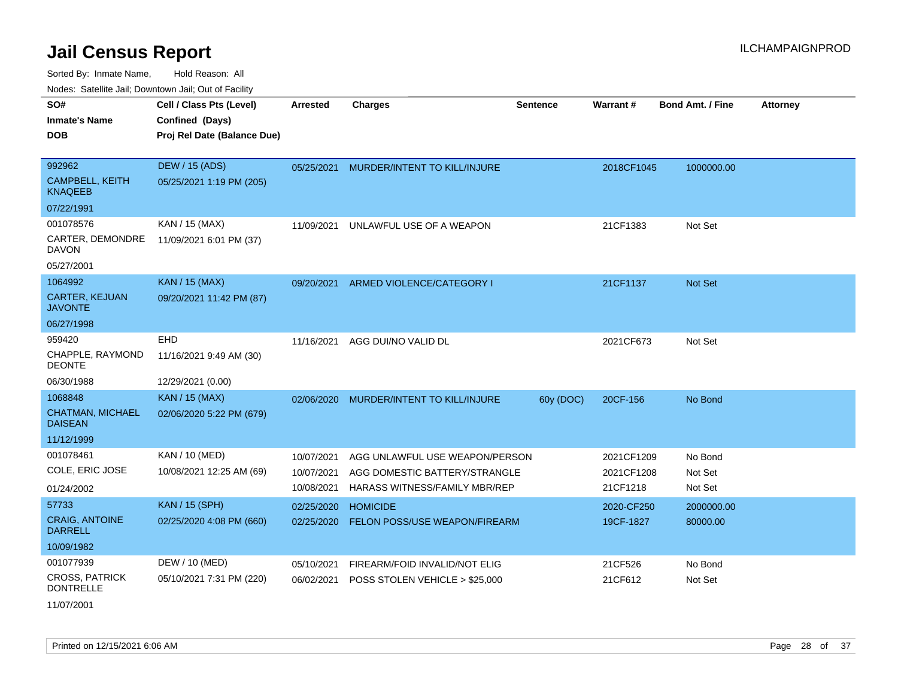# Jail Census Report

ILCHAMPAIGNPROD

Sorted By: Inmate Name, Hold Reason: All

Nodes: Satellite Jail; Downtown Jail; Out of Facility

| SO# / Inmate's Name / DOB | Cell / Class Pts (Level) / Confined (Days) / Proj Rel Date (Balance Due) | Arrested | Charges | Sentence | Warrant # | Bond Amt. / Fine | Attorney |
|---|---|---|---|---|---|---|---|
| 992962<br>CAMPBELL, KEITH KNAQEEB<br>07/22/1991 | DEW / 15 (ADS)<br>05/25/2021 1:19 PM (205) | 05/25/2021 | MURDER/INTENT TO KILL/INJURE | | 2018CF1045 | 1000000.00 | |
| 001078576<br>CARTER, DEMONDRE DAVON<br>05/27/2001 | KAN / 15 (MAX)<br>11/09/2021 6:01 PM (37) | 11/09/2021 | UNLAWFUL USE OF A WEAPON | | 21CF1383 | Not Set | |
| 1064992<br>CARTER, KEJUAN JAVONTE<br>06/27/1998 | KAN / 15 (MAX)<br>09/20/2021 11:42 PM (87) | 09/20/2021 | ARMED VIOLENCE/CATEGORY I | | 21CF1137 | Not Set | |
| 959420<br>CHAPPLE, RAYMOND DEONTE<br>06/30/1988 | EHD<br>11/16/2021 9:49 AM (30)<br>12/29/2021 (0.00) | 11/16/2021 | AGG DUI/NO VALID DL | | 2021CF673 | Not Set | |
| 1068848<br>CHATMAN, MICHAEL DAISEAN<br>11/12/1999 | KAN / 15 (MAX)<br>02/06/2020 5:22 PM (679) | 02/06/2020 | MURDER/INTENT TO KILL/INJURE | 60y (DOC) | 20CF-156 | No Bond | |
| 001078461<br>COLE, ERIC JOSE<br>01/24/2002 | KAN / 10 (MED)<br>10/08/2021 12:25 AM (69) | 10/07/2021<br>10/07/2021<br>10/08/2021 | AGG UNLAWFUL USE WEAPON/PERSON<br>AGG DOMESTIC BATTERY/STRANGLE<br>HARASS WITNESS/FAMILY MBR/REP | | 2021CF1209<br>2021CF1208<br>21CF1218 | No Bond<br>Not Set<br>Not Set | |
| 57733<br>CRAIG, ANTOINE DARRELL<br>10/09/1982 | KAN / 15 (SPH)<br>02/25/2020 4:08 PM (660) | 02/25/2020<br>02/25/2020 | HOMICIDE<br>FELON POSS/USE WEAPON/FIREARM | | 2020-CF250<br>19CF-1827 | 2000000.00<br>80000.00 | |
| 001077939<br>CROSS, PATRICK DONTRELLE<br>11/07/2001 | DEW / 10 (MED)<br>05/10/2021 7:31 PM (220) | 05/10/2021<br>06/02/2021 | FIREARM/FOID INVALID/NOT ELIG<br>POSS STOLEN VEHICLE > $25,000 | | 21CF526<br>21CF612 | No Bond<br>Not Set | |

Printed on 12/15/2021 6:06 AM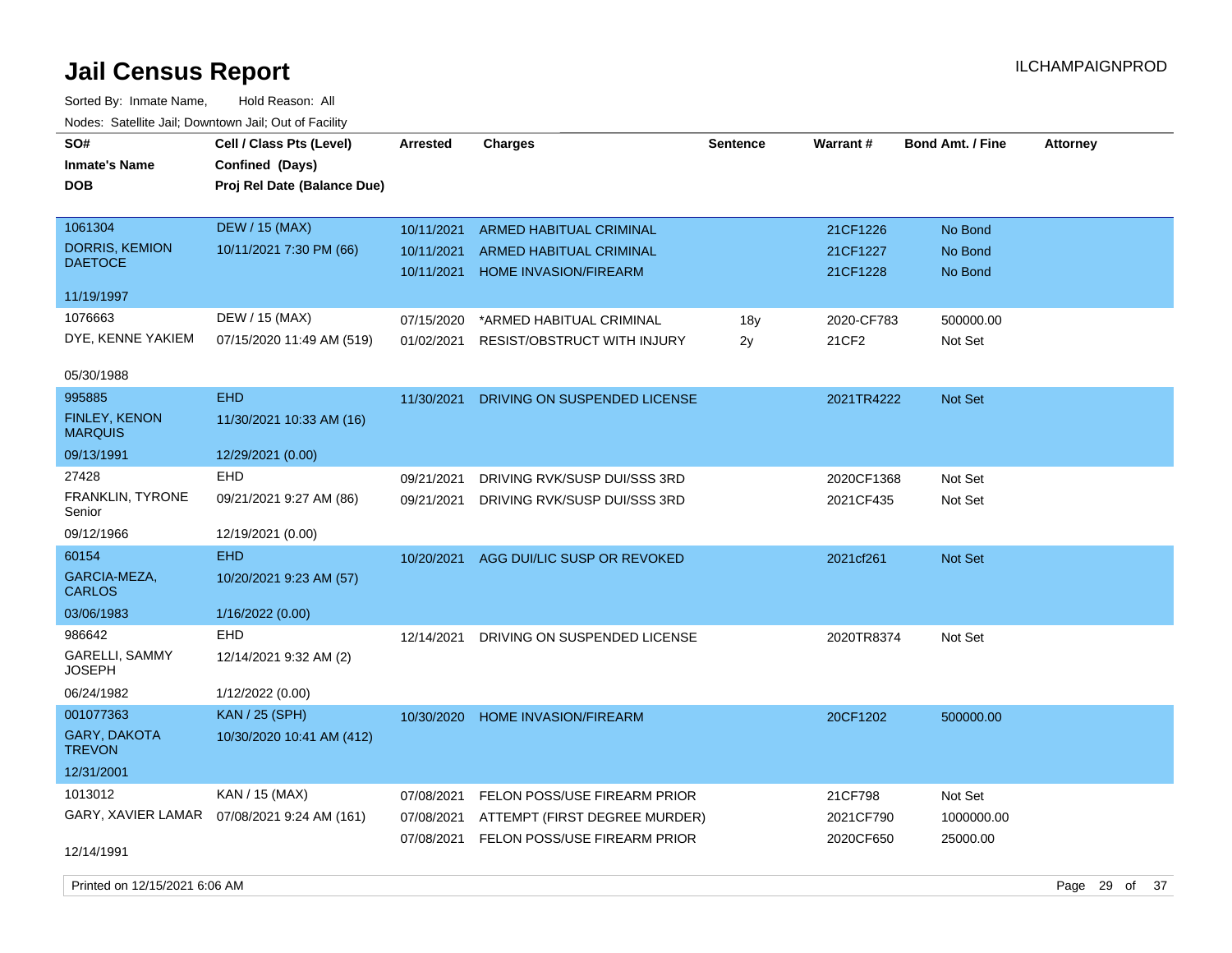# Jail Census Report

ILCHAMPAIGNPROD

Sorted By: Inmate Name, Hold Reason: All

Nodes: Satellite Jail; Downtown Jail; Out of Facility

| SO# / Inmate's Name / DOB | Cell / Class Pts (Level) / Confined (Days) / Proj Rel Date (Balance Due) | Arrested | Charges | Sentence | Warrant # | Bond Amt. / Fine | Attorney |
|---|---|---|---|---|---|---|---|
| 1061304 DORRIS, KEMION DAETOCE 11/19/1997 | DEW / 15 (MAX) 10/11/2021 7:30 PM (66) | 10/11/2021 | ARMED HABITUAL CRIMINAL | | 21CF1226 | No Bond | |
| | | 10/11/2021 | ARMED HABITUAL CRIMINAL | | 21CF1227 | No Bond | |
| | | 10/11/2021 | HOME INVASION/FIREARM | | 21CF1228 | No Bond | |
| 1076663 DYE, KENNE YAKIEM 05/30/1988 | DEW / 15 (MAX) 07/15/2020 11:49 AM (519) | 07/15/2020 | *ARMED HABITUAL CRIMINAL | 18y | 2020-CF783 | 500000.00 | |
| | | 01/02/2021 | RESIST/OBSTRUCT WITH INJURY | 2y | 21CF2 | Not Set | |
| 995885 FINLEY, KENON MARQUIS 09/13/1991 | EHD 11/30/2021 10:33 AM (16) 12/29/2021 (0.00) | 11/30/2021 | DRIVING ON SUSPENDED LICENSE | | 2021TR4222 | Not Set | |
| 27428 FRANKLIN, TYRONE Senior 09/12/1966 | EHD 09/21/2021 9:27 AM (86) 12/19/2021 (0.00) | 09/21/2021 | DRIVING RVK/SUSP DUI/SSS 3RD | | 2020CF1368 | Not Set | |
| | | 09/21/2021 | DRIVING RVK/SUSP DUI/SSS 3RD | | 2021CF435 | Not Set | |
| 60154 GARCIA-MEZA, CARLOS 03/06/1983 | EHD 10/20/2021 9:23 AM (57) 1/16/2022 (0.00) | 10/20/2021 | AGG DUI/LIC SUSP OR REVOKED | | 2021cf261 | Not Set | |
| 986642 GARELLI, SAMMY JOSEPH 06/24/1982 | EHD 12/14/2021 9:32 AM (2) 1/12/2022 (0.00) | 12/14/2021 | DRIVING ON SUSPENDED LICENSE | | 2020TR8374 | Not Set | |
| 001077363 GARY, DAKOTA TREVON 12/31/2001 | KAN / 25 (SPH) 10/30/2020 10:41 AM (412) | 10/30/2020 | HOME INVASION/FIREARM | | 20CF1202 | 500000.00 | |
| 1013012 GARY, XAVIER LAMAR 12/14/1991 | KAN / 15 (MAX) 07/08/2021 9:24 AM (161) | 07/08/2021 | FELON POSS/USE FIREARM PRIOR | | 21CF798 | Not Set | |
| | | 07/08/2021 | ATTEMPT (FIRST DEGREE MURDER) | | 2021CF790 | 1000000.00 | |
| | | 07/08/2021 | FELON POSS/USE FIREARM PRIOR | | 2020CF650 | 25000.00 | |

Printed on 12/15/2021 6:06 AM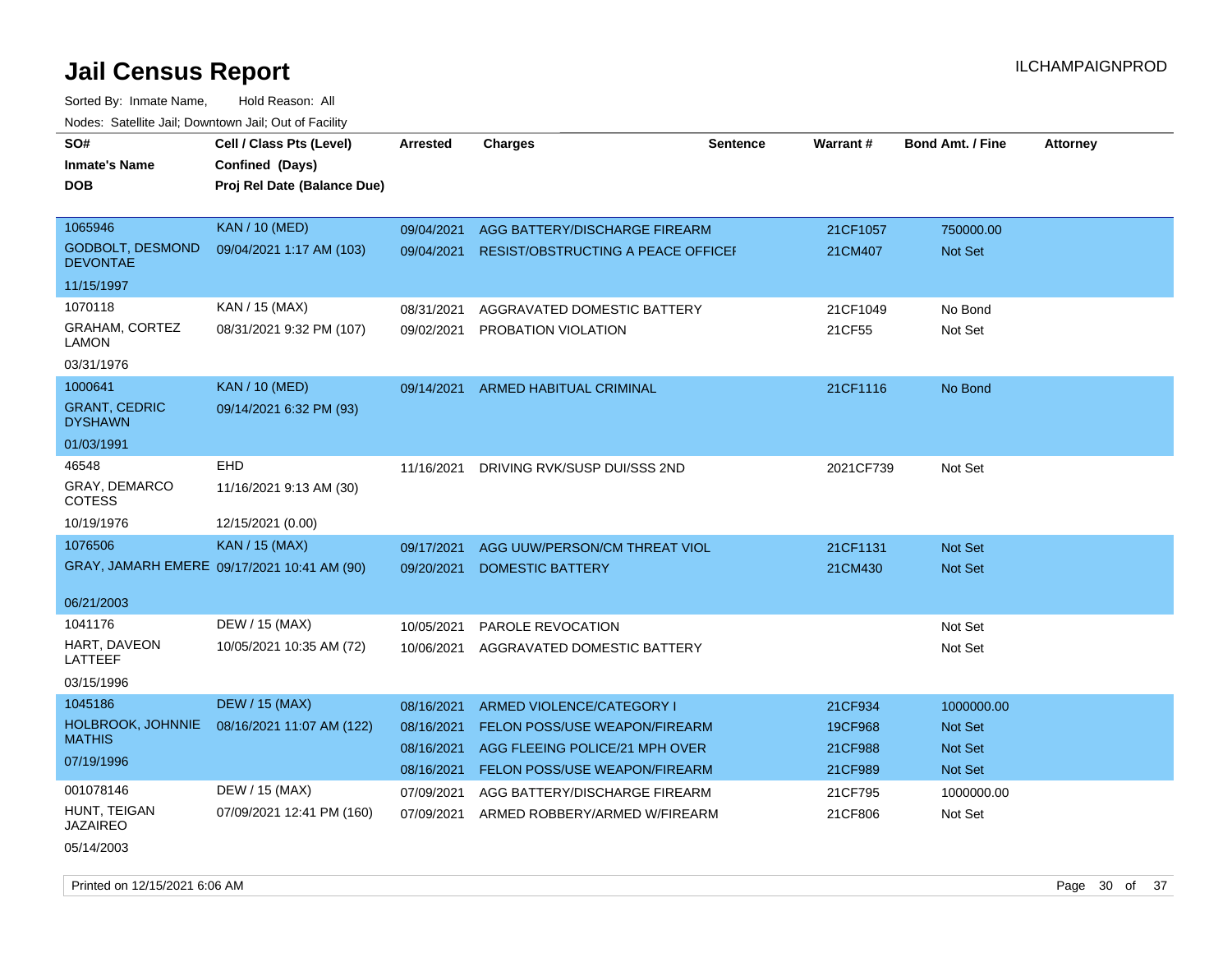# Jail Census Report

Sorted By: Inmate Name, Hold Reason: All

Nodes: Satellite Jail; Downtown Jail; Out of Facility

| SO# / Inmate's Name / DOB | Cell / Class Pts (Level) / Confined (Days) / Proj Rel Date (Balance Due) | Arrested | Charges | Sentence | Warrant # | Bond Amt. / Fine | Attorney |
|---|---|---|---|---|---|---|---|
| 1065946 | KAN / 10 (MED) | 09/04/2021 | AGG BATTERY/DISCHARGE FIREARM | | 21CF1057 | 750000.00 | |
| GODBOLT, DESMOND DEVONTAE | 09/04/2021 1:17 AM (103) | 09/04/2021 | RESIST/OBSTRUCTING A PEACE OFFICER | | 21CM407 | Not Set | |
| 11/15/1997 | | | | | | | |
| 1070118 | KAN / 15 (MAX) | 08/31/2021 | AGGRAVATED DOMESTIC BATTERY | | 21CF1049 | No Bond | |
| GRAHAM, CORTEZ LAMON | 08/31/2021 9:32 PM (107) | 09/02/2021 | PROBATION VIOLATION | | 21CF55 | Not Set | |
| 03/31/1976 | | | | | | | |
| 1000641 | KAN / 10 (MED) | 09/14/2021 | ARMED HABITUAL CRIMINAL | | 21CF1116 | No Bond | |
| GRANT, CEDRIC DYSHAWN | 09/14/2021 6:32 PM (93) | | | | | | |
| 01/03/1991 | | | | | | | |
| 46548 | EHD | 11/16/2021 | DRIVING RVK/SUSP DUI/SSS 2ND | | 2021CF739 | Not Set | |
| GRAY, DEMARCO COTESS | 11/16/2021 9:13 AM (30) | | | | | | |
| 10/19/1976 | 12/15/2021 (0.00) | | | | | | |
| 1076506 | KAN / 15 (MAX) | 09/17/2021 | AGG UUW/PERSON/CM THREAT VIOL | | 21CF1131 | Not Set | |
| GRAY, JAMARH EMERE | 09/17/2021 10:41 AM (90) | 09/20/2021 | DOMESTIC BATTERY | | 21CM430 | Not Set | |
| 06/21/2003 | | | | | | | |
| 1041176 | DEW / 15 (MAX) | 10/05/2021 | PAROLE REVOCATION | | | Not Set | |
| HART, DAVEON LATTEEF | 10/05/2021 10:35 AM (72) | 10/06/2021 | AGGRAVATED DOMESTIC BATTERY | | | Not Set | |
| 03/15/1996 | | | | | | | |
| 1045186 | DEW / 15 (MAX) | 08/16/2021 | ARMED VIOLENCE/CATEGORY I | | 21CF934 | 1000000.00 | |
| HOLBROOK, JOHNNIE MATHIS | 08/16/2021 11:07 AM (122) | 08/16/2021 | FELON POSS/USE WEAPON/FIREARM | | 19CF968 | Not Set | |
| 07/19/1996 | | 08/16/2021 | AGG FLEEING POLICE/21 MPH OVER | | 21CF988 | Not Set | |
| | | 08/16/2021 | FELON POSS/USE WEAPON/FIREARM | | 21CF989 | Not Set | |
| 001078146 | DEW / 15 (MAX) | 07/09/2021 | AGG BATTERY/DISCHARGE FIREARM | | 21CF795 | 1000000.00 | |
| HUNT, TEIGAN JAZAIREO | 07/09/2021 12:41 PM (160) | 07/09/2021 | ARMED ROBBERY/ARMED W/FIREARM | | 21CF806 | Not Set | |
| 05/14/2003 | | | | | | | |

Printed on 12/15/2021 6:06 AM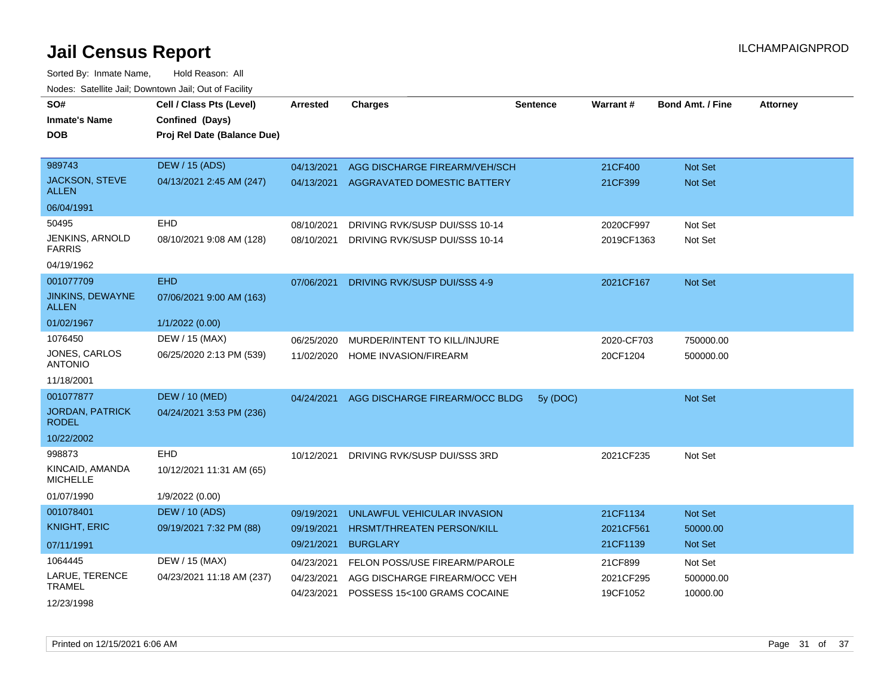# Jail Census Report

ILCHAMPAIGNPROD

Sorted By: Inmate Name, Hold Reason: All

Nodes: Satellite Jail; Downtown Jail; Out of Facility

| SO# / Inmate's Name / DOB | Cell / Class Pts (Level) / Confined (Days) / Proj Rel Date (Balance Due) | Arrested | Charges | Sentence | Warrant # | Bond Amt. / Fine | Attorney |
|---|---|---|---|---|---|---|---|
| 989743<br>JACKSON, STEVE ALLEN<br>06/04/1991 | DEW / 15 (ADS)<br>04/13/2021 2:45 AM (247) | 04/13/2021 | AGG DISCHARGE FIREARM/VEH/SCH | | 21CF400 | Not Set | |
| | | 04/13/2021 | AGGRAVATED DOMESTIC BATTERY | | 21CF399 | Not Set | |
| 50495<br>JENKINS, ARNOLD FARRIS<br>04/19/1962 | EHD<br>08/10/2021 9:08 AM (128) | 08/10/2021 | DRIVING RVK/SUSP DUI/SSS 10-14 | | 2020CF997 | Not Set | |
| | | 08/10/2021 | DRIVING RVK/SUSP DUI/SSS 10-14 | | 2019CF1363 | Not Set | |
| 001077709<br>JINKINS, DEWAYNE ALLEN<br>01/02/1967 | EHD<br>07/06/2021 9:00 AM (163)<br>1/1/2022 (0.00) | 07/06/2021 | DRIVING RVK/SUSP DUI/SSS 4-9 | | 2021CF167 | Not Set | |
| 1076450<br>JONES, CARLOS ANTONIO<br>11/18/2001 | DEW / 15 (MAX)<br>06/25/2020 2:13 PM (539) | 06/25/2020 | MURDER/INTENT TO KILL/INJURE | | 2020-CF703 | 750000.00 | |
| | | 11/02/2020 | HOME INVASION/FIREARM | | 20CF1204 | 500000.00 | |
| 001077877<br>JORDAN, PATRICK RODEL<br>10/22/2002 | DEW / 10 (MED)<br>04/24/2021 3:53 PM (236) | 04/24/2021 | AGG DISCHARGE FIREARM/OCC BLDG | 5y (DOC) | | Not Set | |
| 998873<br>KINCAID, AMANDA MICHELLE<br>01/07/1990 | EHD<br>10/12/2021 11:31 AM (65)<br>1/9/2022 (0.00) | 10/12/2021 | DRIVING RVK/SUSP DUI/SSS 3RD | | 2021CF235 | Not Set | |
| 001078401<br>KNIGHT, ERIC<br>07/11/1991 | DEW / 10 (ADS)<br>09/19/2021 7:32 PM (88) | 09/19/2021 | UNLAWFUL VEHICULAR INVASION | | 21CF1134 | Not Set | |
| | | 09/19/2021 | HRSMT/THREATEN PERSON/KILL | | 2021CF561 | 50000.00 | |
| | | 09/21/2021 | BURGLARY | | 21CF1139 | Not Set | |
| 1064445<br>LARUE, TERENCE TRAMEL<br>12/23/1998 | DEW / 15 (MAX)<br>04/23/2021 11:18 AM (237) | 04/23/2021 | FELON POSS/USE FIREARM/PAROLE | | 21CF899 | Not Set | |
| | | 04/23/2021 | AGG DISCHARGE FIREARM/OCC VEH | | 2021CF295 | 500000.00 | |
| | | 04/23/2021 | POSSESS 15<100 GRAMS COCAINE | | 19CF1052 | 10000.00 | |

Printed on 12/15/2021 6:06 AM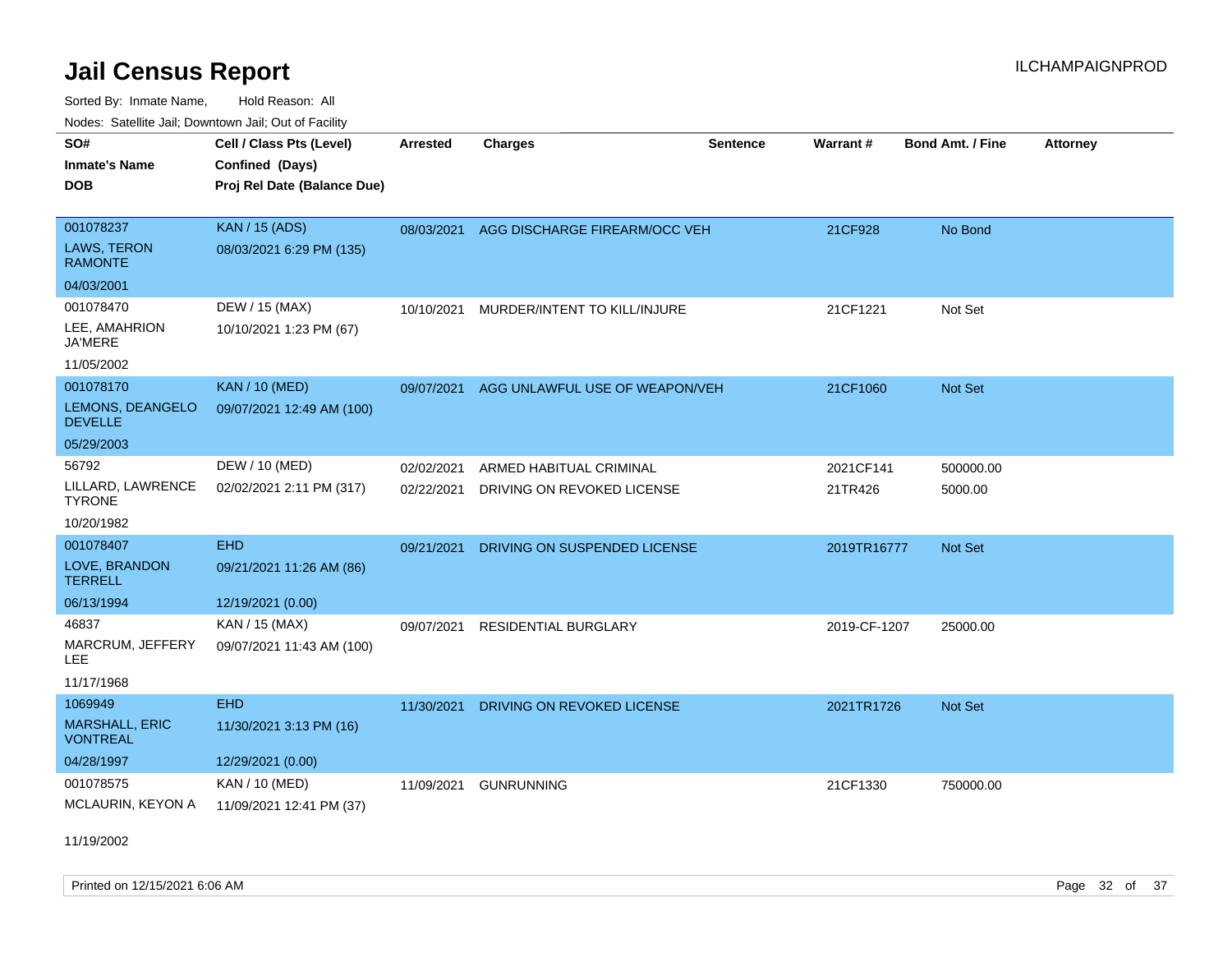# Jail Census Report

ILCHAMPAIGNPROD

Sorted By: Inmate Name, Hold Reason: All

Nodes: Satellite Jail; Downtown Jail; Out of Facility

| SO# / Inmate's Name / DOB | Cell / Class Pts (Level) / Confined (Days) / Proj Rel Date (Balance Due) | Arrested | Charges | Sentence | Warrant # | Bond Amt. / Fine | Attorney |
|---|---|---|---|---|---|---|---|
| 001078237<br>LAWS, TERON RAMONTE<br>04/03/2001 | KAN / 15 (ADS)<br>08/03/2021 6:29 PM (135) | 08/03/2021 | AGG DISCHARGE FIREARM/OCC VEH | | 21CF928 | No Bond | |
| 001078470<br>LEE, AMAHRION JA'MERE<br>11/05/2002 | DEW / 15 (MAX)<br>10/10/2021 1:23 PM (67) | 10/10/2021 | MURDER/INTENT TO KILL/INJURE | | 21CF1221 | Not Set | |
| 001078170<br>LEMONS, DEANGELO DEVELLE<br>05/29/2003 | KAN / 10 (MED)<br>09/07/2021 12:49 AM (100) | 09/07/2021 | AGG UNLAWFUL USE OF WEAPON/VEH | | 21CF1060 | Not Set | |
| 56792<br>LILLARD, LAWRENCE TYRONE<br>10/20/1982 | DEW / 10 (MED)<br>02/02/2021 2:11 PM (317) | 02/02/2021 | ARMED HABITUAL CRIMINAL | | 2021CF141 | 500000.00 | |
| | | 02/22/2021 | DRIVING ON REVOKED LICENSE | | 21TR426 | 5000.00 | |
| 001078407<br>LOVE, BRANDON TERRELL<br>06/13/1994 | EHD<br>09/21/2021 11:26 AM (86)<br>12/19/2021 (0.00) | 09/21/2021 | DRIVING ON SUSPENDED LICENSE | | 2019TR16777 | Not Set | |
| 46837<br>MARCRUM, JEFFERY LEE<br>11/17/1968 | KAN / 15 (MAX)<br>09/07/2021 11:43 AM (100) | 09/07/2021 | RESIDENTIAL BURGLARY | | 2019-CF-1207 | 25000.00 | |
| 1069949<br>MARSHALL, ERIC VONTREAL<br>04/28/1997 | EHD<br>11/30/2021 3:13 PM (16)<br>12/29/2021 (0.00) | 11/30/2021 | DRIVING ON REVOKED LICENSE | | 2021TR1726 | Not Set | |
| 001078575<br>MCLAURIN, KEYON A<br>11/19/2002 | KAN / 10 (MED)<br>11/09/2021 12:41 PM (37) | 11/09/2021 | GUNRUNNING | | 21CF1330 | 750000.00 | |

Printed on 12/15/2021 6:06 AM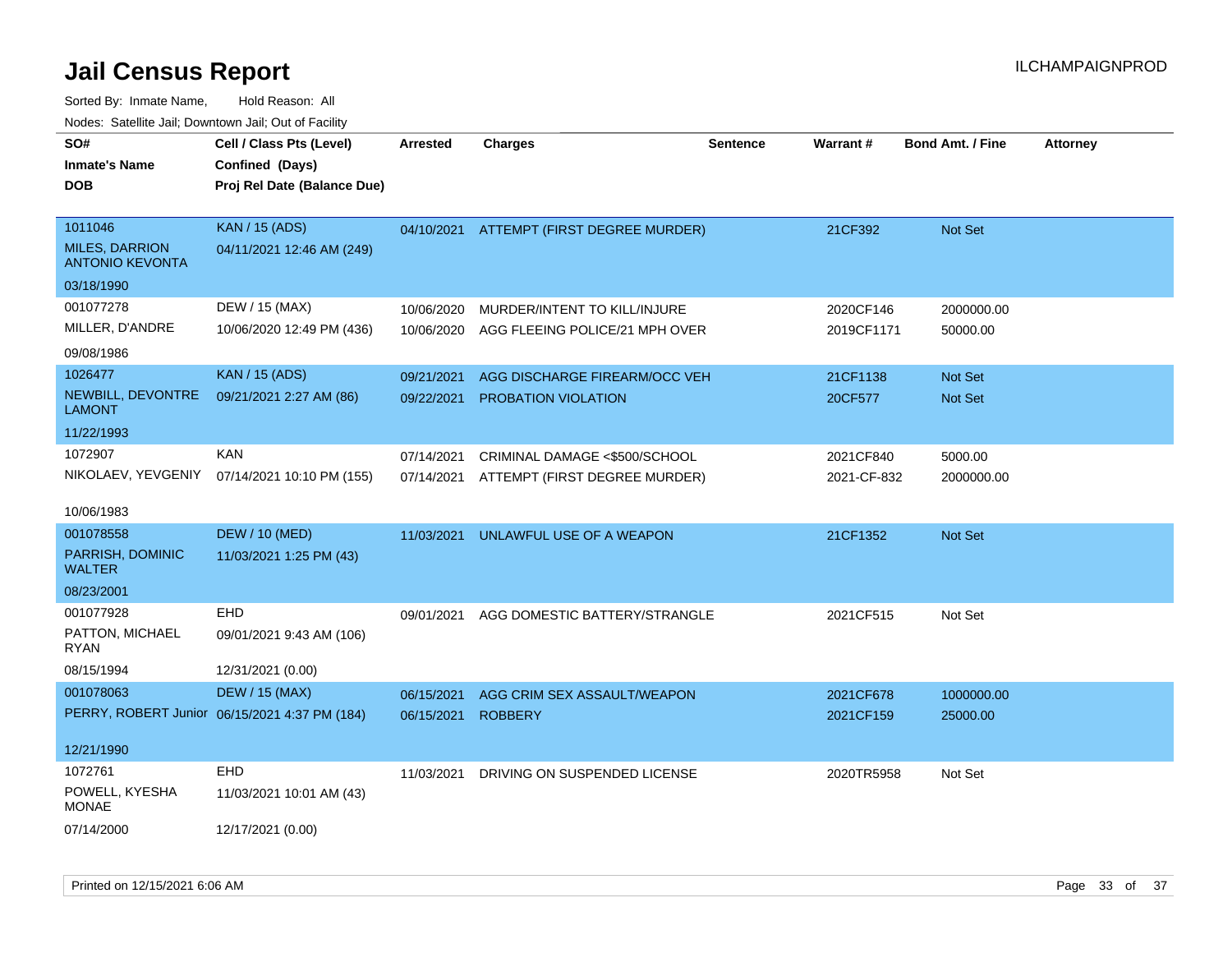# Jail Census Report

Sorted By: Inmate Name, Hold Reason: All

Nodes: Satellite Jail; Downtown Jail; Out of Facility

| SO# / Inmate's Name / DOB | Cell / Class Pts (Level) / Confined (Days) / Proj Rel Date (Balance Due) | Arrested | Charges | Sentence | Warrant # | Bond Amt. / Fine | Attorney |
|---|---|---|---|---|---|---|---|
| 1011046<br>MILES, DARRION ANTONIO KEVONTA<br>03/18/1990 | KAN / 15 (ADS)<br>04/11/2021 12:46 AM (249) | 04/10/2021 | ATTEMPT (FIRST DEGREE MURDER) | | 21CF392 | Not Set | |
| 001077278<br>MILLER, D'ANDRE<br>09/08/1986 | DEW / 15 (MAX)<br>10/06/2020 12:49 PM (436) | 10/06/2020<br>10/06/2020 | MURDER/INTENT TO KILL/INJURE<br>AGG FLEEING POLICE/21 MPH OVER | | 2020CF146<br>2019CF1171 | 2000000.00<br>50000.00 | |
| 1026477<br>NEWBILL, DEVONTRE LAMONT<br>11/22/1993 | KAN / 15 (ADS)<br>09/21/2021 2:27 AM (86) | 09/21/2021<br>09/22/2021 | AGG DISCHARGE FIREARM/OCC VEH<br>PROBATION VIOLATION | | 21CF1138<br>20CF577 | Not Set<br>Not Set | |
| 1072907<br>NIKOLAEV, YEVGENIY<br>10/06/1983 | KAN<br>07/14/2021 10:10 PM (155) | 07/14/2021<br>07/14/2021 | CRIMINAL DAMAGE <$500/SCHOOL<br>ATTEMPT (FIRST DEGREE MURDER) | | 2021CF840<br>2021-CF-832 | 5000.00<br>2000000.00 | |
| 001078558<br>PARRISH, DOMINIC WALTER<br>08/23/2001 | DEW / 10 (MED)<br>11/03/2021 1:25 PM (43) | 11/03/2021 | UNLAWFUL USE OF A WEAPON | | 21CF1352 | Not Set | |
| 001077928<br>PATTON, MICHAEL RYAN<br>08/15/1994 | EHD<br>09/01/2021 9:43 AM (106)<br>12/31/2021 (0.00) | 09/01/2021 | AGG DOMESTIC BATTERY/STRANGLE | | 2021CF515 | Not Set | |
| 001078063<br>PERRY, ROBERT Junior<br>12/21/1990 | DEW / 15 (MAX)<br>06/15/2021 4:37 PM (184) | 06/15/2021<br>06/15/2021 | AGG CRIM SEX ASSAULT/WEAPON<br>ROBBERY | | 2021CF678<br>2021CF159 | 1000000.00<br>25000.00 | |
| 1072761<br>POWELL, KYESHA MONAE<br>07/14/2000 | EHD<br>11/03/2021 10:01 AM (43)<br>12/17/2021 (0.00) | 11/03/2021 | DRIVING ON SUSPENDED LICENSE | | 2020TR5958 | Not Set | |

Printed on 12/15/2021 6:06 AM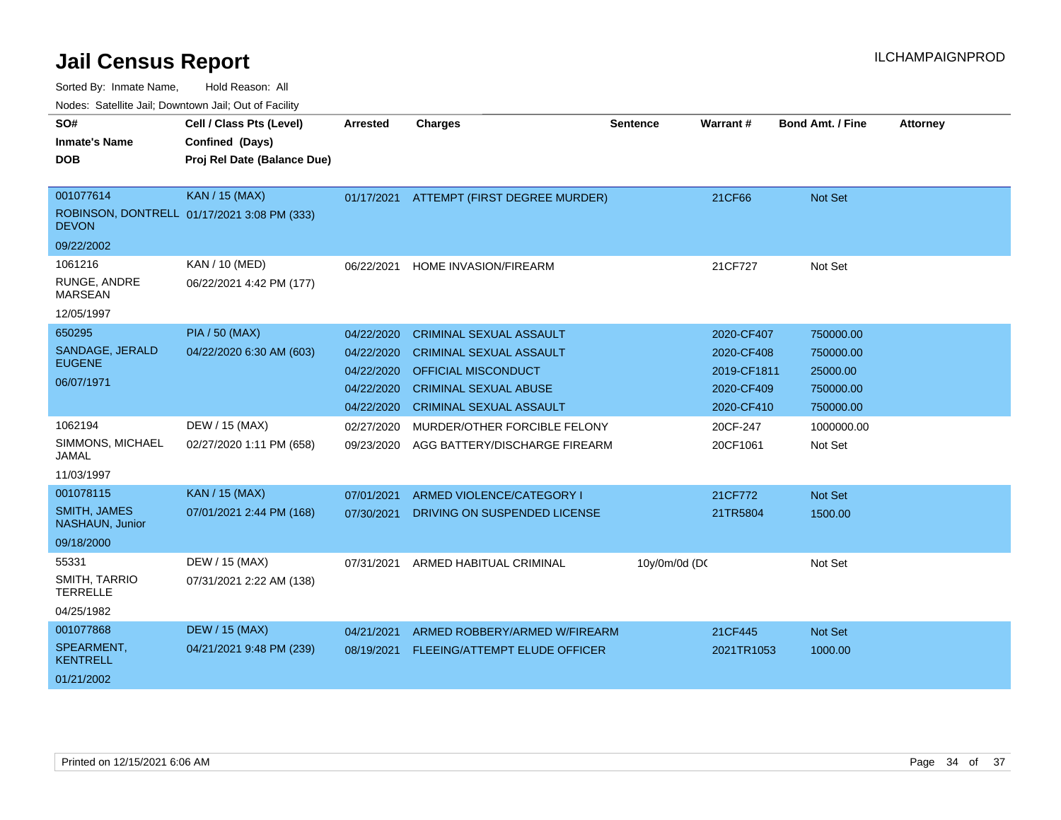# Jail Census Report

Sorted By: Inmate Name, Hold Reason: All

Nodes: Satellite Jail; Downtown Jail; Out of Facility

| SO# / Inmate's Name / DOB | Cell / Class Pts (Level) / Confined (Days) / Proj Rel Date (Balance Due) | Arrested | Charges | Sentence | Warrant # | Bond Amt. / Fine | Attorney |
|---|---|---|---|---|---|---|---|
| 001077614<br>ROBINSON, DONTRELL DEVON<br>09/22/2002 | KAN / 15 (MAX)<br>01/17/2021 3:08 PM (333) | 01/17/2021 | ATTEMPT (FIRST DEGREE MURDER) | | 21CF66 | Not Set | |
| 1061216<br>RUNGE, ANDRE MARSEAN<br>12/05/1997 | KAN / 10 (MED)<br>06/22/2021 4:42 PM (177) | 06/22/2021 | HOME INVASION/FIREARM | | 21CF727 | Not Set | |
| 650295<br>SANDAGE, JERALD EUGENE<br>06/07/1971 | PIA / 50 (MAX)<br>04/22/2020 6:30 AM (603) | 04/22/2020 | CRIMINAL SEXUAL ASSAULT | | 2020-CF407 | 750000.00 | |
| | | 04/22/2020 | CRIMINAL SEXUAL ASSAULT | | 2020-CF408 | 750000.00 | |
| | | 04/22/2020 | OFFICIAL MISCONDUCT | | 2019-CF1811 | 25000.00 | |
| | | 04/22/2020 | CRIMINAL SEXUAL ABUSE | | 2020-CF409 | 750000.00 | |
| | | 04/22/2020 | CRIMINAL SEXUAL ASSAULT | | 2020-CF410 | 750000.00 | |
| 1062194<br>SIMMONS, MICHAEL JAMAL<br>11/03/1997 | DEW / 15 (MAX)<br>02/27/2020 1:11 PM (658) | 02/27/2020 | MURDER/OTHER FORCIBLE FELONY | | 20CF-247 | 1000000.00 | |
| | | 09/23/2020 | AGG BATTERY/DISCHARGE FIREARM | | 20CF1061 | Not Set | |
| 001078115<br>SMITH, JAMES NASHAUN, Junior<br>09/18/2000 | KAN / 15 (MAX)<br>07/01/2021 2:44 PM (168) | 07/01/2021 | ARMED VIOLENCE/CATEGORY I | | 21CF772 | Not Set | |
| | | 07/30/2021 | DRIVING ON SUSPENDED LICENSE | | 21TR5804 | 1500.00 | |
| 55331<br>SMITH, TARRIO TERRELLE<br>04/25/1982 | DEW / 15 (MAX)<br>07/31/2021 2:22 AM (138) | 07/31/2021 | ARMED HABITUAL CRIMINAL | 10y/0m/0d (DC | | Not Set | |
| 001077868<br>SPEARMENT, KENTRELL<br>01/21/2002 | DEW / 15 (MAX)<br>04/21/2021 9:48 PM (239) | 04/21/2021 | ARMED ROBBERY/ARMED W/FIREARM | | 21CF445 | Not Set | |
| | | 08/19/2021 | FLEEING/ATTEMPT ELUDE OFFICER | | 2021TR1053 | 1000.00 | |

Printed on 12/15/2021 6:06 AM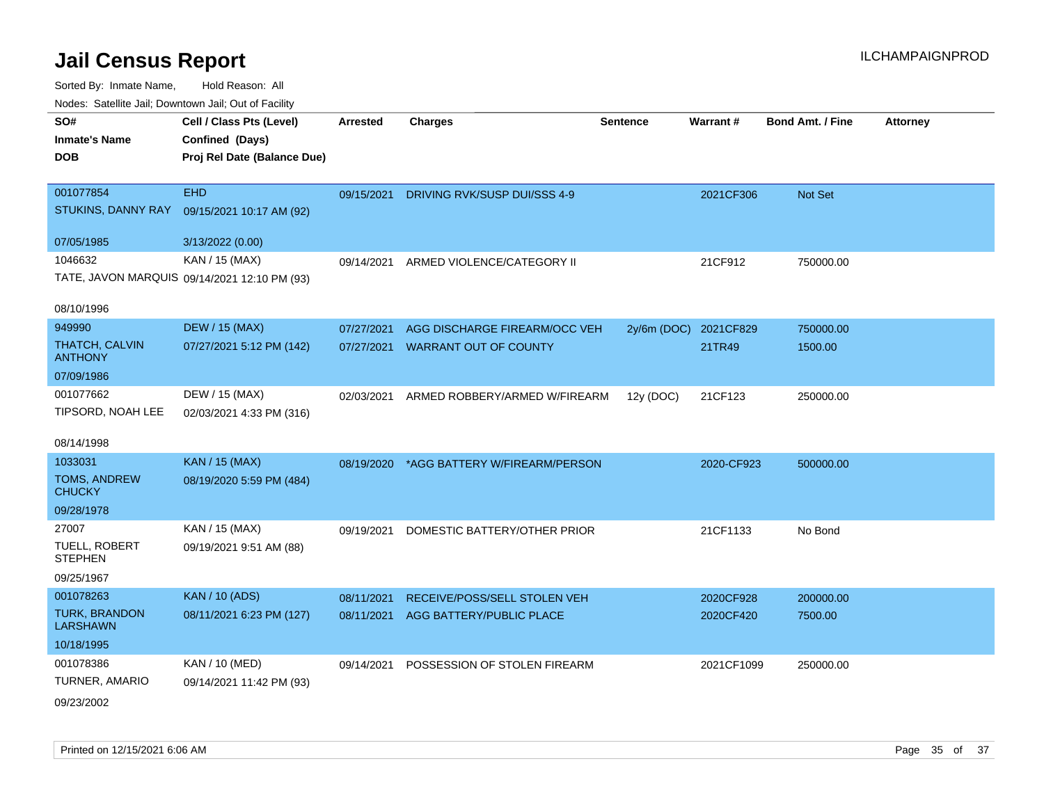# Jail Census Report

Sorted By: Inmate Name, Hold Reason: All

Nodes: Satellite Jail; Downtown Jail; Out of Facility

| SO# / Inmate's Name / DOB | Cell / Class Pts (Level) / Confined (Days) / Proj Rel Date (Balance Due) | Arrested | Charges | Sentence | Warrant # | Bond Amt. / Fine | Attorney |
|---|---|---|---|---|---|---|---|
| 001077854<br>STUKINS, DANNY RAY<br>07/05/1985 | EHD<br>09/15/2021 10:17 AM (92)<br>3/13/2022 (0.00) | 09/15/2021 | DRIVING RVK/SUSP DUI/SSS 4-9 | | 2021CF306 | Not Set | |
| 1046632<br>TATE, JAVON MARQUIS<br>08/10/1996 | KAN / 15 (MAX)<br>09/14/2021 12:10 PM (93) | 09/14/2021 | ARMED VIOLENCE/CATEGORY II | | 21CF912 | 750000.00 | |
| 949990<br>THATCH, CALVIN ANTHONY<br>07/09/1986 | DEW / 15 (MAX)<br>07/27/2021 5:12 PM (142) | 07/27/2021 | AGG DISCHARGE FIREARM/OCC VEH | 2y/6m (DOC) | 2021CF829 | 750000.00 | |
| | | 07/27/2021 | WARRANT OUT OF COUNTY | | 21TR49 | 1500.00 | |
| 001077662<br>TIPSORD, NOAH LEE<br>08/14/1998 | DEW / 15 (MAX)<br>02/03/2021 4:33 PM (316) | 02/03/2021 | ARMED ROBBERY/ARMED W/FIREARM | 12y (DOC) | 21CF123 | 250000.00 | |
| 1033031<br>TOMS, ANDREW CHUCKY<br>09/28/1978 | KAN / 15 (MAX)<br>08/19/2020 5:59 PM (484) | 08/19/2020 | *AGG BATTERY W/FIREARM/PERSON | | 2020-CF923 | 500000.00 | |
| 27007<br>TUELL, ROBERT STEPHEN<br>09/25/1967 | KAN / 15 (MAX)<br>09/19/2021 9:51 AM (88) | 09/19/2021 | DOMESTIC BATTERY/OTHER PRIOR | | 21CF1133 | No Bond | |
| 001078263<br>TURK, BRANDON LARSHAWN<br>10/18/1995 | KAN / 10 (ADS)<br>08/11/2021 6:23 PM (127) | 08/11/2021 | RECEIVE/POSS/SELL STOLEN VEH | | 2020CF928 | 200000.00 | |
| | | 08/11/2021 | AGG BATTERY/PUBLIC PLACE | | 2020CF420 | 7500.00 | |
| 001078386<br>TURNER, AMARIO<br>09/23/2002 | KAN / 10 (MED)<br>09/14/2021 11:42 PM (93) | 09/14/2021 | POSSESSION OF STOLEN FIREARM | | 2021CF1099 | 250000.00 | |

Printed on 12/15/2021 6:06 AM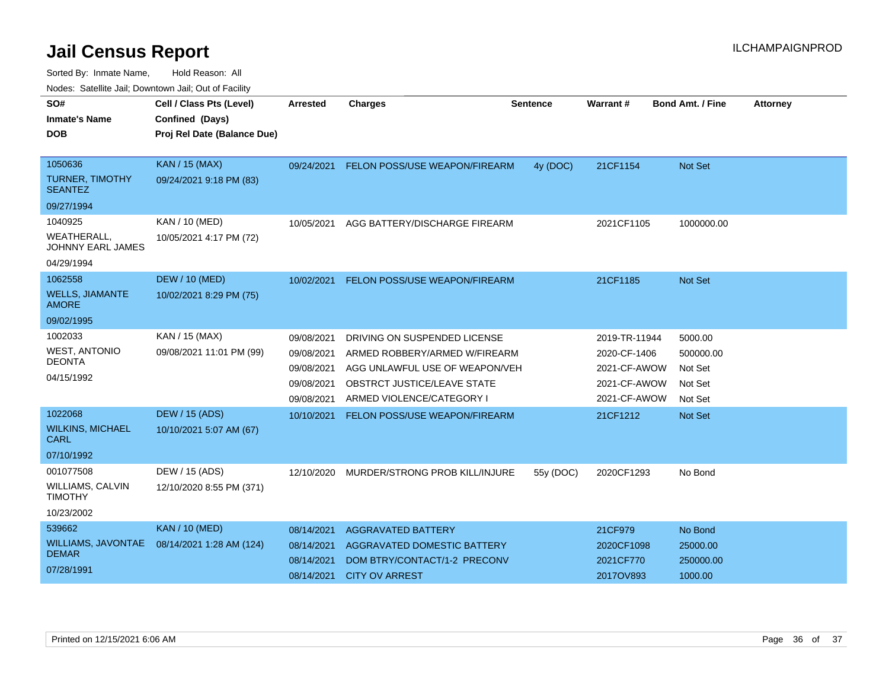# Jail Census Report

ILCHAMPAIGNPROD

Sorted By: Inmate Name, Hold Reason: All

Nodes: Satellite Jail; Downtown Jail; Out of Facility

| SO# / Inmate's Name / DOB | Cell / Class Pts (Level) / Confined (Days) / Proj Rel Date (Balance Due) | Arrested | Charges | Sentence | Warrant # | Bond Amt. / Fine | Attorney |
|---|---|---|---|---|---|---|---|
| 1050636 TURNER, TIMOTHY SEANTEZ 09/27/1994 | KAN / 15 (MAX) 09/24/2021 9:18 PM (83) | 09/24/2021 | FELON POSS/USE WEAPON/FIREARM | 4y (DOC) | 21CF1154 | Not Set | |
| 1040925 WEATHERALL, JOHNNY EARL JAMES 04/29/1994 | KAN / 10 (MED) 10/05/2021 4:17 PM (72) | 10/05/2021 | AGG BATTERY/DISCHARGE FIREARM | | 2021CF1105 | 1000000.00 | |
| 1062558 WELLS, JIAMANTE AMORE 09/02/1995 | DEW / 10 (MED) 10/02/2021 8:29 PM (75) | 10/02/2021 | FELON POSS/USE WEAPON/FIREARM | | 21CF1185 | Not Set | |
| 1002033 WEST, ANTONIO DEONTA 04/15/1992 | KAN / 15 (MAX) 09/08/2021 11:01 PM (99) | 09/08/2021 | DRIVING ON SUSPENDED LICENSE | | 2019-TR-11944 | 5000.00 | |
| | | 09/08/2021 | ARMED ROBBERY/ARMED W/FIREARM | | 2020-CF-1406 | 500000.00 | |
| | | 09/08/2021 | AGG UNLAWFUL USE OF WEAPON/VEH | | 2021-CF-AWOW | Not Set | |
| | | 09/08/2021 | OBSTRCT JUSTICE/LEAVE STATE | | 2021-CF-AWOW | Not Set | |
| | | 09/08/2021 | ARMED VIOLENCE/CATEGORY I | | 2021-CF-AWOW | Not Set | |
| 1022068 WILKINS, MICHAEL CARL 07/10/1992 | DEW / 15 (ADS) 10/10/2021 5:07 AM (67) | 10/10/2021 | FELON POSS/USE WEAPON/FIREARM | | 21CF1212 | Not Set | |
| 001077508 WILLIAMS, CALVIN TIMOTHY 10/23/2002 | DEW / 15 (ADS) 12/10/2020 8:55 PM (371) | 12/10/2020 | MURDER/STRONG PROB KILL/INJURE | 55y (DOC) | 2020CF1293 | No Bond | |
| 539662 WILLIAMS, JAVONTAE DEMAR 07/28/1991 | KAN / 10 (MED) 08/14/2021 1:28 AM (124) | 08/14/2021 | AGGRAVATED BATTERY | | 21CF979 | No Bond | |
| | | 08/14/2021 | AGGRAVATED DOMESTIC BATTERY | | 2020CF1098 | 25000.00 | |
| | | 08/14/2021 | DOM BTRY/CONTACT/1-2 PRECONV | | 2021CF770 | 250000.00 | |
| | | 08/14/2021 | CITY OV ARREST | | 2017OV893 | 1000.00 | |

Printed on 12/15/2021 6:06 AM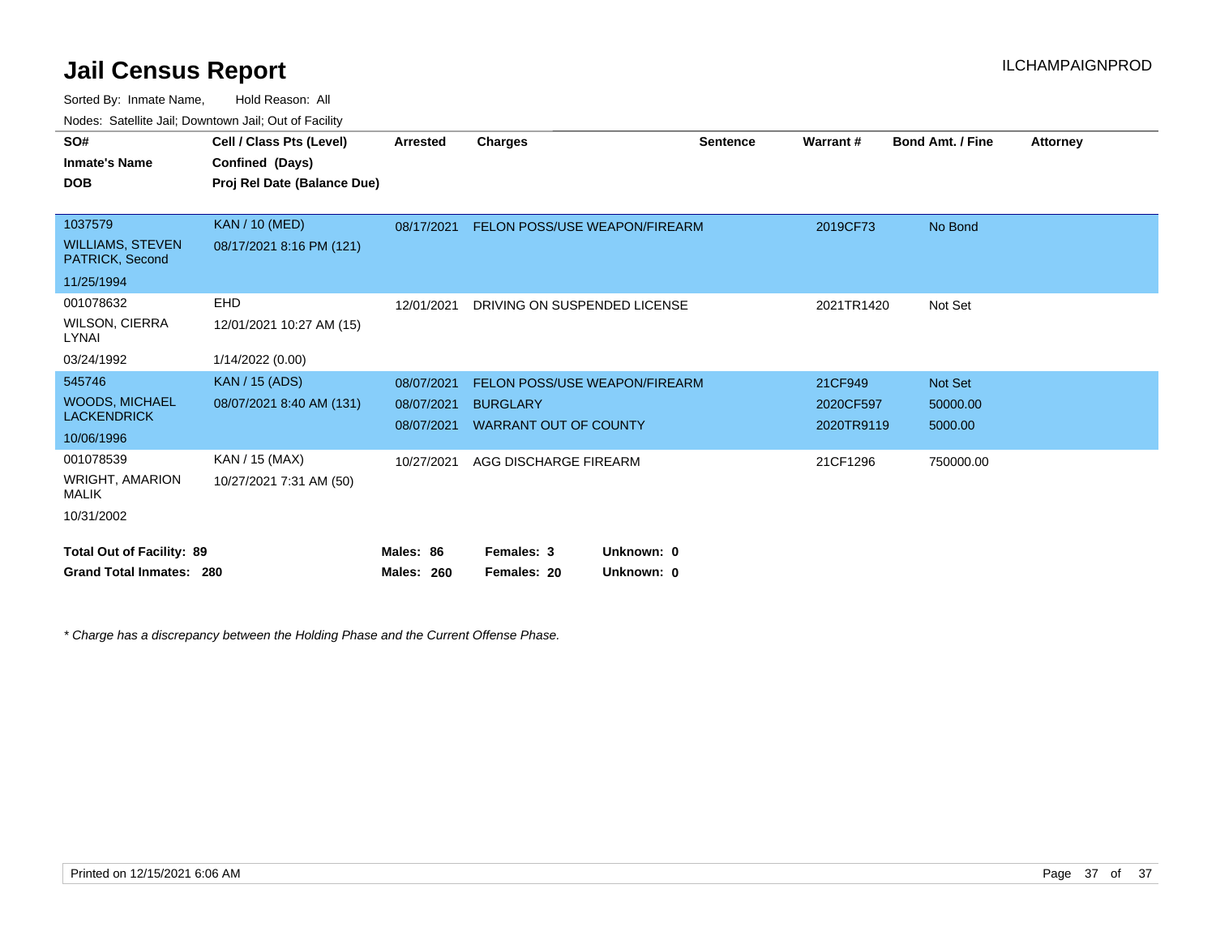# Jail Census Report

ILCHAMPAIGNPROD

Sorted By: Inmate Name, Hold Reason: All

Nodes: Satellite Jail; Downtown Jail; Out of Facility

| SO# / Inmate's Name / DOB | Cell / Class Pts (Level) / Confined (Days) / Proj Rel Date (Balance Due) | Arrested | Charges | Sentence | Warrant # | Bond Amt. / Fine | Attorney |
|---|---|---|---|---|---|---|---|
| 1037579<br>WILLIAMS, STEVEN PATRICK, Second<br>11/25/1994 | KAN / 10 (MED)<br>08/17/2021 8:16 PM (121) | 08/17/2021 | FELON POSS/USE WEAPON/FIREARM | | 2019CF73 | No Bond | |
| 001078632<br>WILSON, CIERRA LYNAI<br>03/24/1992 | EHD<br>12/01/2021 10:27 AM (15)<br>1/14/2022 (0.00) | 12/01/2021 | DRIVING ON SUSPENDED LICENSE | | 2021TR1420 | Not Set | |
| 545746<br>WOODS, MICHAEL LACKENDRICK<br>10/06/1996 | KAN / 15 (ADS)<br>08/07/2021 8:40 AM (131) | 08/07/2021 | FELON POSS/USE WEAPON/FIREARM | | 21CF949 | Not Set | |
| | | 08/07/2021 | BURGLARY | | 2020CF597 | 50000.00 | |
| | | 08/07/2021 | WARRANT OUT OF COUNTY | | 2020TR9119 | 5000.00 | |
| 001078539<br>WRIGHT, AMARION MALIK<br>10/31/2002 | KAN / 15 (MAX)<br>10/27/2021 7:31 AM (50) | 10/27/2021 | AGG DISCHARGE FIREARM | | 21CF1296 | 750000.00 | |

**Total Out of Facility: 89** **Males: 86** **Females: 3** **Unknown: 0**

**Grand Total Inmates: 280** **Males: 260** **Females: 20** **Unknown: 0**

*\* Charge has a discrepancy between the Holding Phase and the Current Offense Phase.*

Printed on 12/15/2021 6:06 AM